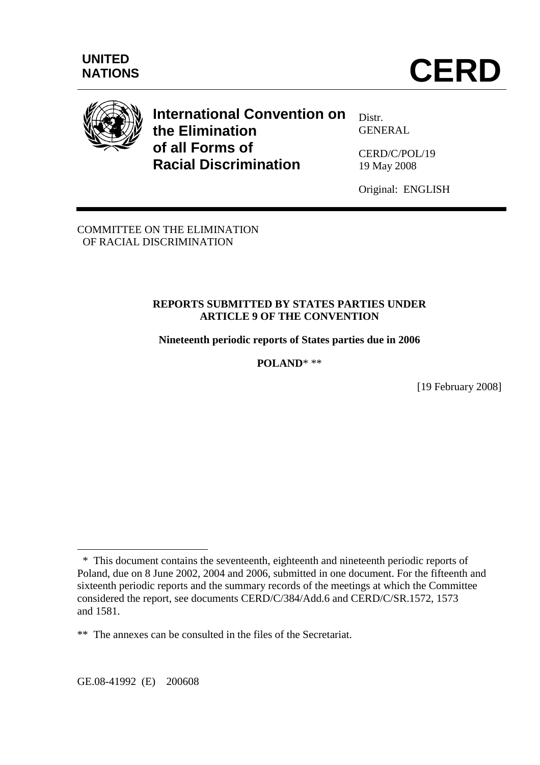UNITED NATIONS

# CERD

**International Convention on the Elimination of all Forms of Racial Discrimination**

Distr.
GENERAL

CERD/C/POL/19
19 May 2008

Original: ENGLISH

COMMITTEE ON THE ELIMINATION
OF RACIAL DISCRIMINATION

**REPORTS SUBMITTED BY STATES PARTIES UNDER ARTICLE 9 OF THE CONVENTION**

**Nineteenth periodic reports of States parties due in 2006**

**POLAND*** **

[19 February 2008]

\* This document contains the seventeenth, eighteenth and nineteenth periodic reports of Poland, due on 8 June 2002, 2004 and 2006, submitted in one document. For the fifteenth and sixteenth periodic reports and the summary records of the meetings at which the Committee considered the report, see documents CERD/C/384/Add.6 and CERD/C/SR.1572, 1573 and 1581.

\*\* The annexes can be consulted in the files of the Secretariat.

GE.08-41992 (E) 200608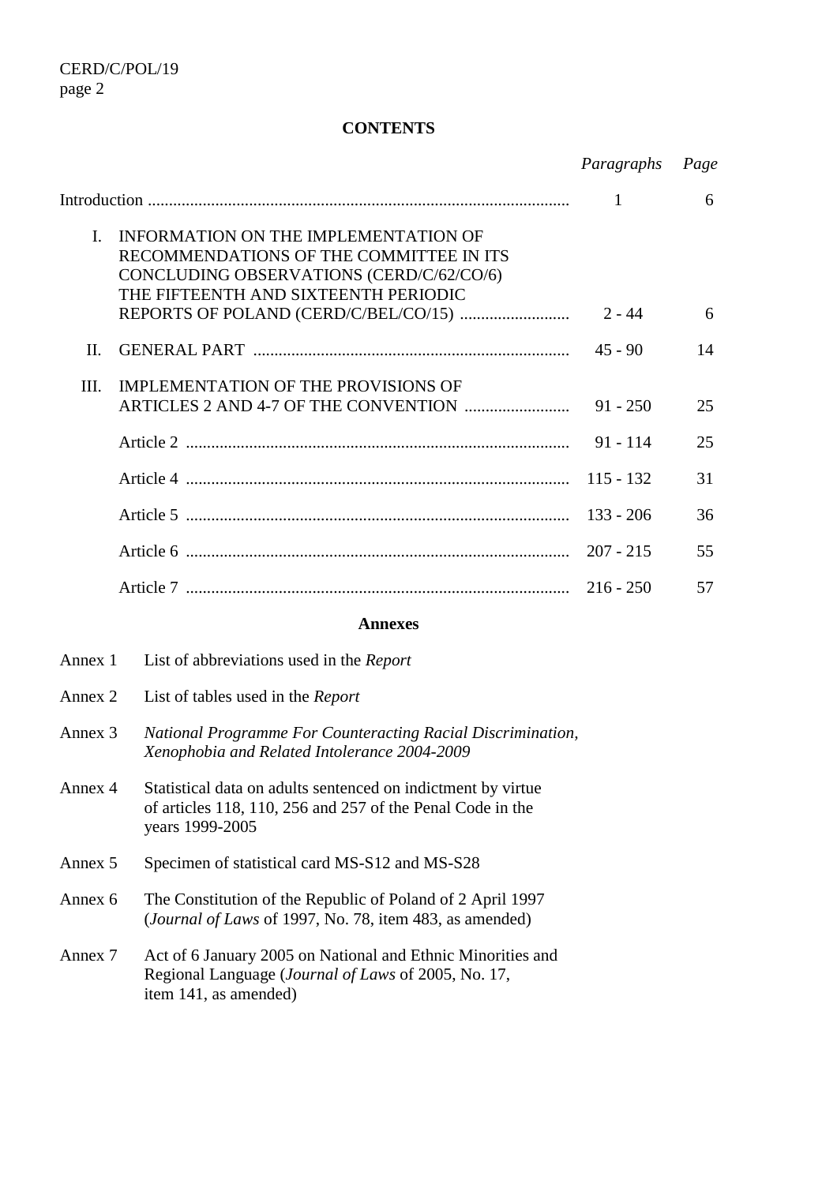**CONTENTS**

| | | *Paragraphs* | *Page* |
|---|---|---|---|
| Introduction | | 1 | 6 |
| I. | INFORMATION ON THE IMPLEMENTATION OF RECOMMENDATIONS OF THE COMMITTEE IN ITS CONCLUDING OBSERVATIONS (CERD/C/62/CO/6) THE FIFTEENTH AND SIXTEENTH PERIODIC REPORTS OF POLAND (CERD/C/BEL/CO/15) | 2 - 44 | 6 |
| II. | GENERAL PART | 45 - 90 | 14 |
| III. | IMPLEMENTATION OF THE PROVISIONS OF ARTICLES 2 AND 4-7 OF THE CONVENTION | 91 - 250 | 25 |
| | Article 2 | 91 - 114 | 25 |
| | Article 4 | 115 - 132 | 31 |
| | Article 5 | 133 - 206 | 36 |
| | Article 6 | 207 - 215 | 55 |
| | Article 7 | 216 - 250 | 57 |

**Annexes**

Annex 1 List of abbreviations used in the *Report*

Annex 2 List of tables used in the *Report*

Annex 3 *National Programme For Counteracting Racial Discrimination, Xenophobia and Related Intolerance 2004-2009*

Annex 4 Statistical data on adults sentenced on indictment by virtue of articles 118, 110, 256 and 257 of the Penal Code in the years 1999-2005

Annex 5 Specimen of statistical card MS-S12 and MS-S28

Annex 6 The Constitution of the Republic of Poland of 2 April 1997 (*Journal of Laws* of 1997, No. 78, item 483, as amended)

Annex 7 Act of 6 January 2005 on National and Ethnic Minorities and Regional Language (*Journal of Laws* of 2005, No. 17, item 141, as amended)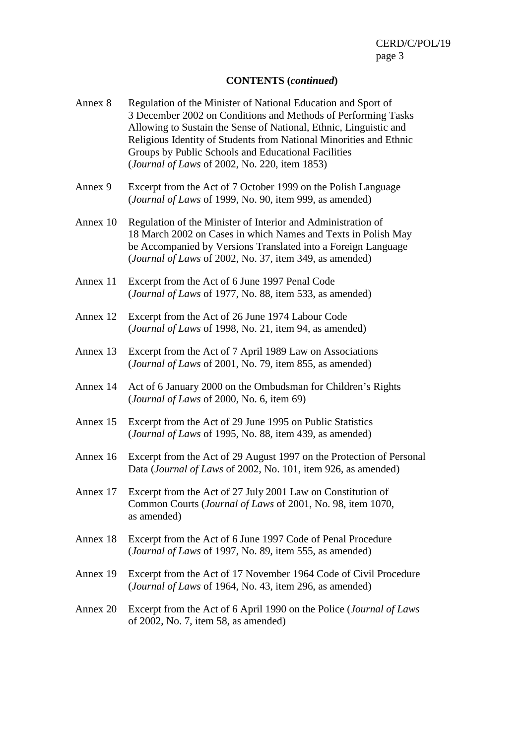**CONTENTS (*continued*)**

| | |
|---|---|
| Annex 8 | Regulation of the Minister of National Education and Sport of 3 December 2002 on Conditions and Methods of Performing Tasks Allowing to Sustain the Sense of National, Ethnic, Linguistic and Religious Identity of Students from National Minorities and Ethnic Groups by Public Schools and Educational Facilities (*Journal of Laws* of 2002, No. 220, item 1853) |
| Annex 9 | Excerpt from the Act of 7 October 1999 on the Polish Language (*Journal of Laws* of 1999, No. 90, item 999, as amended) |
| Annex 10 | Regulation of the Minister of Interior and Administration of 18 March 2002 on Cases in which Names and Texts in Polish May be Accompanied by Versions Translated into a Foreign Language (*Journal of Laws* of 2002, No. 37, item 349, as amended) |
| Annex 11 | Excerpt from the Act of 6 June 1997 Penal Code (*Journal of Laws* of 1977, No. 88, item 533, as amended) |
| Annex 12 | Excerpt from the Act of 26 June 1974 Labour Code (*Journal of Laws* of 1998, No. 21, item 94, as amended) |
| Annex 13 | Excerpt from the Act of 7 April 1989 Law on Associations (*Journal of Laws* of 2001, No. 79, item 855, as amended) |
| Annex 14 | Act of 6 January 2000 on the Ombudsman for Children's Rights (*Journal of Laws* of 2000, No. 6, item 69) |
| Annex 15 | Excerpt from the Act of 29 June 1995 on Public Statistics (*Journal of Laws* of 1995, No. 88, item 439, as amended) |
| Annex 16 | Excerpt from the Act of 29 August 1997 on the Protection of Personal Data (*Journal of Laws* of 2002, No. 101, item 926, as amended) |
| Annex 17 | Excerpt from the Act of 27 July 2001 Law on Constitution of Common Courts (*Journal of Laws* of 2001, No. 98, item 1070, as amended) |
| Annex 18 | Excerpt from the Act of 6 June 1997 Code of Penal Procedure (*Journal of Laws* of 1997, No. 89, item 555, as amended) |
| Annex 19 | Excerpt from the Act of 17 November 1964 Code of Civil Procedure (*Journal of Laws* of 1964, No. 43, item 296, as amended) |
| Annex 20 | Excerpt from the Act of 6 April 1990 on the Police (*Journal of Laws* of 2002, No. 7, item 58, as amended) |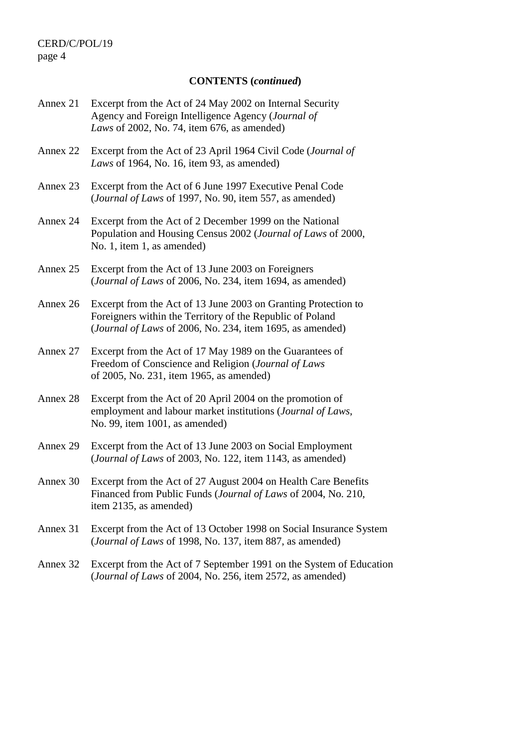**CONTENTS (*continued*)**

Annex 21 Excerpt from the Act of 24 May 2002 on Internal Security Agency and Foreign Intelligence Agency (*Journal of Laws* of 2002, No. 74, item 676, as amended)

Annex 22 Excerpt from the Act of 23 April 1964 Civil Code (*Journal of Laws* of 1964, No. 16, item 93, as amended)

Annex 23 Excerpt from the Act of 6 June 1997 Executive Penal Code (*Journal of Laws* of 1997, No. 90, item 557, as amended)

Annex 24 Excerpt from the Act of 2 December 1999 on the National Population and Housing Census 2002 (*Journal of Laws* of 2000, No. 1, item 1, as amended)

Annex 25 Excerpt from the Act of 13 June 2003 on Foreigners (*Journal of Laws* of 2006, No. 234, item 1694, as amended)

Annex 26 Excerpt from the Act of 13 June 2003 on Granting Protection to Foreigners within the Territory of the Republic of Poland (*Journal of Laws* of 2006, No. 234, item 1695, as amended)

Annex 27 Excerpt from the Act of 17 May 1989 on the Guarantees of Freedom of Conscience and Religion (*Journal of Laws* of 2005, No. 231, item 1965, as amended)

Annex 28 Excerpt from the Act of 20 April 2004 on the promotion of employment and labour market institutions (*Journal of Laws*, No. 99, item 1001, as amended)

Annex 29 Excerpt from the Act of 13 June 2003 on Social Employment (*Journal of Laws* of 2003, No. 122, item 1143, as amended)

Annex 30 Excerpt from the Act of 27 August 2004 on Health Care Benefits Financed from Public Funds (*Journal of Laws* of 2004, No. 210, item 2135, as amended)

Annex 31 Excerpt from the Act of 13 October 1998 on Social Insurance System (*Journal of Laws* of 1998, No. 137, item 887, as amended)

Annex 32 Excerpt from the Act of 7 September 1991 on the System of Education (*Journal of Laws* of 2004, No. 256, item 2572, as amended)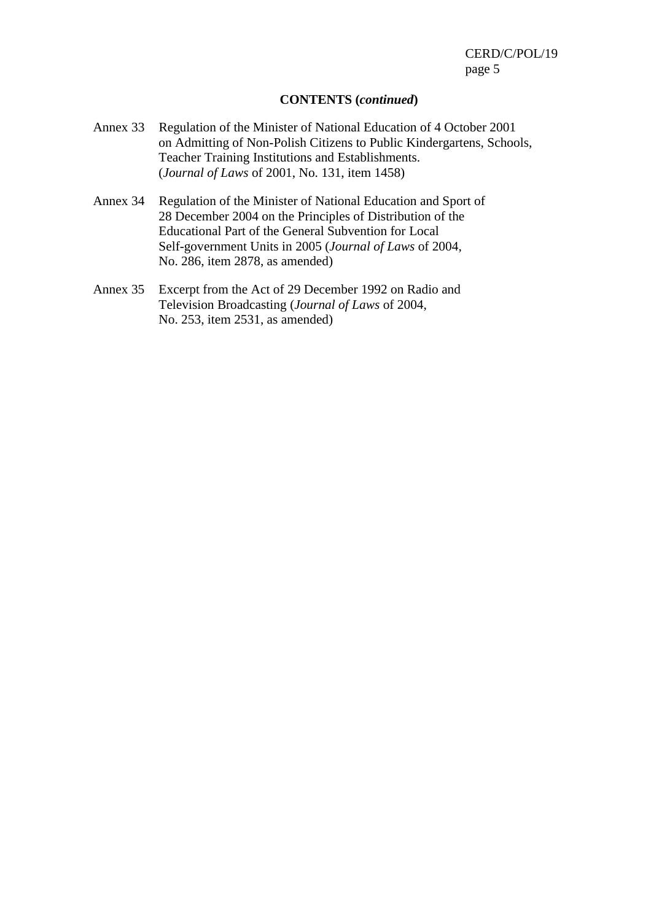**CONTENTS (*continued*)**

Annex 33 Regulation of the Minister of National Education of 4 October 2001 on Admitting of Non-Polish Citizens to Public Kindergartens, Schools, Teacher Training Institutions and Establishments. (*Journal of Laws* of 2001, No. 131, item 1458)

Annex 34 Regulation of the Minister of National Education and Sport of 28 December 2004 on the Principles of Distribution of the Educational Part of the General Subvention for Local Self-government Units in 2005 (*Journal of Laws* of 2004, No. 286, item 2878, as amended)

Annex 35 Excerpt from the Act of 29 December 1992 on Radio and Television Broadcasting (*Journal of Laws* of 2004, No. 253, item 2531, as amended)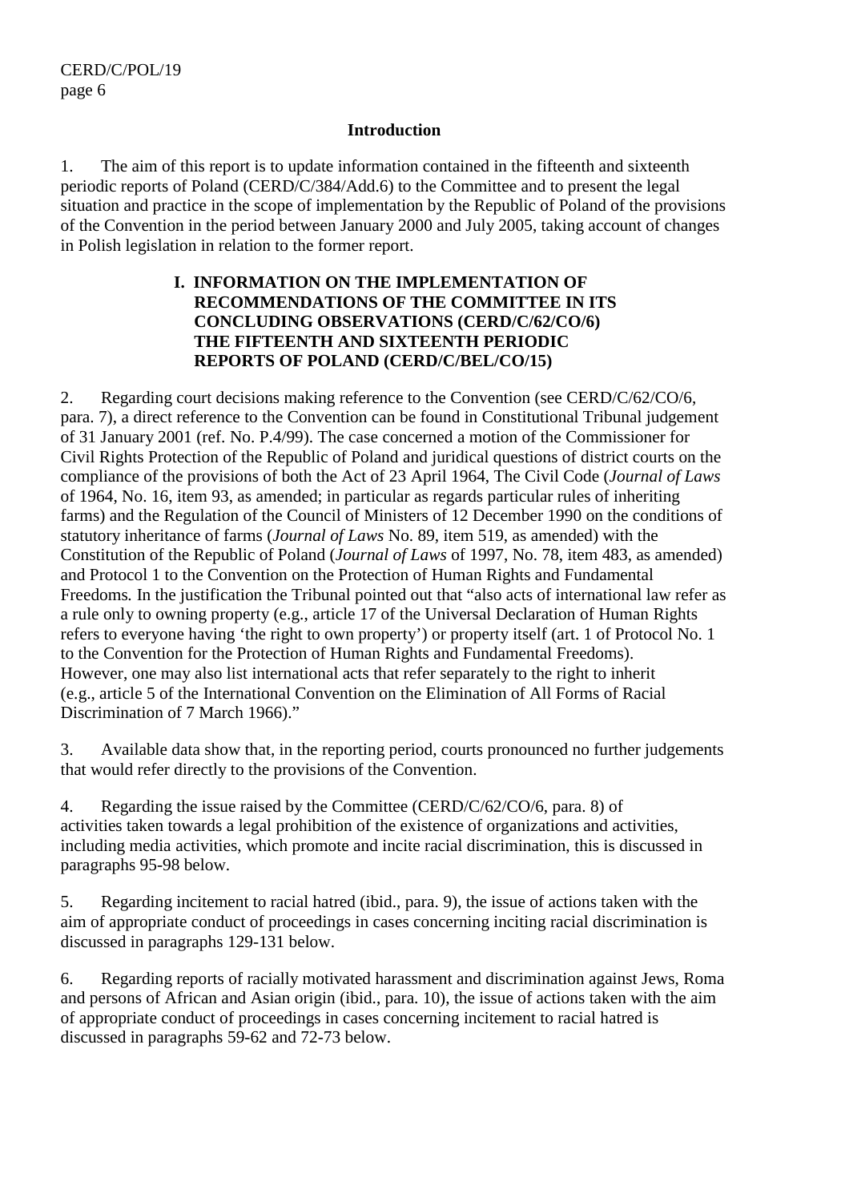## Introduction

1. The aim of this report is to update information contained in the fifteenth and sixteenth periodic reports of Poland (CERD/C/384/Add.6) to the Committee and to present the legal situation and practice in the scope of implementation by the Republic of Poland of the provisions of the Convention in the period between January 2000 and July 2005, taking account of changes in Polish legislation in relation to the former report.

## I. INFORMATION ON THE IMPLEMENTATION OF RECOMMENDATIONS OF THE COMMITTEE IN ITS CONCLUDING OBSERVATIONS (CERD/C/62/CO/6) THE FIFTEENTH AND SIXTEENTH PERIODIC REPORTS OF POLAND (CERD/C/BEL/CO/15)

2. Regarding court decisions making reference to the Convention (see CERD/C/62/CO/6, para. 7), a direct reference to the Convention can be found in Constitutional Tribunal judgement of 31 January 2001 (ref. No. P.4/99). The case concerned a motion of the Commissioner for Civil Rights Protection of the Republic of Poland and juridical questions of district courts on the compliance of the provisions of both the Act of 23 April 1964, The Civil Code (*Journal of Laws* of 1964, No. 16, item 93, as amended; in particular as regards particular rules of inheriting farms) and the Regulation of the Council of Ministers of 12 December 1990 on the conditions of statutory inheritance of farms (*Journal of Laws* No. 89, item 519, as amended) with the Constitution of the Republic of Poland (*Journal of Laws* of 1997, No. 78, item 483, as amended) and Protocol 1 to the Convention on the Protection of Human Rights and Fundamental Freedoms. In the justification the Tribunal pointed out that "also acts of international law refer as a rule only to owning property (e.g., article 17 of the Universal Declaration of Human Rights refers to everyone having 'the right to own property') or property itself (art. 1 of Protocol No. 1 to the Convention for the Protection of Human Rights and Fundamental Freedoms). However, one may also list international acts that refer separately to the right to inherit (e.g., article 5 of the International Convention on the Elimination of All Forms of Racial Discrimination of 7 March 1966)."

3. Available data show that, in the reporting period, courts pronounced no further judgements that would refer directly to the provisions of the Convention.

4. Regarding the issue raised by the Committee (CERD/C/62/CO/6, para. 8) of activities taken towards a legal prohibition of the existence of organizations and activities, including media activities, which promote and incite racial discrimination, this is discussed in paragraphs 95-98 below.

5. Regarding incitement to racial hatred (ibid., para. 9), the issue of actions taken with the aim of appropriate conduct of proceedings in cases concerning inciting racial discrimination is discussed in paragraphs 129-131 below.

6. Regarding reports of racially motivated harassment and discrimination against Jews, Roma and persons of African and Asian origin (ibid., para. 10), the issue of actions taken with the aim of appropriate conduct of proceedings in cases concerning incitement to racial hatred is discussed in paragraphs 59-62 and 72-73 below.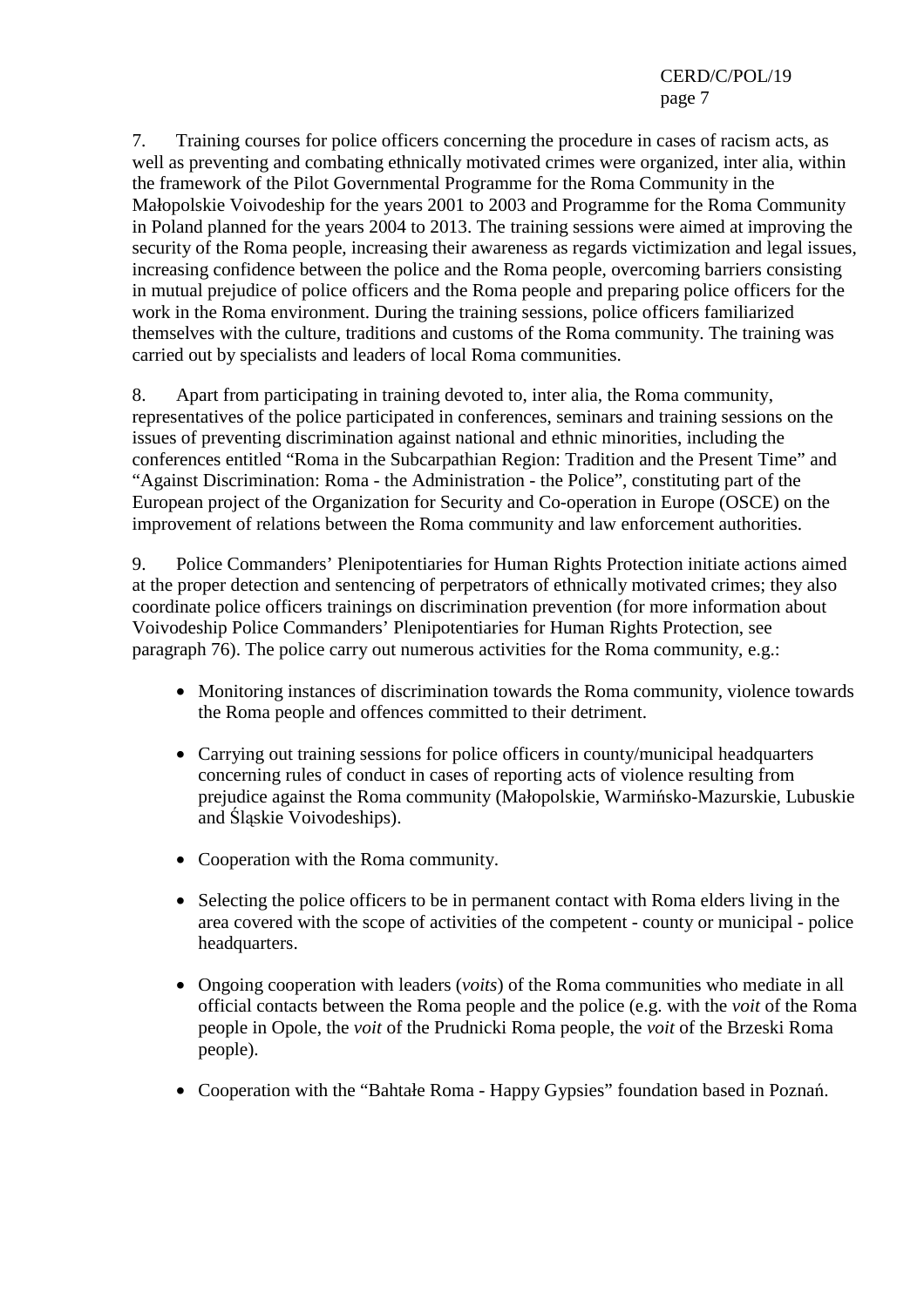7. Training courses for police officers concerning the procedure in cases of racism acts, as well as preventing and combating ethnically motivated crimes were organized, inter alia, within the framework of the Pilot Governmental Programme for the Roma Community in the Małopolskie Voivodeship for the years 2001 to 2003 and Programme for the Roma Community in Poland planned for the years 2004 to 2013. The training sessions were aimed at improving the security of the Roma people, increasing their awareness as regards victimization and legal issues, increasing confidence between the police and the Roma people, overcoming barriers consisting in mutual prejudice of police officers and the Roma people and preparing police officers for the work in the Roma environment. During the training sessions, police officers familiarized themselves with the culture, traditions and customs of the Roma community. The training was carried out by specialists and leaders of local Roma communities.

8. Apart from participating in training devoted to, inter alia, the Roma community, representatives of the police participated in conferences, seminars and training sessions on the issues of preventing discrimination against national and ethnic minorities, including the conferences entitled "Roma in the Subcarpathian Region: Tradition and the Present Time" and "Against Discrimination: Roma - the Administration - the Police", constituting part of the European project of the Organization for Security and Co-operation in Europe (OSCE) on the improvement of relations between the Roma community and law enforcement authorities.

9. Police Commanders' Plenipotentiaries for Human Rights Protection initiate actions aimed at the proper detection and sentencing of perpetrators of ethnically motivated crimes; they also coordinate police officers trainings on discrimination prevention (for more information about Voivodeship Police Commanders' Plenipotentiaries for Human Rights Protection, see paragraph 76). The police carry out numerous activities for the Roma community, e.g.:

- Monitoring instances of discrimination towards the Roma community, violence towards the Roma people and offences committed to their detriment.
- Carrying out training sessions for police officers in county/municipal headquarters concerning rules of conduct in cases of reporting acts of violence resulting from prejudice against the Roma community (Małopolskie, Warmińsko-Mazurskie, Lubuskie and Śląskie Voivodeships).
- Cooperation with the Roma community.
- Selecting the police officers to be in permanent contact with Roma elders living in the area covered with the scope of activities of the competent - county or municipal - police headquarters.
- Ongoing cooperation with leaders (*voits*) of the Roma communities who mediate in all official contacts between the Roma people and the police (e.g. with the *voit* of the Roma people in Opole, the *voit* of the Prudnicki Roma people, the *voit* of the Brzeski Roma people).
- Cooperation with the "Bahtałe Roma - Happy Gypsies" foundation based in Poznań.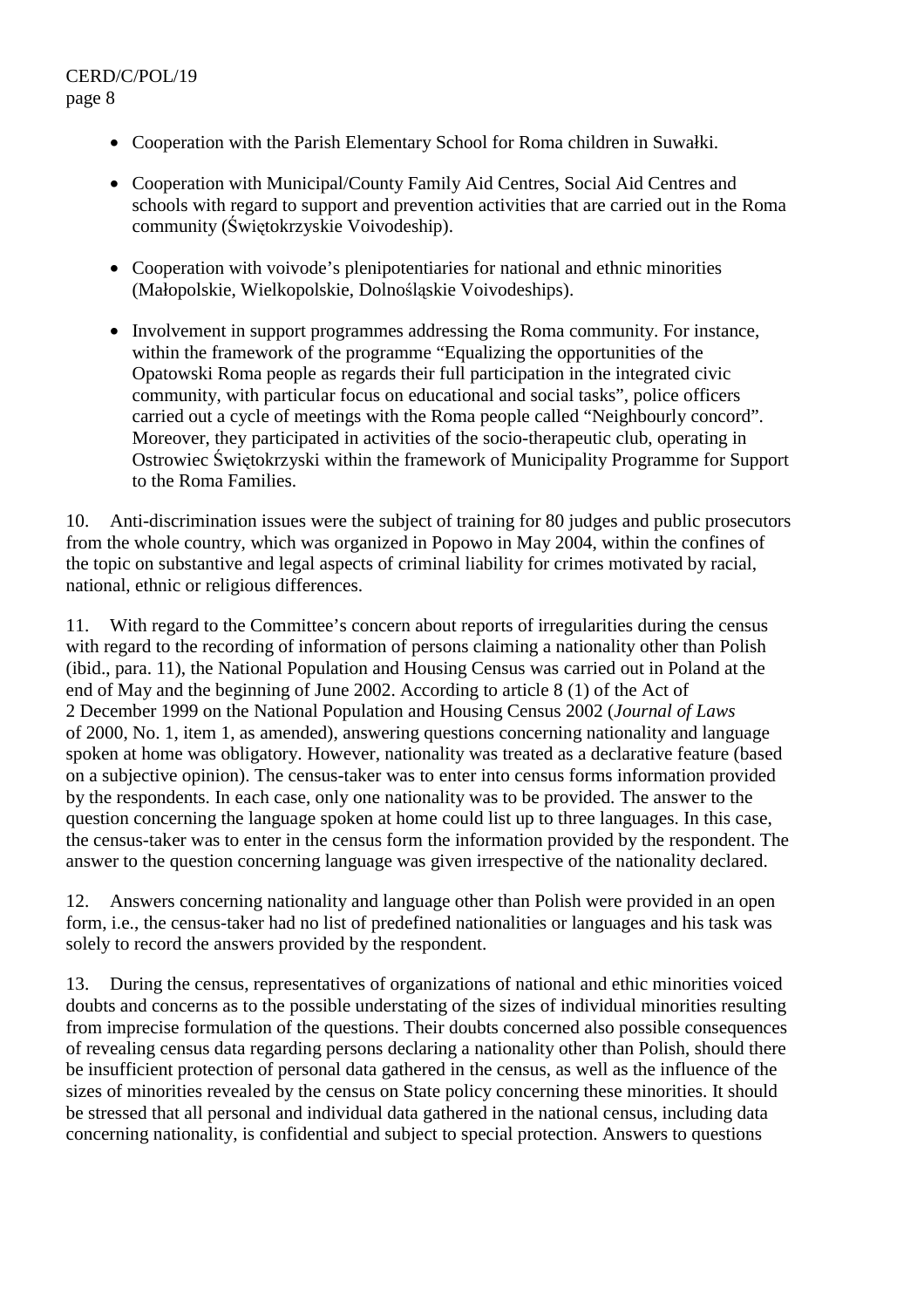- Cooperation with the Parish Elementary School for Roma children in Suwałki.
- Cooperation with Municipal/County Family Aid Centres, Social Aid Centres and schools with regard to support and prevention activities that are carried out in the Roma community (Świętokrzyskie Voivodeship).
- Cooperation with voivode's plenipotentiaries for national and ethnic minorities (Małopolskie, Wielkopolskie, Dolnośląskie Voivodeships).
- Involvement in support programmes addressing the Roma community. For instance, within the framework of the programme "Equalizing the opportunities of the Opatowski Roma people as regards their full participation in the integrated civic community, with particular focus on educational and social tasks", police officers carried out a cycle of meetings with the Roma people called "Neighbourly concord". Moreover, they participated in activities of the socio-therapeutic club, operating in Ostrowiec Świętokrzyski within the framework of Municipality Programme for Support to the Roma Families.

10. Anti-discrimination issues were the subject of training for 80 judges and public prosecutors from the whole country, which was organized in Popowo in May 2004, within the confines of the topic on substantive and legal aspects of criminal liability for crimes motivated by racial, national, ethnic or religious differences.

11. With regard to the Committee's concern about reports of irregularities during the census with regard to the recording of information of persons claiming a nationality other than Polish (ibid., para. 11), the National Population and Housing Census was carried out in Poland at the end of May and the beginning of June 2002. According to article 8 (1) of the Act of 2 December 1999 on the National Population and Housing Census 2002 (*Journal of Laws* of 2000, No. 1, item 1, as amended), answering questions concerning nationality and language spoken at home was obligatory. However, nationality was treated as a declarative feature (based on a subjective opinion). The census-taker was to enter into census forms information provided by the respondents. In each case, only one nationality was to be provided. The answer to the question concerning the language spoken at home could list up to three languages. In this case, the census-taker was to enter in the census form the information provided by the respondent. The answer to the question concerning language was given irrespective of the nationality declared.

12. Answers concerning nationality and language other than Polish were provided in an open form, i.e., the census-taker had no list of predefined nationalities or languages and his task was solely to record the answers provided by the respondent.

13. During the census, representatives of organizations of national and ethic minorities voiced doubts and concerns as to the possible understating of the sizes of individual minorities resulting from imprecise formulation of the questions. Their doubts concerned also possible consequences of revealing census data regarding persons declaring a nationality other than Polish, should there be insufficient protection of personal data gathered in the census, as well as the influence of the sizes of minorities revealed by the census on State policy concerning these minorities. It should be stressed that all personal and individual data gathered in the national census, including data concerning nationality, is confidential and subject to special protection. Answers to questions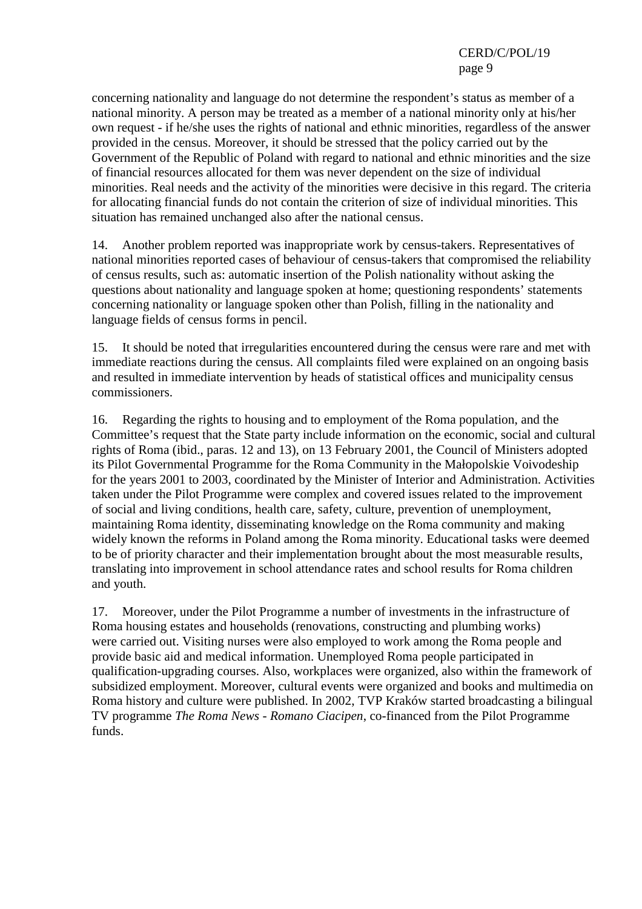concerning nationality and language do not determine the respondent's status as member of a national minority. A person may be treated as a member of a national minority only at his/her own request - if he/she uses the rights of national and ethnic minorities, regardless of the answer provided in the census. Moreover, it should be stressed that the policy carried out by the Government of the Republic of Poland with regard to national and ethnic minorities and the size of financial resources allocated for them was never dependent on the size of individual minorities. Real needs and the activity of the minorities were decisive in this regard. The criteria for allocating financial funds do not contain the criterion of size of individual minorities. This situation has remained unchanged also after the national census.

14. Another problem reported was inappropriate work by census-takers. Representatives of national minorities reported cases of behaviour of census-takers that compromised the reliability of census results, such as: automatic insertion of the Polish nationality without asking the questions about nationality and language spoken at home; questioning respondents' statements concerning nationality or language spoken other than Polish, filling in the nationality and language fields of census forms in pencil.

15. It should be noted that irregularities encountered during the census were rare and met with immediate reactions during the census. All complaints filed were explained on an ongoing basis and resulted in immediate intervention by heads of statistical offices and municipality census commissioners.

16. Regarding the rights to housing and to employment of the Roma population, and the Committee's request that the State party include information on the economic, social and cultural rights of Roma (ibid., paras. 12 and 13), on 13 February 2001, the Council of Ministers adopted its Pilot Governmental Programme for the Roma Community in the Małopolskie Voivodeship for the years 2001 to 2003, coordinated by the Minister of Interior and Administration. Activities taken under the Pilot Programme were complex and covered issues related to the improvement of social and living conditions, health care, safety, culture, prevention of unemployment, maintaining Roma identity, disseminating knowledge on the Roma community and making widely known the reforms in Poland among the Roma minority. Educational tasks were deemed to be of priority character and their implementation brought about the most measurable results, translating into improvement in school attendance rates and school results for Roma children and youth.

17. Moreover, under the Pilot Programme a number of investments in the infrastructure of Roma housing estates and households (renovations, constructing and plumbing works) were carried out. Visiting nurses were also employed to work among the Roma people and provide basic aid and medical information. Unemployed Roma people participated in qualification-upgrading courses. Also, workplaces were organized, also within the framework of subsidized employment. Moreover, cultural events were organized and books and multimedia on Roma history and culture were published. In 2002, TVP Kraków started broadcasting a bilingual TV programme *The Roma News - Romano Ciacipen*, co-financed from the Pilot Programme funds.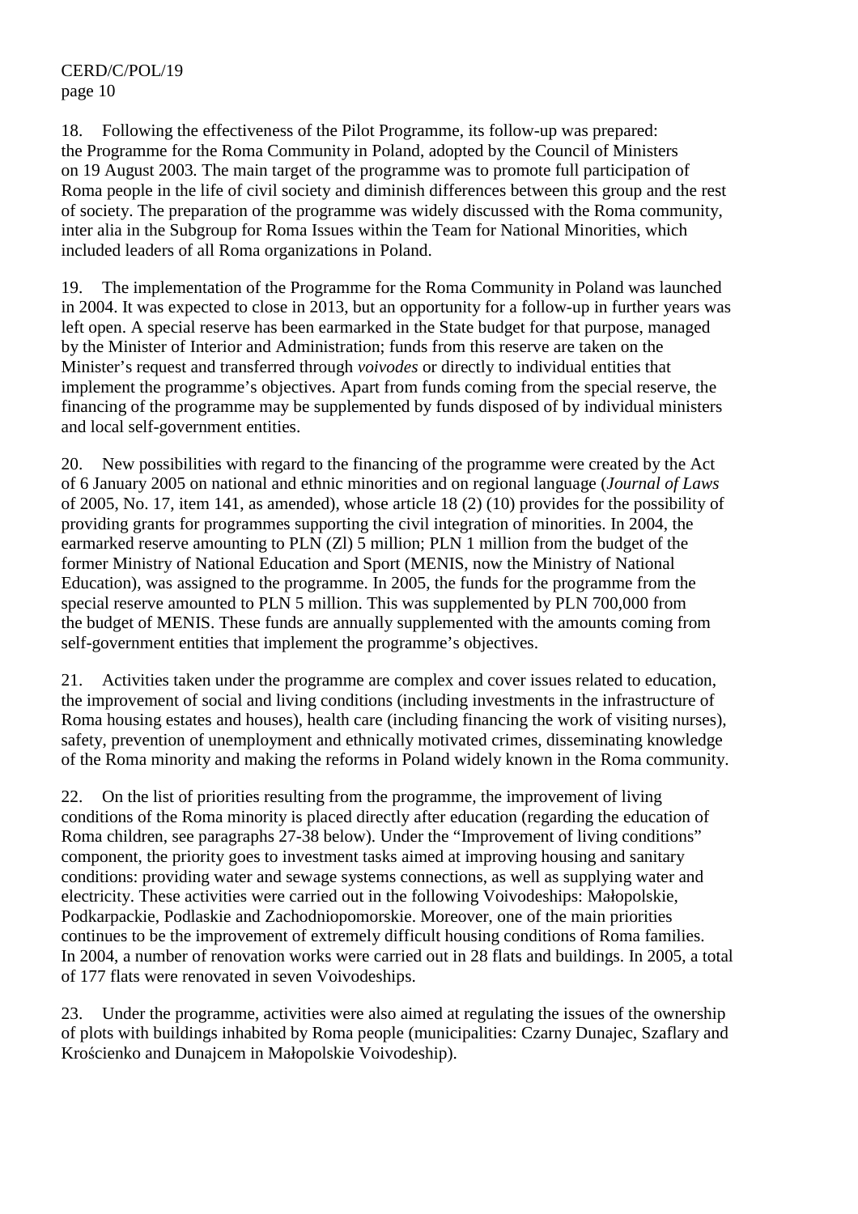18. Following the effectiveness of the Pilot Programme, its follow-up was prepared: the Programme for the Roma Community in Poland, adopted by the Council of Ministers on 19 August 2003. The main target of the programme was to promote full participation of Roma people in the life of civil society and diminish differences between this group and the rest of society. The preparation of the programme was widely discussed with the Roma community, inter alia in the Subgroup for Roma Issues within the Team for National Minorities, which included leaders of all Roma organizations in Poland.

19. The implementation of the Programme for the Roma Community in Poland was launched in 2004. It was expected to close in 2013, but an opportunity for a follow-up in further years was left open. A special reserve has been earmarked in the State budget for that purpose, managed by the Minister of Interior and Administration; funds from this reserve are taken on the Minister's request and transferred through *voivodes* or directly to individual entities that implement the programme's objectives. Apart from funds coming from the special reserve, the financing of the programme may be supplemented by funds disposed of by individual ministers and local self-government entities.

20. New possibilities with regard to the financing of the programme were created by the Act of 6 January 2005 on national and ethnic minorities and on regional language (*Journal of Laws* of 2005, No. 17, item 141, as amended), whose article 18 (2) (10) provides for the possibility of providing grants for programmes supporting the civil integration of minorities. In 2004, the earmarked reserve amounting to PLN (Zl) 5 million; PLN 1 million from the budget of the former Ministry of National Education and Sport (MENIS, now the Ministry of National Education), was assigned to the programme. In 2005, the funds for the programme from the special reserve amounted to PLN 5 million. This was supplemented by PLN 700,000 from the budget of MENIS. These funds are annually supplemented with the amounts coming from self-government entities that implement the programme's objectives.

21. Activities taken under the programme are complex and cover issues related to education, the improvement of social and living conditions (including investments in the infrastructure of Roma housing estates and houses), health care (including financing the work of visiting nurses), safety, prevention of unemployment and ethnically motivated crimes, disseminating knowledge of the Roma minority and making the reforms in Poland widely known in the Roma community.

22. On the list of priorities resulting from the programme, the improvement of living conditions of the Roma minority is placed directly after education (regarding the education of Roma children, see paragraphs 27-38 below). Under the "Improvement of living conditions" component, the priority goes to investment tasks aimed at improving housing and sanitary conditions: providing water and sewage systems connections, as well as supplying water and electricity. These activities were carried out in the following Voivodeships: Małopolskie, Podkarpackie, Podlaskie and Zachodniopomorskie. Moreover, one of the main priorities continues to be the improvement of extremely difficult housing conditions of Roma families. In 2004, a number of renovation works were carried out in 28 flats and buildings. In 2005, a total of 177 flats were renovated in seven Voivodeships.

23. Under the programme, activities were also aimed at regulating the issues of the ownership of plots with buildings inhabited by Roma people (municipalities: Czarny Dunajec, Szaflary and Krościenko and Dunajcem in Małopolskie Voivodeship).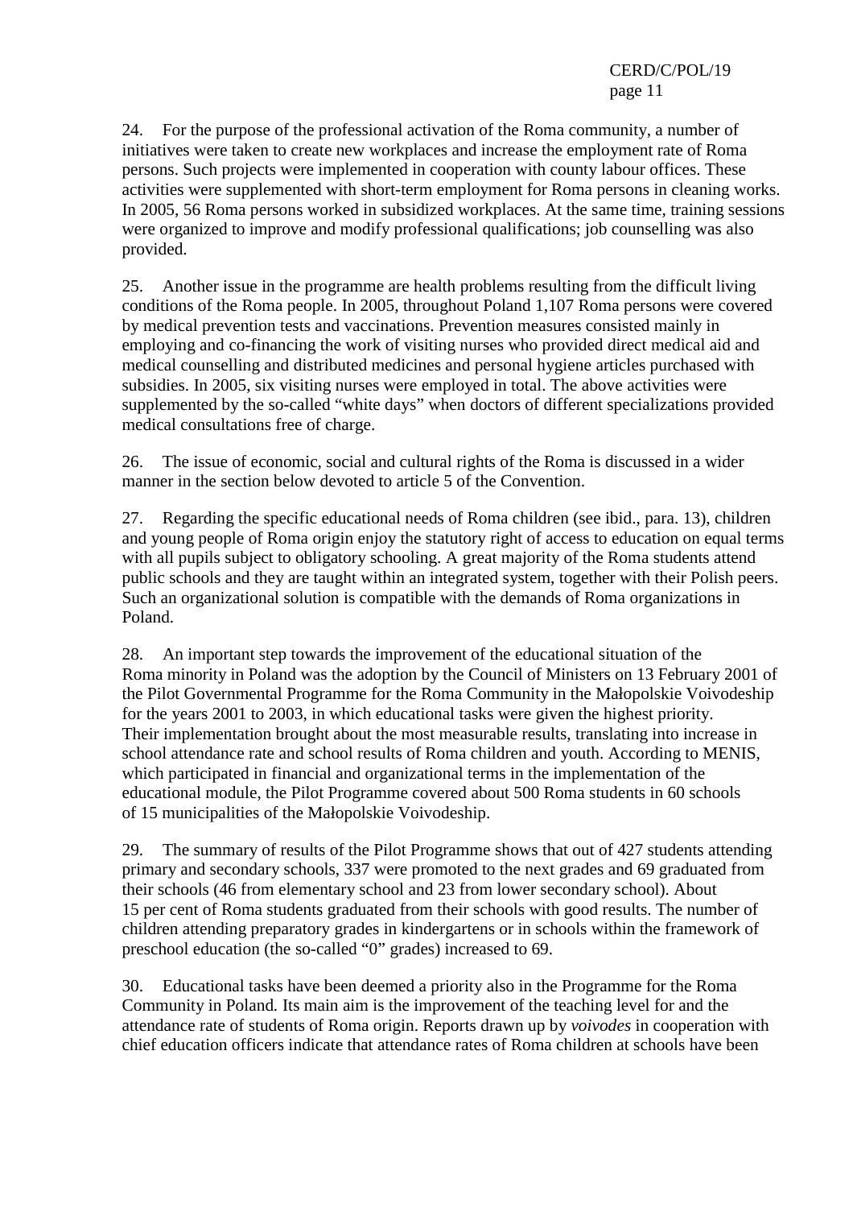24. For the purpose of the professional activation of the Roma community, a number of initiatives were taken to create new workplaces and increase the employment rate of Roma persons. Such projects were implemented in cooperation with county labour offices. These activities were supplemented with short-term employment for Roma persons in cleaning works. In 2005, 56 Roma persons worked in subsidized workplaces. At the same time, training sessions were organized to improve and modify professional qualifications; job counselling was also provided.

25. Another issue in the programme are health problems resulting from the difficult living conditions of the Roma people. In 2005, throughout Poland 1,107 Roma persons were covered by medical prevention tests and vaccinations. Prevention measures consisted mainly in employing and co-financing the work of visiting nurses who provided direct medical aid and medical counselling and distributed medicines and personal hygiene articles purchased with subsidies. In 2005, six visiting nurses were employed in total. The above activities were supplemented by the so-called "white days" when doctors of different specializations provided medical consultations free of charge.

26. The issue of economic, social and cultural rights of the Roma is discussed in a wider manner in the section below devoted to article 5 of the Convention.

27. Regarding the specific educational needs of Roma children (see ibid., para. 13), children and young people of Roma origin enjoy the statutory right of access to education on equal terms with all pupils subject to obligatory schooling. A great majority of the Roma students attend public schools and they are taught within an integrated system, together with their Polish peers. Such an organizational solution is compatible with the demands of Roma organizations in Poland.

28. An important step towards the improvement of the educational situation of the Roma minority in Poland was the adoption by the Council of Ministers on 13 February 2001 of the Pilot Governmental Programme for the Roma Community in the Małopolskie Voivodeship for the years 2001 to 2003, in which educational tasks were given the highest priority. Their implementation brought about the most measurable results, translating into increase in school attendance rate and school results of Roma children and youth. According to MENIS, which participated in financial and organizational terms in the implementation of the educational module, the Pilot Programme covered about 500 Roma students in 60 schools of 15 municipalities of the Małopolskie Voivodeship.

29. The summary of results of the Pilot Programme shows that out of 427 students attending primary and secondary schools, 337 were promoted to the next grades and 69 graduated from their schools (46 from elementary school and 23 from lower secondary school). About 15 per cent of Roma students graduated from their schools with good results. The number of children attending preparatory grades in kindergartens or in schools within the framework of preschool education (the so-called "0" grades) increased to 69.

30. Educational tasks have been deemed a priority also in the Programme for the Roma Community in Poland. Its main aim is the improvement of the teaching level for and the attendance rate of students of Roma origin. Reports drawn up by *voivodes* in cooperation with chief education officers indicate that attendance rates of Roma children at schools have been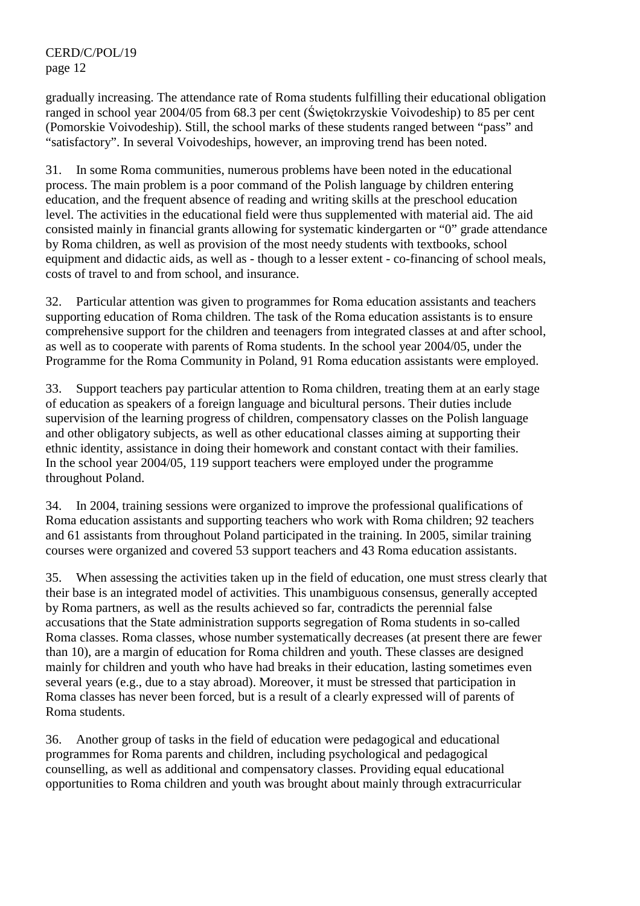gradually increasing. The attendance rate of Roma students fulfilling their educational obligation ranged in school year 2004/05 from 68.3 per cent (Świętokrzyskie Voivodeship) to 85 per cent (Pomorskie Voivodeship). Still, the school marks of these students ranged between "pass" and "satisfactory". In several Voivodeships, however, an improving trend has been noted.

31. In some Roma communities, numerous problems have been noted in the educational process. The main problem is a poor command of the Polish language by children entering education, and the frequent absence of reading and writing skills at the preschool education level. The activities in the educational field were thus supplemented with material aid. The aid consisted mainly in financial grants allowing for systematic kindergarten or "0" grade attendance by Roma children, as well as provision of the most needy students with textbooks, school equipment and didactic aids, as well as - though to a lesser extent - co-financing of school meals, costs of travel to and from school, and insurance.

32. Particular attention was given to programmes for Roma education assistants and teachers supporting education of Roma children. The task of the Roma education assistants is to ensure comprehensive support for the children and teenagers from integrated classes at and after school, as well as to cooperate with parents of Roma students. In the school year 2004/05, under the Programme for the Roma Community in Poland, 91 Roma education assistants were employed.

33. Support teachers pay particular attention to Roma children, treating them at an early stage of education as speakers of a foreign language and bicultural persons. Their duties include supervision of the learning progress of children, compensatory classes on the Polish language and other obligatory subjects, as well as other educational classes aiming at supporting their ethnic identity, assistance in doing their homework and constant contact with their families. In the school year 2004/05, 119 support teachers were employed under the programme throughout Poland.

34. In 2004, training sessions were organized to improve the professional qualifications of Roma education assistants and supporting teachers who work with Roma children; 92 teachers and 61 assistants from throughout Poland participated in the training. In 2005, similar training courses were organized and covered 53 support teachers and 43 Roma education assistants.

35. When assessing the activities taken up in the field of education, one must stress clearly that their base is an integrated model of activities. This unambiguous consensus, generally accepted by Roma partners, as well as the results achieved so far, contradicts the perennial false accusations that the State administration supports segregation of Roma students in so-called Roma classes. Roma classes, whose number systematically decreases (at present there are fewer than 10), are a margin of education for Roma children and youth. These classes are designed mainly for children and youth who have had breaks in their education, lasting sometimes even several years (e.g., due to a stay abroad). Moreover, it must be stressed that participation in Roma classes has never been forced, but is a result of a clearly expressed will of parents of Roma students.

36. Another group of tasks in the field of education were pedagogical and educational programmes for Roma parents and children, including psychological and pedagogical counselling, as well as additional and compensatory classes. Providing equal educational opportunities to Roma children and youth was brought about mainly through extracurricular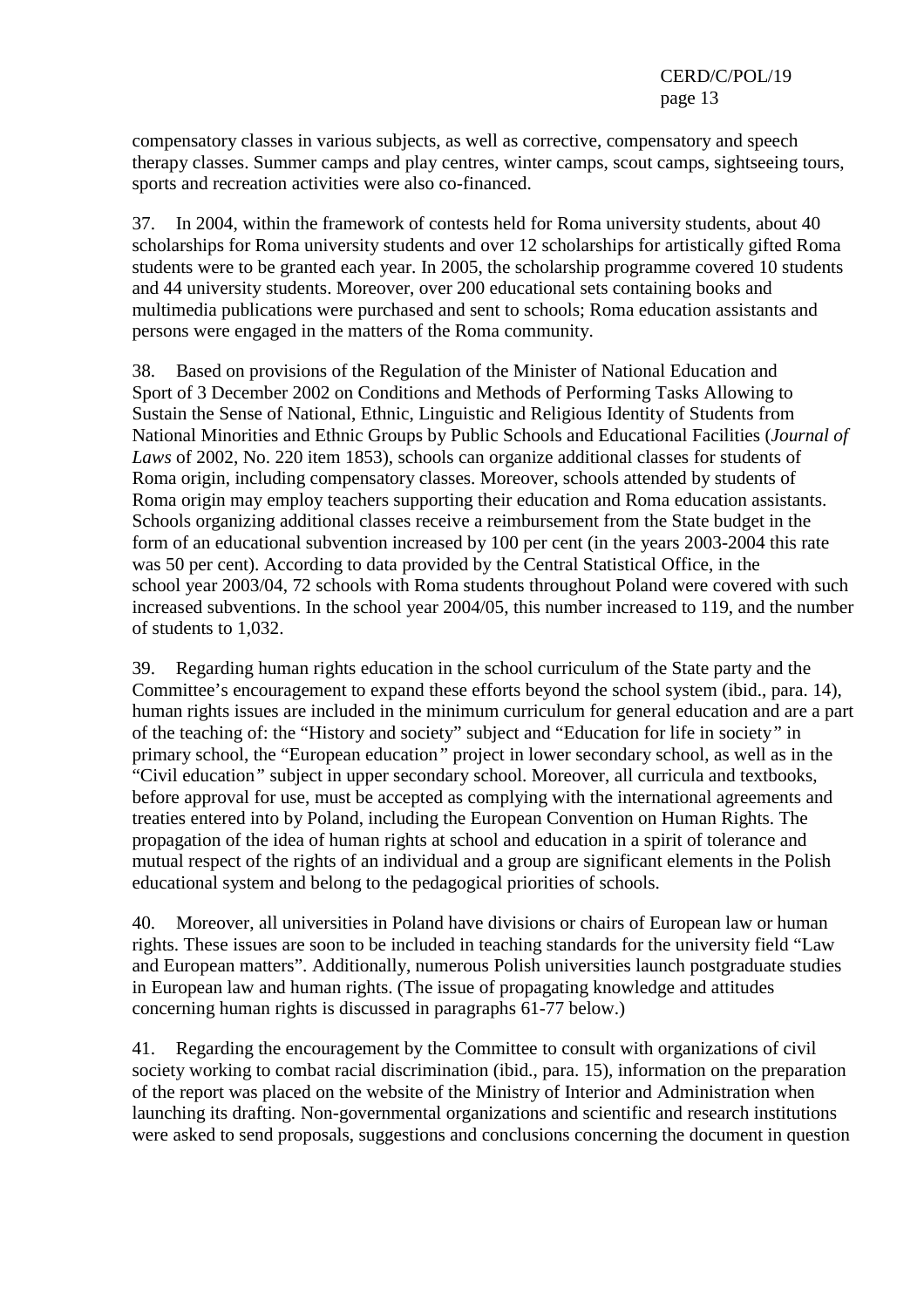compensatory classes in various subjects, as well as corrective, compensatory and speech therapy classes. Summer camps and play centres, winter camps, scout camps, sightseeing tours, sports and recreation activities were also co-financed.

37. In 2004, within the framework of contests held for Roma university students, about 40 scholarships for Roma university students and over 12 scholarships for artistically gifted Roma students were to be granted each year. In 2005, the scholarship programme covered 10 students and 44 university students. Moreover, over 200 educational sets containing books and multimedia publications were purchased and sent to schools; Roma education assistants and persons were engaged in the matters of the Roma community.

38. Based on provisions of the Regulation of the Minister of National Education and Sport of 3 December 2002 on Conditions and Methods of Performing Tasks Allowing to Sustain the Sense of National, Ethnic, Linguistic and Religious Identity of Students from National Minorities and Ethnic Groups by Public Schools and Educational Facilities (*Journal of Laws* of 2002, No. 220 item 1853), schools can organize additional classes for students of Roma origin, including compensatory classes. Moreover, schools attended by students of Roma origin may employ teachers supporting their education and Roma education assistants. Schools organizing additional classes receive a reimbursement from the State budget in the form of an educational subvention increased by 100 per cent (in the years 2003-2004 this rate was 50 per cent). According to data provided by the Central Statistical Office, in the school year 2003/04, 72 schools with Roma students throughout Poland were covered with such increased subventions. In the school year 2004/05, this number increased to 119, and the number of students to 1,032.

39. Regarding human rights education in the school curriculum of the State party and the Committee's encouragement to expand these efforts beyond the school system (ibid., para. 14), human rights issues are included in the minimum curriculum for general education and are a part of the teaching of: the "History and society" subject and "Education for life in society" in primary school, the "European education" project in lower secondary school, as well as in the "Civil education" subject in upper secondary school. Moreover, all curricula and textbooks, before approval for use, must be accepted as complying with the international agreements and treaties entered into by Poland, including the European Convention on Human Rights. The propagation of the idea of human rights at school and education in a spirit of tolerance and mutual respect of the rights of an individual and a group are significant elements in the Polish educational system and belong to the pedagogical priorities of schools.

40. Moreover, all universities in Poland have divisions or chairs of European law or human rights. These issues are soon to be included in teaching standards for the university field "Law and European matters". Additionally, numerous Polish universities launch postgraduate studies in European law and human rights. (The issue of propagating knowledge and attitudes concerning human rights is discussed in paragraphs 61-77 below.)

41. Regarding the encouragement by the Committee to consult with organizations of civil society working to combat racial discrimination (ibid., para. 15), information on the preparation of the report was placed on the website of the Ministry of Interior and Administration when launching its drafting. Non-governmental organizations and scientific and research institutions were asked to send proposals, suggestions and conclusions concerning the document in question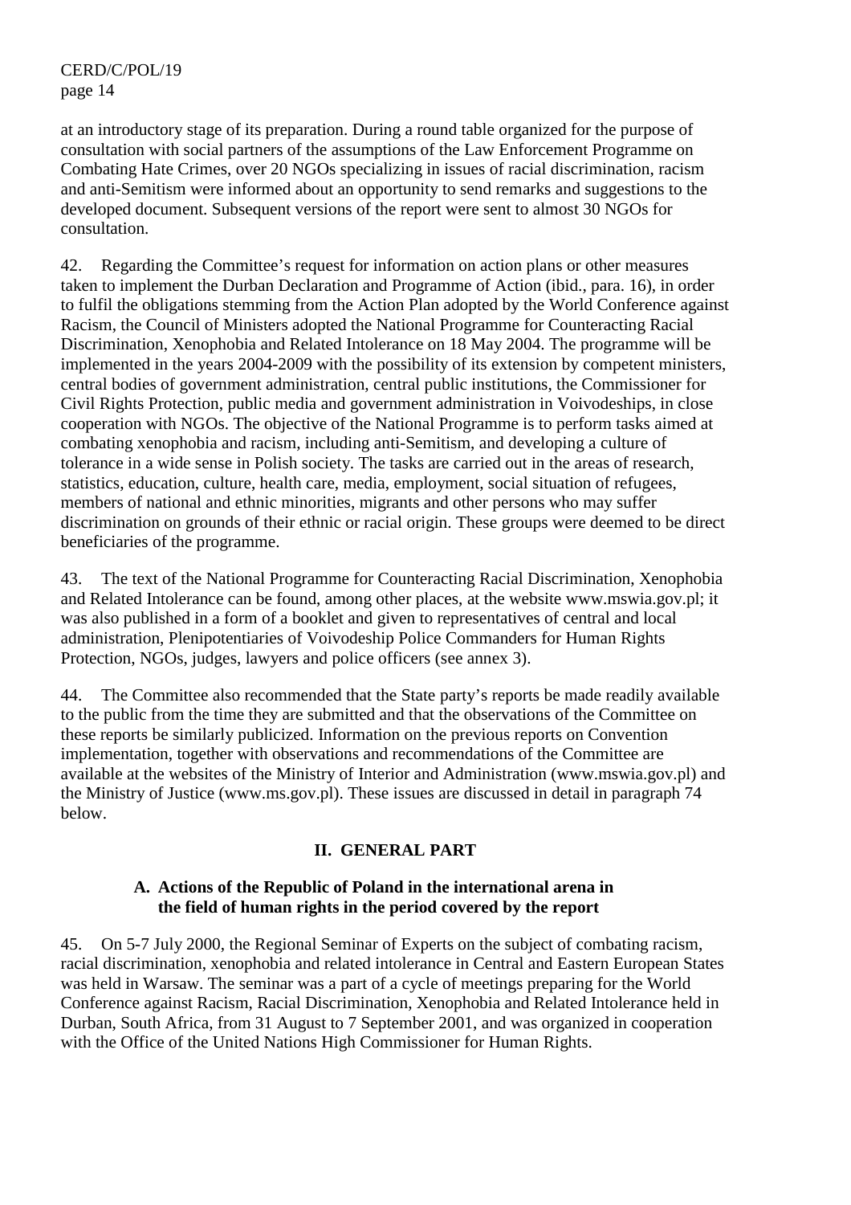at an introductory stage of its preparation. During a round table organized for the purpose of consultation with social partners of the assumptions of the Law Enforcement Programme on Combating Hate Crimes, over 20 NGOs specializing in issues of racial discrimination, racism and anti-Semitism were informed about an opportunity to send remarks and suggestions to the developed document. Subsequent versions of the report were sent to almost 30 NGOs for consultation.

42. Regarding the Committee's request for information on action plans or other measures taken to implement the Durban Declaration and Programme of Action (ibid., para. 16), in order to fulfil the obligations stemming from the Action Plan adopted by the World Conference against Racism, the Council of Ministers adopted the National Programme for Counteracting Racial Discrimination, Xenophobia and Related Intolerance on 18 May 2004. The programme will be implemented in the years 2004-2009 with the possibility of its extension by competent ministers, central bodies of government administration, central public institutions, the Commissioner for Civil Rights Protection, public media and government administration in Voivodeships, in close cooperation with NGOs. The objective of the National Programme is to perform tasks aimed at combating xenophobia and racism, including anti-Semitism, and developing a culture of tolerance in a wide sense in Polish society. The tasks are carried out in the areas of research, statistics, education, culture, health care, media, employment, social situation of refugees, members of national and ethnic minorities, migrants and other persons who may suffer discrimination on grounds of their ethnic or racial origin. These groups were deemed to be direct beneficiaries of the programme.

43. The text of the National Programme for Counteracting Racial Discrimination, Xenophobia and Related Intolerance can be found, among other places, at the website www.mswia.gov.pl; it was also published in a form of a booklet and given to representatives of central and local administration, Plenipotentiaries of Voivodeship Police Commanders for Human Rights Protection, NGOs, judges, lawyers and police officers (see annex 3).

44. The Committee also recommended that the State party's reports be made readily available to the public from the time they are submitted and that the observations of the Committee on these reports be similarly publicized. Information on the previous reports on Convention implementation, together with observations and recommendations of the Committee are available at the websites of the Ministry of Interior and Administration (www.mswia.gov.pl) and the Ministry of Justice (www.ms.gov.pl). These issues are discussed in detail in paragraph 74 below.

## II. GENERAL PART

### A. Actions of the Republic of Poland in the international arena in the field of human rights in the period covered by the report

45. On 5-7 July 2000, the Regional Seminar of Experts on the subject of combating racism, racial discrimination, xenophobia and related intolerance in Central and Eastern European States was held in Warsaw. The seminar was a part of a cycle of meetings preparing for the World Conference against Racism, Racial Discrimination, Xenophobia and Related Intolerance held in Durban, South Africa, from 31 August to 7 September 2001, and was organized in cooperation with the Office of the United Nations High Commissioner for Human Rights.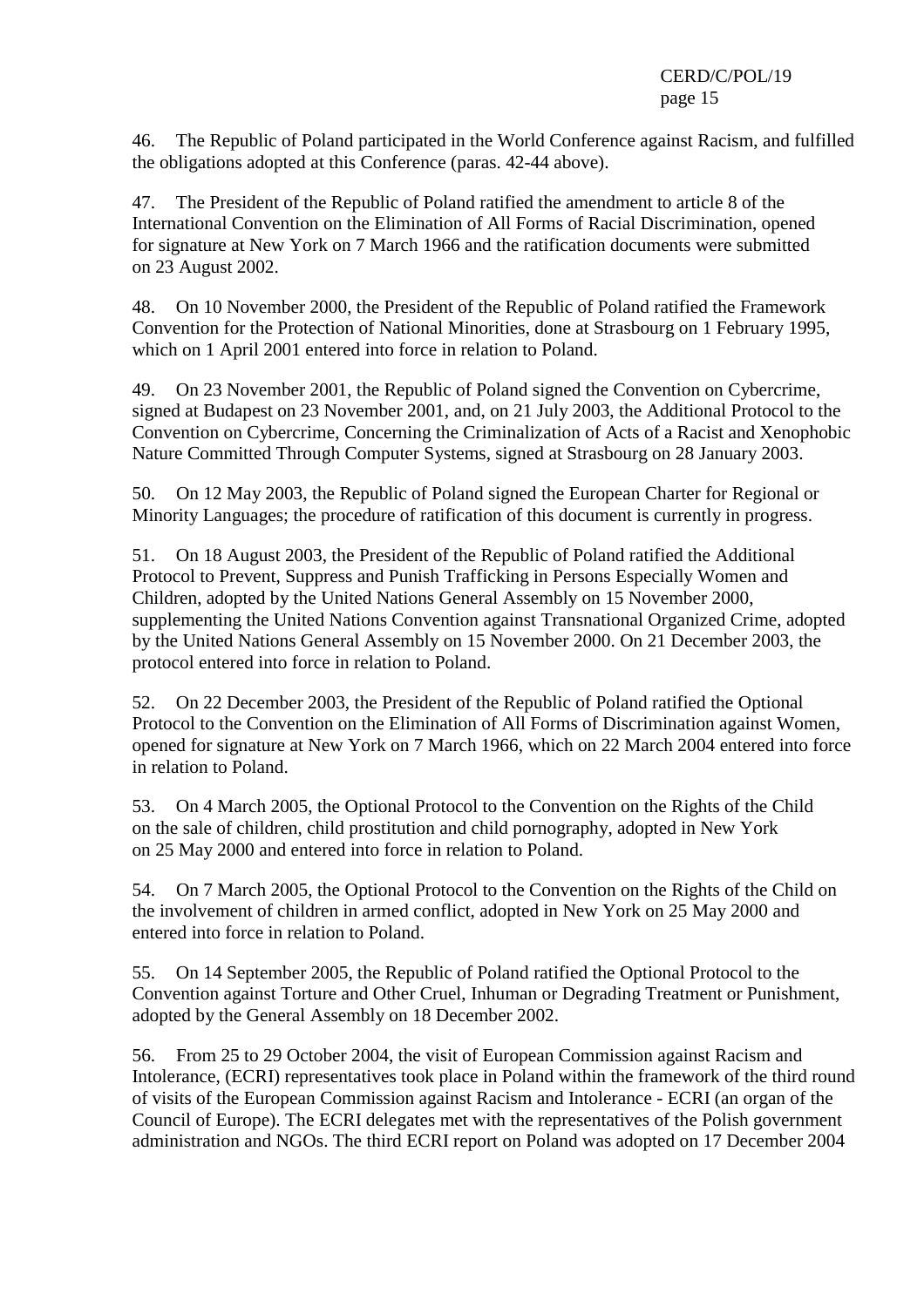46. The Republic of Poland participated in the World Conference against Racism, and fulfilled the obligations adopted at this Conference (paras. 42-44 above).

47. The President of the Republic of Poland ratified the amendment to article 8 of the International Convention on the Elimination of All Forms of Racial Discrimination, opened for signature at New York on 7 March 1966 and the ratification documents were submitted on 23 August 2002.

48. On 10 November 2000, the President of the Republic of Poland ratified the Framework Convention for the Protection of National Minorities, done at Strasbourg on 1 February 1995, which on 1 April 2001 entered into force in relation to Poland.

49. On 23 November 2001, the Republic of Poland signed the Convention on Cybercrime, signed at Budapest on 23 November 2001, and, on 21 July 2003, the Additional Protocol to the Convention on Cybercrime, Concerning the Criminalization of Acts of a Racist and Xenophobic Nature Committed Through Computer Systems, signed at Strasbourg on 28 January 2003.

50. On 12 May 2003, the Republic of Poland signed the European Charter for Regional or Minority Languages; the procedure of ratification of this document is currently in progress.

51. On 18 August 2003, the President of the Republic of Poland ratified the Additional Protocol to Prevent, Suppress and Punish Trafficking in Persons Especially Women and Children, adopted by the United Nations General Assembly on 15 November 2000, supplementing the United Nations Convention against Transnational Organized Crime, adopted by the United Nations General Assembly on 15 November 2000. On 21 December 2003, the protocol entered into force in relation to Poland.

52. On 22 December 2003, the President of the Republic of Poland ratified the Optional Protocol to the Convention on the Elimination of All Forms of Discrimination against Women, opened for signature at New York on 7 March 1966, which on 22 March 2004 entered into force in relation to Poland.

53. On 4 March 2005, the Optional Protocol to the Convention on the Rights of the Child on the sale of children, child prostitution and child pornography, adopted in New York on 25 May 2000 and entered into force in relation to Poland.

54. On 7 March 2005, the Optional Protocol to the Convention on the Rights of the Child on the involvement of children in armed conflict, adopted in New York on 25 May 2000 and entered into force in relation to Poland.

55. On 14 September 2005, the Republic of Poland ratified the Optional Protocol to the Convention against Torture and Other Cruel, Inhuman or Degrading Treatment or Punishment, adopted by the General Assembly on 18 December 2002.

56. From 25 to 29 October 2004, the visit of European Commission against Racism and Intolerance, (ECRI) representatives took place in Poland within the framework of the third round of visits of the European Commission against Racism and Intolerance - ECRI (an organ of the Council of Europe). The ECRI delegates met with the representatives of the Polish government administration and NGOs. The third ECRI report on Poland was adopted on 17 December 2004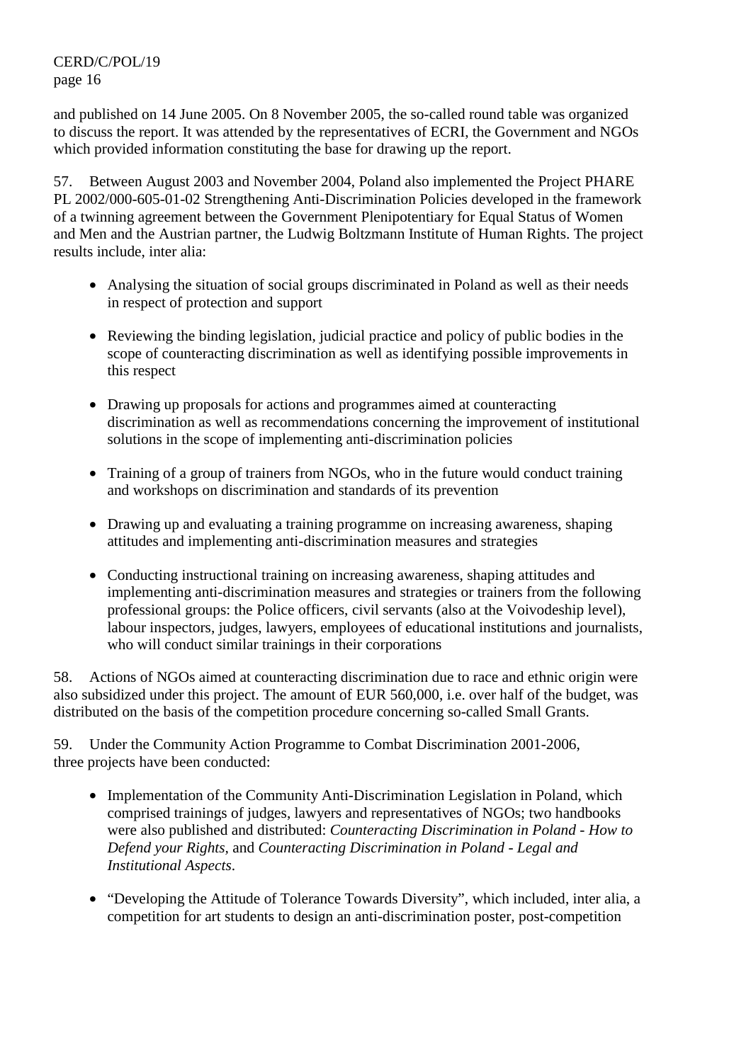and published on 14 June 2005. On 8 November 2005, the so-called round table was organized to discuss the report. It was attended by the representatives of ECRI, the Government and NGOs which provided information constituting the base for drawing up the report.

57. Between August 2003 and November 2004, Poland also implemented the Project PHARE PL 2002/000-605-01-02 Strengthening Anti-Discrimination Policies developed in the framework of a twinning agreement between the Government Plenipotentiary for Equal Status of Women and Men and the Austrian partner, the Ludwig Boltzmann Institute of Human Rights. The project results include, inter alia:

- Analysing the situation of social groups discriminated in Poland as well as their needs in respect of protection and support
- Reviewing the binding legislation, judicial practice and policy of public bodies in the scope of counteracting discrimination as well as identifying possible improvements in this respect
- Drawing up proposals for actions and programmes aimed at counteracting discrimination as well as recommendations concerning the improvement of institutional solutions in the scope of implementing anti-discrimination policies
- Training of a group of trainers from NGOs, who in the future would conduct training and workshops on discrimination and standards of its prevention
- Drawing up and evaluating a training programme on increasing awareness, shaping attitudes and implementing anti-discrimination measures and strategies
- Conducting instructional training on increasing awareness, shaping attitudes and implementing anti-discrimination measures and strategies or trainers from the following professional groups: the Police officers, civil servants (also at the Voivodeship level), labour inspectors, judges, lawyers, employees of educational institutions and journalists, who will conduct similar trainings in their corporations

58. Actions of NGOs aimed at counteracting discrimination due to race and ethnic origin were also subsidized under this project. The amount of EUR 560,000, i.e. over half of the budget, was distributed on the basis of the competition procedure concerning so-called Small Grants.

59. Under the Community Action Programme to Combat Discrimination 2001-2006, three projects have been conducted:

- Implementation of the Community Anti-Discrimination Legislation in Poland, which comprised trainings of judges, lawyers and representatives of NGOs; two handbooks were also published and distributed: *Counteracting Discrimination in Poland - How to Defend your Rights*, and *Counteracting Discrimination in Poland - Legal and Institutional Aspects*.
- "Developing the Attitude of Tolerance Towards Diversity", which included, inter alia, a competition for art students to design an anti-discrimination poster, post-competition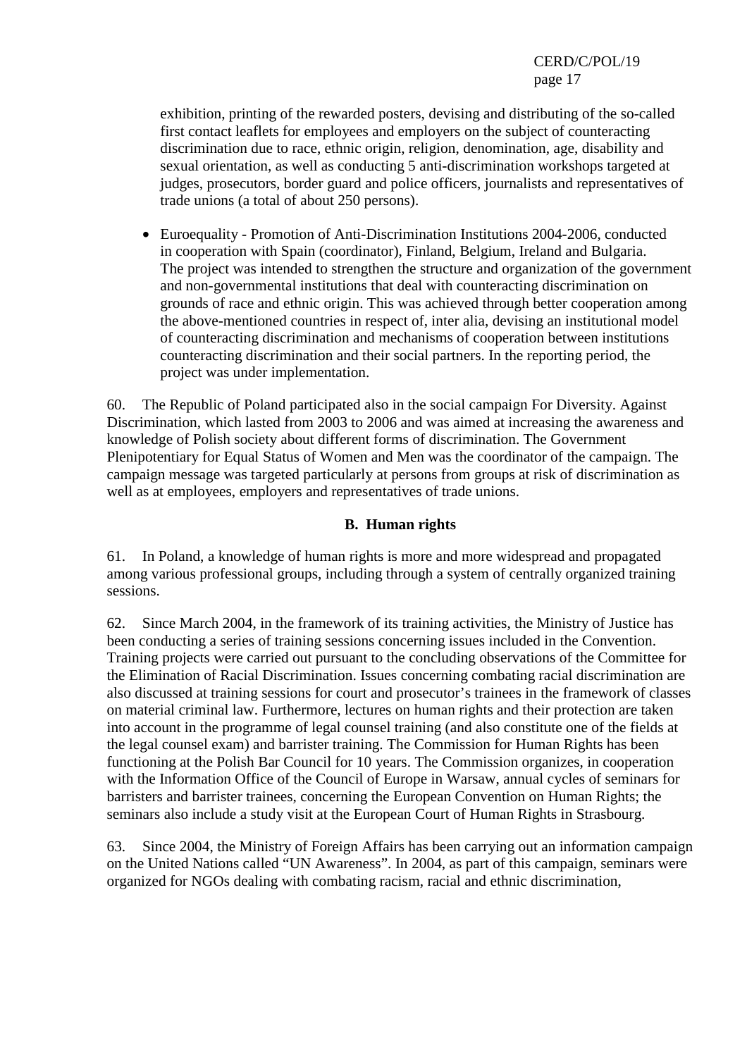exhibition, printing of the rewarded posters, devising and distributing of the so-called first contact leaflets for employees and employers on the subject of counteracting discrimination due to race, ethnic origin, religion, denomination, age, disability and sexual orientation, as well as conducting 5 anti-discrimination workshops targeted at judges, prosecutors, border guard and police officers, journalists and representatives of trade unions (a total of about 250 persons).

- Euroequality - Promotion of Anti-Discrimination Institutions 2004-2006, conducted in cooperation with Spain (coordinator), Finland, Belgium, Ireland and Bulgaria. The project was intended to strengthen the structure and organization of the government and non-governmental institutions that deal with counteracting discrimination on grounds of race and ethnic origin. This was achieved through better cooperation among the above-mentioned countries in respect of, inter alia, devising an institutional model of counteracting discrimination and mechanisms of cooperation between institutions counteracting discrimination and their social partners. In the reporting period, the project was under implementation.

60. The Republic of Poland participated also in the social campaign For Diversity. Against Discrimination, which lasted from 2003 to 2006 and was aimed at increasing the awareness and knowledge of Polish society about different forms of discrimination. The Government Plenipotentiary for Equal Status of Women and Men was the coordinator of the campaign. The campaign message was targeted particularly at persons from groups at risk of discrimination as well as at employees, employers and representatives of trade unions.

## B. Human rights

61. In Poland, a knowledge of human rights is more and more widespread and propagated among various professional groups, including through a system of centrally organized training sessions.

62. Since March 2004, in the framework of its training activities, the Ministry of Justice has been conducting a series of training sessions concerning issues included in the Convention. Training projects were carried out pursuant to the concluding observations of the Committee for the Elimination of Racial Discrimination. Issues concerning combating racial discrimination are also discussed at training sessions for court and prosecutor's trainees in the framework of classes on material criminal law. Furthermore, lectures on human rights and their protection are taken into account in the programme of legal counsel training (and also constitute one of the fields at the legal counsel exam) and barrister training. The Commission for Human Rights has been functioning at the Polish Bar Council for 10 years. The Commission organizes, in cooperation with the Information Office of the Council of Europe in Warsaw, annual cycles of seminars for barristers and barrister trainees, concerning the European Convention on Human Rights; the seminars also include a study visit at the European Court of Human Rights in Strasbourg.

63. Since 2004, the Ministry of Foreign Affairs has been carrying out an information campaign on the United Nations called "UN Awareness". In 2004, as part of this campaign, seminars were organized for NGOs dealing with combating racism, racial and ethnic discrimination,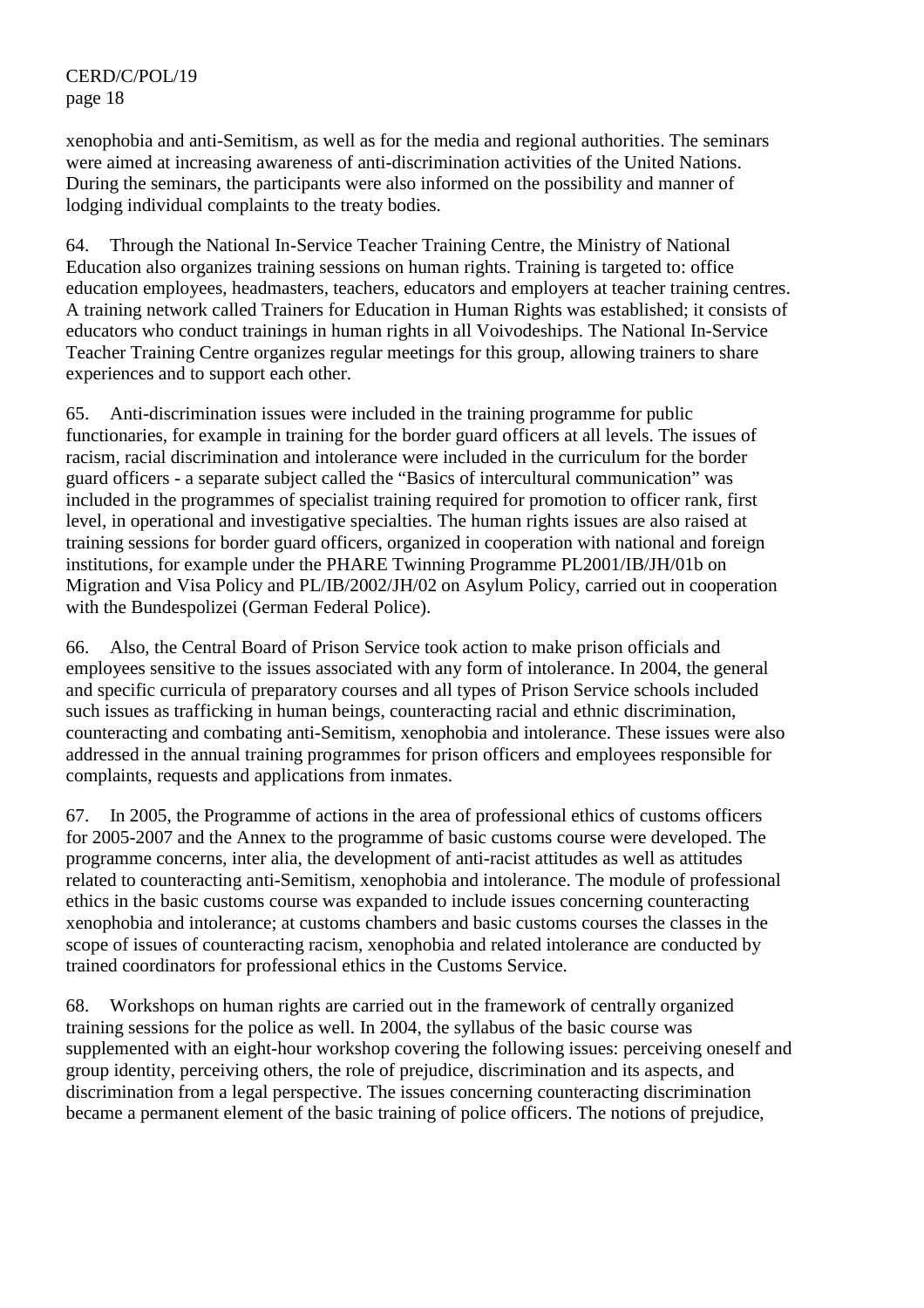xenophobia and anti-Semitism, as well as for the media and regional authorities. The seminars were aimed at increasing awareness of anti-discrimination activities of the United Nations. During the seminars, the participants were also informed on the possibility and manner of lodging individual complaints to the treaty bodies.

64. Through the National In-Service Teacher Training Centre, the Ministry of National Education also organizes training sessions on human rights. Training is targeted to: office education employees, headmasters, teachers, educators and employers at teacher training centres. A training network called Trainers for Education in Human Rights was established; it consists of educators who conduct trainings in human rights in all Voivodeships. The National In-Service Teacher Training Centre organizes regular meetings for this group, allowing trainers to share experiences and to support each other.

65. Anti-discrimination issues were included in the training programme for public functionaries, for example in training for the border guard officers at all levels. The issues of racism, racial discrimination and intolerance were included in the curriculum for the border guard officers - a separate subject called the "Basics of intercultural communication" was included in the programmes of specialist training required for promotion to officer rank, first level, in operational and investigative specialties. The human rights issues are also raised at training sessions for border guard officers, organized in cooperation with national and foreign institutions, for example under the PHARE Twinning Programme PL2001/IB/JH/01b on Migration and Visa Policy and PL/IB/2002/JH/02 on Asylum Policy, carried out in cooperation with the Bundespolizei (German Federal Police).

66. Also, the Central Board of Prison Service took action to make prison officials and employees sensitive to the issues associated with any form of intolerance. In 2004, the general and specific curricula of preparatory courses and all types of Prison Service schools included such issues as trafficking in human beings, counteracting racial and ethnic discrimination, counteracting and combating anti-Semitism, xenophobia and intolerance. These issues were also addressed in the annual training programmes for prison officers and employees responsible for complaints, requests and applications from inmates.

67. In 2005, the Programme of actions in the area of professional ethics of customs officers for 2005-2007 and the Annex to the programme of basic customs course were developed. The programme concerns, inter alia, the development of anti-racist attitudes as well as attitudes related to counteracting anti-Semitism, xenophobia and intolerance. The module of professional ethics in the basic customs course was expanded to include issues concerning counteracting xenophobia and intolerance; at customs chambers and basic customs courses the classes in the scope of issues of counteracting racism, xenophobia and related intolerance are conducted by trained coordinators for professional ethics in the Customs Service.

68. Workshops on human rights are carried out in the framework of centrally organized training sessions for the police as well. In 2004, the syllabus of the basic course was supplemented with an eight-hour workshop covering the following issues: perceiving oneself and group identity, perceiving others, the role of prejudice, discrimination and its aspects, and discrimination from a legal perspective. The issues concerning counteracting discrimination became a permanent element of the basic training of police officers. The notions of prejudice,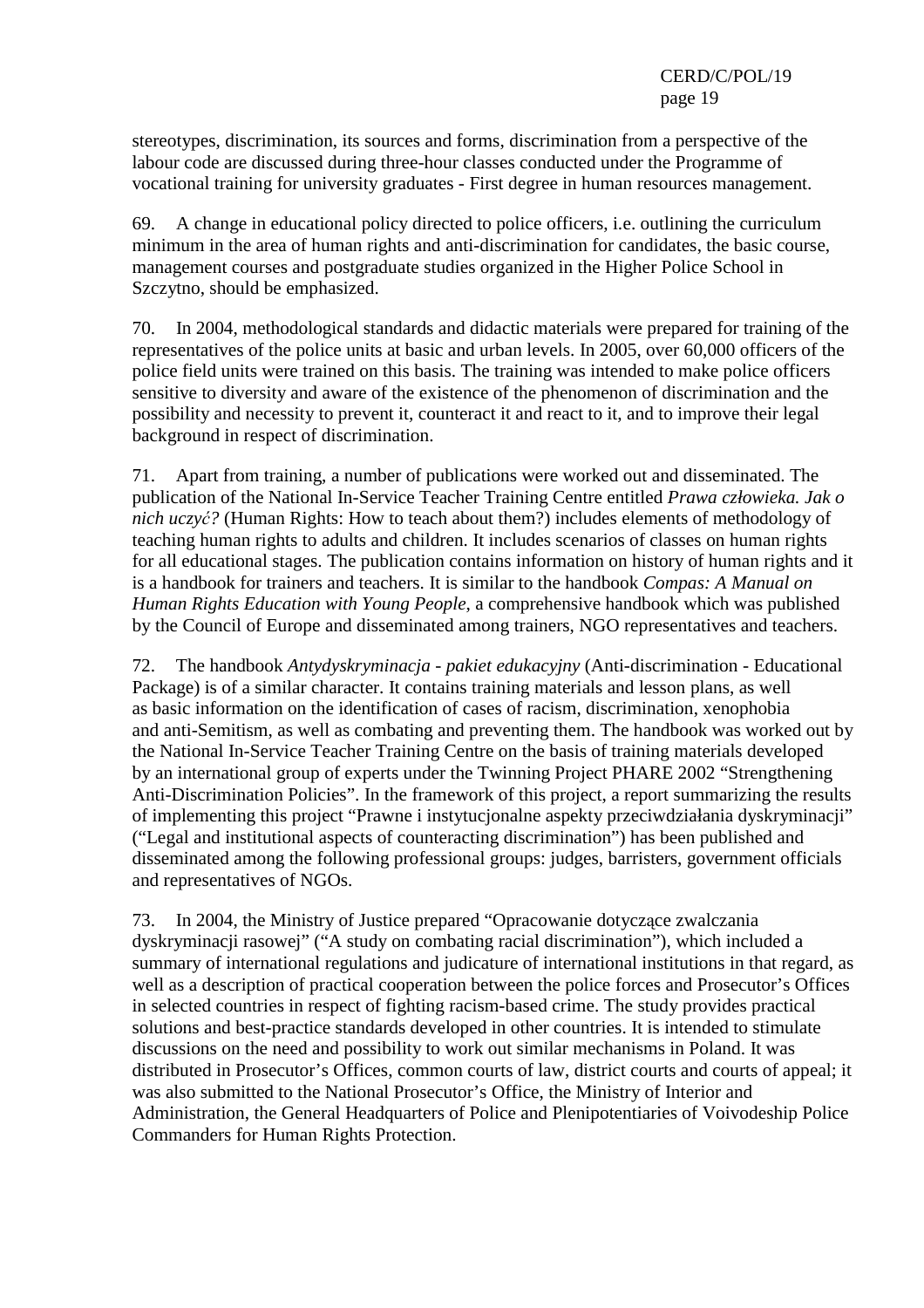stereotypes, discrimination, its sources and forms, discrimination from a perspective of the labour code are discussed during three-hour classes conducted under the Programme of vocational training for university graduates - First degree in human resources management.

69. A change in educational policy directed to police officers, i.e. outlining the curriculum minimum in the area of human rights and anti-discrimination for candidates, the basic course, management courses and postgraduate studies organized in the Higher Police School in Szczytno, should be emphasized.

70. In 2004, methodological standards and didactic materials were prepared for training of the representatives of the police units at basic and urban levels. In 2005, over 60,000 officers of the police field units were trained on this basis. The training was intended to make police officers sensitive to diversity and aware of the existence of the phenomenon of discrimination and the possibility and necessity to prevent it, counteract it and react to it, and to improve their legal background in respect of discrimination.

71. Apart from training, a number of publications were worked out and disseminated. The publication of the National In-Service Teacher Training Centre entitled *Prawa człowieka. Jak o nich uczyć?* (Human Rights: How to teach about them?) includes elements of methodology of teaching human rights to adults and children. It includes scenarios of classes on human rights for all educational stages. The publication contains information on history of human rights and it is a handbook for trainers and teachers. It is similar to the handbook *Compas: A Manual on Human Rights Education with Young People*, a comprehensive handbook which was published by the Council of Europe and disseminated among trainers, NGO representatives and teachers.

72. The handbook *Antydyskryminacja - pakiet edukacyjny* (Anti-discrimination - Educational Package) is of a similar character. It contains training materials and lesson plans, as well as basic information on the identification of cases of racism, discrimination, xenophobia and anti-Semitism, as well as combating and preventing them. The handbook was worked out by the National In-Service Teacher Training Centre on the basis of training materials developed by an international group of experts under the Twinning Project PHARE 2002 "Strengthening Anti-Discrimination Policies". In the framework of this project, a report summarizing the results of implementing this project "Prawne i instytucjonalne aspekty przeciwdziałania dyskryminacji" ("Legal and institutional aspects of counteracting discrimination") has been published and disseminated among the following professional groups: judges, barristers, government officials and representatives of NGOs.

73. In 2004, the Ministry of Justice prepared "Opracowanie dotyczące zwalczania dyskryminacji rasowej" ("A study on combating racial discrimination"), which included a summary of international regulations and judicature of international institutions in that regard, as well as a description of practical cooperation between the police forces and Prosecutor's Offices in selected countries in respect of fighting racism-based crime. The study provides practical solutions and best-practice standards developed in other countries. It is intended to stimulate discussions on the need and possibility to work out similar mechanisms in Poland. It was distributed in Prosecutor's Offices, common courts of law, district courts and courts of appeal; it was also submitted to the National Prosecutor's Office, the Ministry of Interior and Administration, the General Headquarters of Police and Plenipotentiaries of Voivodeship Police Commanders for Human Rights Protection.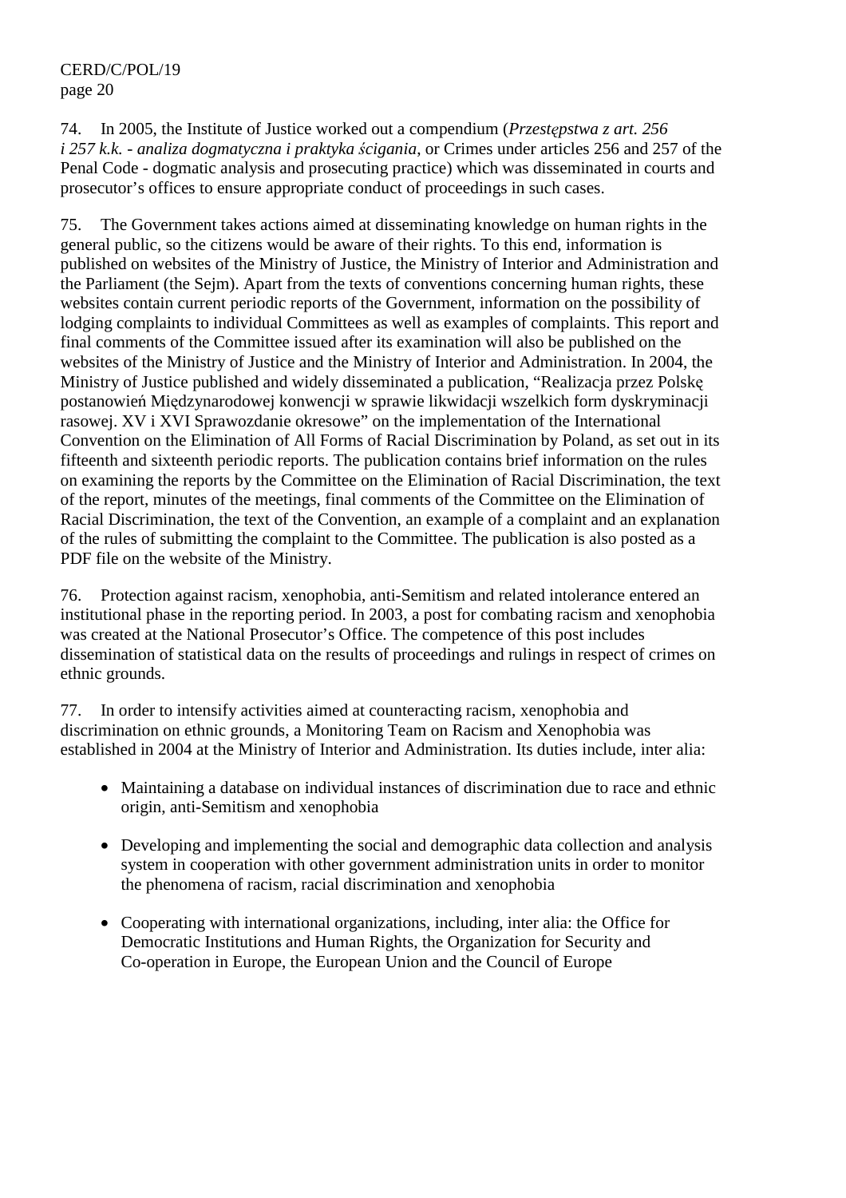74. In 2005, the Institute of Justice worked out a compendium (*Przestępstwa z art. 256 i 257 k.k. - analiza dogmatyczna i praktyka ścigania*, or Crimes under articles 256 and 257 of the Penal Code - dogmatic analysis and prosecuting practice) which was disseminated in courts and prosecutor's offices to ensure appropriate conduct of proceedings in such cases.

75. The Government takes actions aimed at disseminating knowledge on human rights in the general public, so the citizens would be aware of their rights. To this end, information is published on websites of the Ministry of Justice, the Ministry of Interior and Administration and the Parliament (the Sejm). Apart from the texts of conventions concerning human rights, these websites contain current periodic reports of the Government, information on the possibility of lodging complaints to individual Committees as well as examples of complaints. This report and final comments of the Committee issued after its examination will also be published on the websites of the Ministry of Justice and the Ministry of Interior and Administration. In 2004, the Ministry of Justice published and widely disseminated a publication, "Realizacja przez Polskę postanowień Międzynarodowej konwencji w sprawie likwidacji wszelkich form dyskryminacji rasowej. XV i XVI Sprawozdanie okresowe" on the implementation of the International Convention on the Elimination of All Forms of Racial Discrimination by Poland, as set out in its fifteenth and sixteenth periodic reports. The publication contains brief information on the rules on examining the reports by the Committee on the Elimination of Racial Discrimination, the text of the report, minutes of the meetings, final comments of the Committee on the Elimination of Racial Discrimination, the text of the Convention, an example of a complaint and an explanation of the rules of submitting the complaint to the Committee. The publication is also posted as a PDF file on the website of the Ministry.

76. Protection against racism, xenophobia, anti-Semitism and related intolerance entered an institutional phase in the reporting period. In 2003, a post for combating racism and xenophobia was created at the National Prosecutor's Office. The competence of this post includes dissemination of statistical data on the results of proceedings and rulings in respect of crimes on ethnic grounds.

77. In order to intensify activities aimed at counteracting racism, xenophobia and discrimination on ethnic grounds, a Monitoring Team on Racism and Xenophobia was established in 2004 at the Ministry of Interior and Administration. Its duties include, inter alia:

- Maintaining a database on individual instances of discrimination due to race and ethnic origin, anti-Semitism and xenophobia
- Developing and implementing the social and demographic data collection and analysis system in cooperation with other government administration units in order to monitor the phenomena of racism, racial discrimination and xenophobia
- Cooperating with international organizations, including, inter alia: the Office for Democratic Institutions and Human Rights, the Organization for Security and Co-operation in Europe, the European Union and the Council of Europe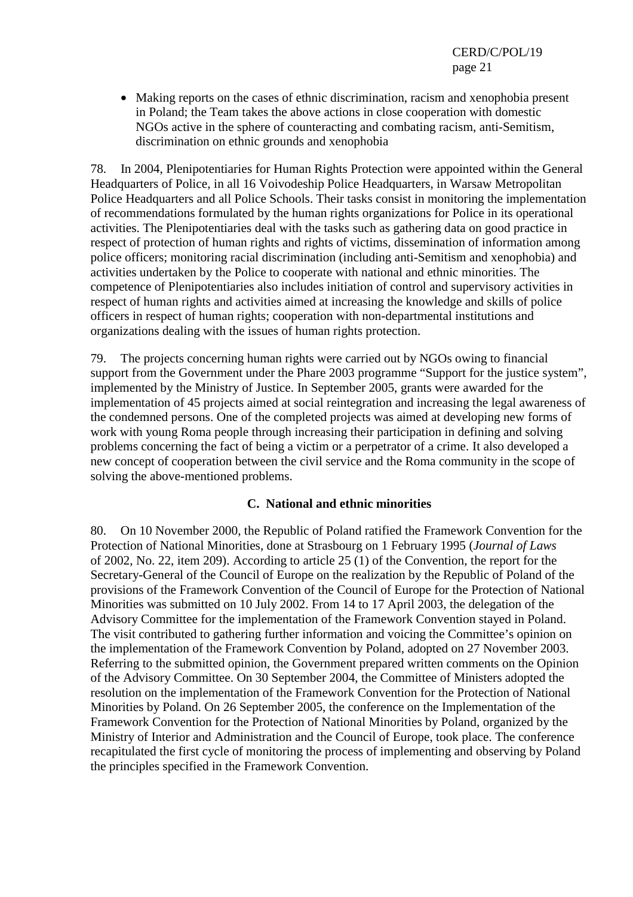- Making reports on the cases of ethnic discrimination, racism and xenophobia present in Poland; the Team takes the above actions in close cooperation with domestic NGOs active in the sphere of counteracting and combating racism, anti-Semitism, discrimination on ethnic grounds and xenophobia

78. In 2004, Plenipotentiaries for Human Rights Protection were appointed within the General Headquarters of Police, in all 16 Voivodeship Police Headquarters, in Warsaw Metropolitan Police Headquarters and all Police Schools. Their tasks consist in monitoring the implementation of recommendations formulated by the human rights organizations for Police in its operational activities. The Plenipotentiaries deal with the tasks such as gathering data on good practice in respect of protection of human rights and rights of victims, dissemination of information among police officers; monitoring racial discrimination (including anti-Semitism and xenophobia) and activities undertaken by the Police to cooperate with national and ethnic minorities. The competence of Plenipotentiaries also includes initiation of control and supervisory activities in respect of human rights and activities aimed at increasing the knowledge and skills of police officers in respect of human rights; cooperation with non-departmental institutions and organizations dealing with the issues of human rights protection.

79. The projects concerning human rights were carried out by NGOs owing to financial support from the Government under the Phare 2003 programme "Support for the justice system", implemented by the Ministry of Justice. In September 2005, grants were awarded for the implementation of 45 projects aimed at social reintegration and increasing the legal awareness of the condemned persons. One of the completed projects was aimed at developing new forms of work with young Roma people through increasing their participation in defining and solving problems concerning the fact of being a victim or a perpetrator of a crime. It also developed a new concept of cooperation between the civil service and the Roma community in the scope of solving the above-mentioned problems.

### C. National and ethnic minorities

80. On 10 November 2000, the Republic of Poland ratified the Framework Convention for the Protection of National Minorities, done at Strasbourg on 1 February 1995 (*Journal of Laws* of 2002, No. 22, item 209). According to article 25 (1) of the Convention, the report for the Secretary-General of the Council of Europe on the realization by the Republic of Poland of the provisions of the Framework Convention of the Council of Europe for the Protection of National Minorities was submitted on 10 July 2002. From 14 to 17 April 2003, the delegation of the Advisory Committee for the implementation of the Framework Convention stayed in Poland. The visit contributed to gathering further information and voicing the Committee's opinion on the implementation of the Framework Convention by Poland, adopted on 27 November 2003. Referring to the submitted opinion, the Government prepared written comments on the Opinion of the Advisory Committee. On 30 September 2004, the Committee of Ministers adopted the resolution on the implementation of the Framework Convention for the Protection of National Minorities by Poland. On 26 September 2005, the conference on the Implementation of the Framework Convention for the Protection of National Minorities by Poland, organized by the Ministry of Interior and Administration and the Council of Europe, took place. The conference recapitulated the first cycle of monitoring the process of implementing and observing by Poland the principles specified in the Framework Convention.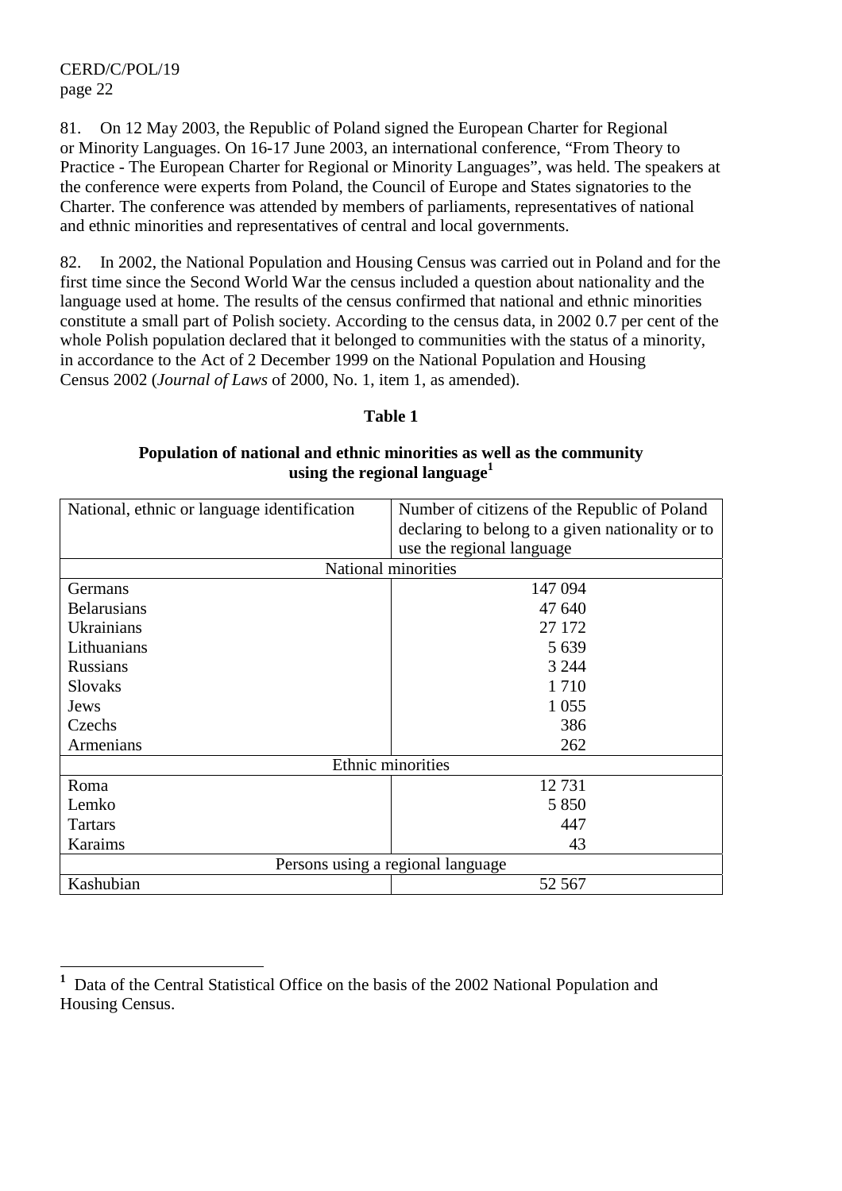81. On 12 May 2003, the Republic of Poland signed the European Charter for Regional or Minority Languages. On 16-17 June 2003, an international conference, "From Theory to Practice - The European Charter for Regional or Minority Languages", was held. The speakers at the conference were experts from Poland, the Council of Europe and States signatories to the Charter. The conference was attended by members of parliaments, representatives of national and ethnic minorities and representatives of central and local governments.

82. In 2002, the National Population and Housing Census was carried out in Poland and for the first time since the Second World War the census included a question about nationality and the language used at home. The results of the census confirmed that national and ethnic minorities constitute a small part of Polish society. According to the census data, in 2002 0.7 per cent of the whole Polish population declared that it belonged to communities with the status of a minority, in accordance to the Act of 2 December 1999 on the National Population and Housing Census 2002 (*Journal of Laws* of 2000, No. 1, item 1, as amended).

**Table 1**

**Population of national and ethnic minorities as well as the community using the regional language**[1]

| National, ethnic or language identification | Number of citizens of the Republic of Poland declaring to belong to a given nationality or to use the regional language |
|---|---|
| National minorities | |
| Germans | 147 094 |
| Belarusians | 47 640 |
| Ukrainians | 27 172 |
| Lithuanians | 5 639 |
| Russians | 3 244 |
| Slovaks | 1 710 |
| Jews | 1 055 |
| Czechs | 386 |
| Armenians | 262 |
| Ethnic minorities | |
| Roma | 12 731 |
| Lemko | 5 850 |
| Tartars | 447 |
| Karaims | 43 |
| Persons using a regional language | |
| Kashubian | 52 567 |

[1] Data of the Central Statistical Office on the basis of the 2002 National Population and Housing Census.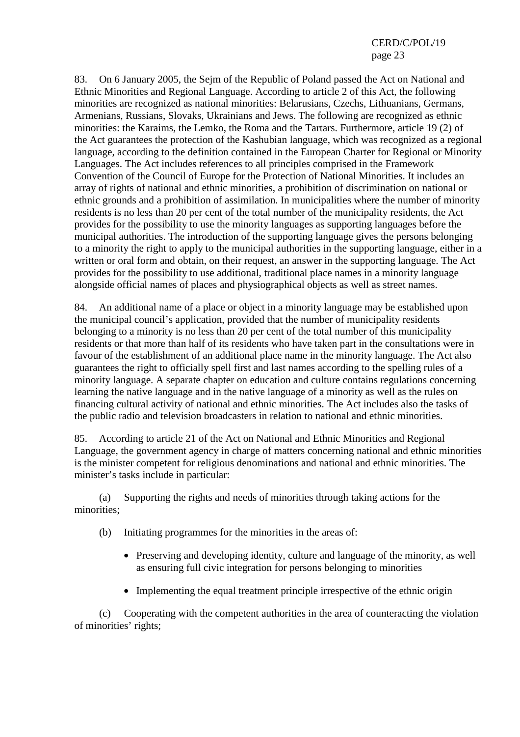83. On 6 January 2005, the Sejm of the Republic of Poland passed the Act on National and Ethnic Minorities and Regional Language. According to article 2 of this Act, the following minorities are recognized as national minorities: Belarusians, Czechs, Lithuanians, Germans, Armenians, Russians, Slovaks, Ukrainians and Jews. The following are recognized as ethnic minorities: the Karaims, the Lemko, the Roma and the Tartars. Furthermore, article 19 (2) of the Act guarantees the protection of the Kashubian language, which was recognized as a regional language, according to the definition contained in the European Charter for Regional or Minority Languages. The Act includes references to all principles comprised in the Framework Convention of the Council of Europe for the Protection of National Minorities. It includes an array of rights of national and ethnic minorities, a prohibition of discrimination on national or ethnic grounds and a prohibition of assimilation. In municipalities where the number of minority residents is no less than 20 per cent of the total number of the municipality residents, the Act provides for the possibility to use the minority languages as supporting languages before the municipal authorities. The introduction of the supporting language gives the persons belonging to a minority the right to apply to the municipal authorities in the supporting language, either in a written or oral form and obtain, on their request, an answer in the supporting language. The Act provides for the possibility to use additional, traditional place names in a minority language alongside official names of places and physiographical objects as well as street names.

84. An additional name of a place or object in a minority language may be established upon the municipal council's application, provided that the number of municipality residents belonging to a minority is no less than 20 per cent of the total number of this municipality residents or that more than half of its residents who have taken part in the consultations were in favour of the establishment of an additional place name in the minority language. The Act also guarantees the right to officially spell first and last names according to the spelling rules of a minority language. A separate chapter on education and culture contains regulations concerning learning the native language and in the native language of a minority as well as the rules on financing cultural activity of national and ethnic minorities. The Act includes also the tasks of the public radio and television broadcasters in relation to national and ethnic minorities.

85. According to article 21 of the Act on National and Ethnic Minorities and Regional Language, the government agency in charge of matters concerning national and ethnic minorities is the minister competent for religious denominations and national and ethnic minorities. The minister's tasks include in particular:

(a) Supporting the rights and needs of minorities through taking actions for the minorities;

(b) Initiating programmes for the minorities in the areas of:

- Preserving and developing identity, culture and language of the minority, as well as ensuring full civic integration for persons belonging to minorities
- Implementing the equal treatment principle irrespective of the ethnic origin

(c) Cooperating with the competent authorities in the area of counteracting the violation of minorities' rights;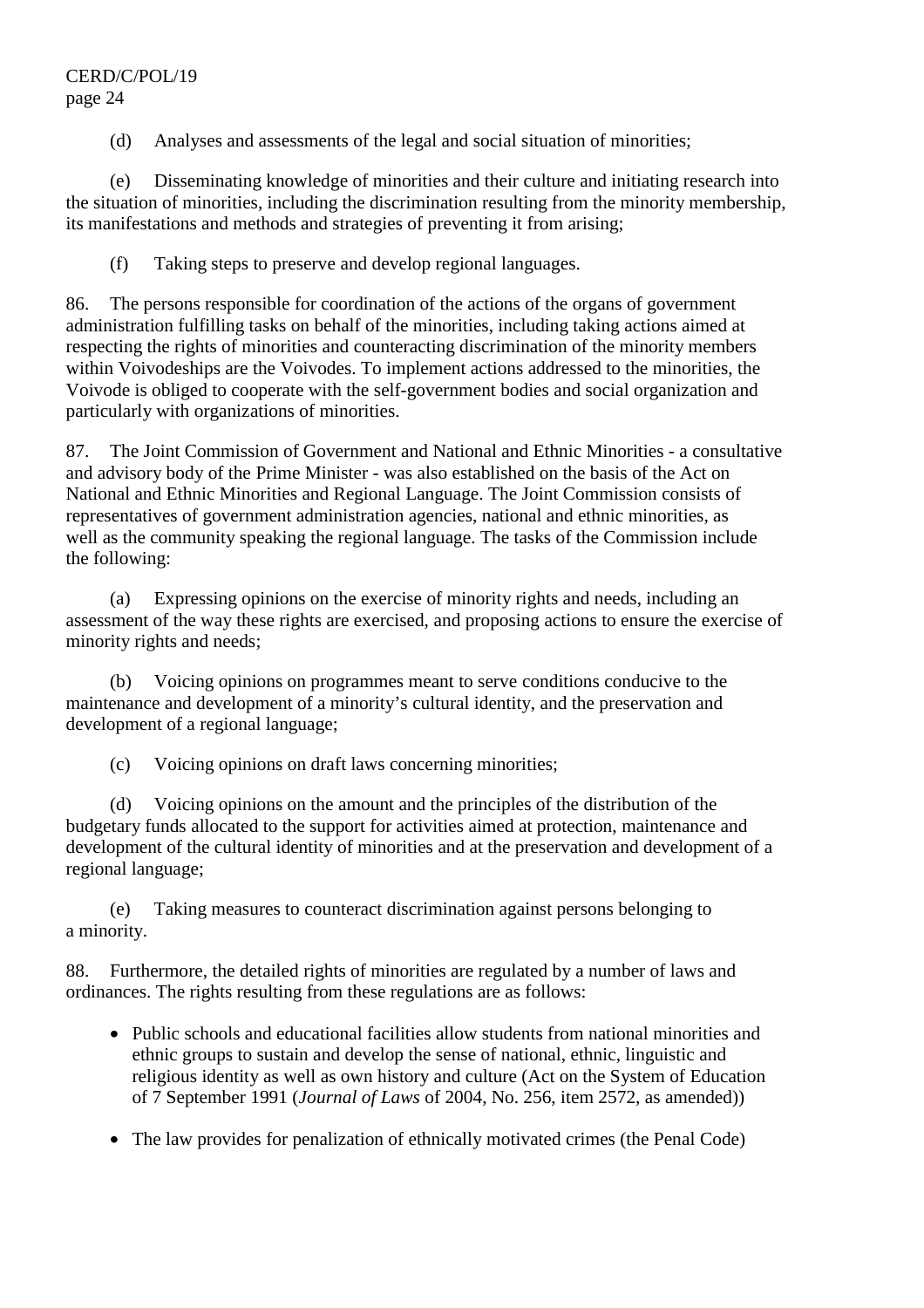(d) Analyses and assessments of the legal and social situation of minorities;

(e) Disseminating knowledge of minorities and their culture and initiating research into the situation of minorities, including the discrimination resulting from the minority membership, its manifestations and methods and strategies of preventing it from arising;

(f) Taking steps to preserve and develop regional languages.

86. The persons responsible for coordination of the actions of the organs of government administration fulfilling tasks on behalf of the minorities, including taking actions aimed at respecting the rights of minorities and counteracting discrimination of the minority members within Voivodeships are the Voivodes. To implement actions addressed to the minorities, the Voivode is obliged to cooperate with the self-government bodies and social organization and particularly with organizations of minorities.

87. The Joint Commission of Government and National and Ethnic Minorities - a consultative and advisory body of the Prime Minister - was also established on the basis of the Act on National and Ethnic Minorities and Regional Language. The Joint Commission consists of representatives of government administration agencies, national and ethnic minorities, as well as the community speaking the regional language. The tasks of the Commission include the following:

(a) Expressing opinions on the exercise of minority rights and needs, including an assessment of the way these rights are exercised, and proposing actions to ensure the exercise of minority rights and needs;

(b) Voicing opinions on programmes meant to serve conditions conducive to the maintenance and development of a minority's cultural identity, and the preservation and development of a regional language;

(c) Voicing opinions on draft laws concerning minorities;

(d) Voicing opinions on the amount and the principles of the distribution of the budgetary funds allocated to the support for activities aimed at protection, maintenance and development of the cultural identity of minorities and at the preservation and development of a regional language;

(e) Taking measures to counteract discrimination against persons belonging to a minority.

88. Furthermore, the detailed rights of minorities are regulated by a number of laws and ordinances. The rights resulting from these regulations are as follows:

- Public schools and educational facilities allow students from national minorities and ethnic groups to sustain and develop the sense of national, ethnic, linguistic and religious identity as well as own history and culture (Act on the System of Education of 7 September 1991 (*Journal of Laws* of 2004, No. 256, item 2572, as amended))

- The law provides for penalization of ethnically motivated crimes (the Penal Code)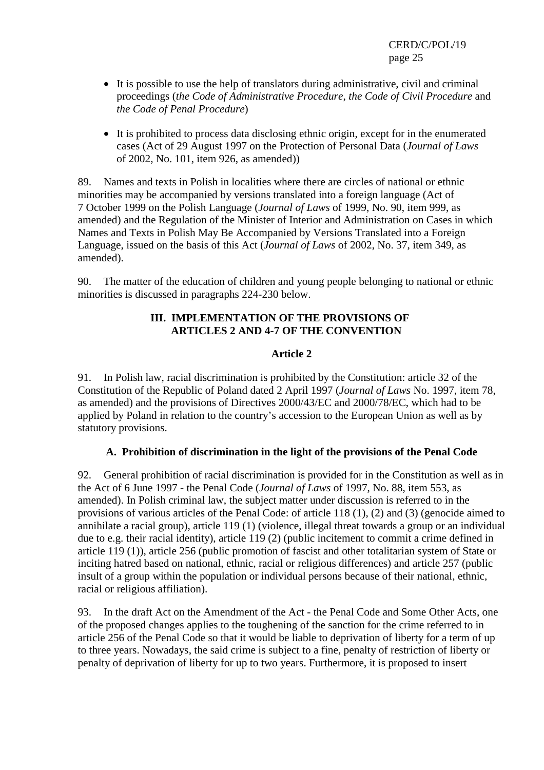- It is possible to use the help of translators during administrative, civil and criminal proceedings (*the Code of Administrative Procedure*, *the Code of Civil Procedure* and *the Code of Penal Procedure*)

- It is prohibited to process data disclosing ethnic origin, except for in the enumerated cases (Act of 29 August 1997 on the Protection of Personal Data (*Journal of Laws* of 2002, No. 101, item 926, as amended))

89. Names and texts in Polish in localities where there are circles of national or ethnic minorities may be accompanied by versions translated into a foreign language (Act of 7 October 1999 on the Polish Language (*Journal of Laws* of 1999, No. 90, item 999, as amended) and the Regulation of the Minister of Interior and Administration on Cases in which Names and Texts in Polish May Be Accompanied by Versions Translated into a Foreign Language, issued on the basis of this Act (*Journal of Laws* of 2002, No. 37, item 349, as amended).

90. The matter of the education of children and young people belonging to national or ethnic minorities is discussed in paragraphs 224-230 below.

## III. IMPLEMENTATION OF THE PROVISIONS OF ARTICLES 2 AND 4-7 OF THE CONVENTION

### Article 2

91. In Polish law, racial discrimination is prohibited by the Constitution: article 32 of the Constitution of the Republic of Poland dated 2 April 1997 (*Journal of Laws* No. 1997, item 78, as amended) and the provisions of Directives 2000/43/EC and 2000/78/EC, which had to be applied by Poland in relation to the country's accession to the European Union as well as by statutory provisions.

#### A. Prohibition of discrimination in the light of the provisions of the Penal Code

92. General prohibition of racial discrimination is provided for in the Constitution as well as in the Act of 6 June 1997 - the Penal Code (*Journal of Laws* of 1997, No. 88, item 553, as amended). In Polish criminal law, the subject matter under discussion is referred to in the provisions of various articles of the Penal Code: of article 118 (1), (2) and (3) (genocide aimed to annihilate a racial group), article 119 (1) (violence, illegal threat towards a group or an individual due to e.g. their racial identity), article 119 (2) (public incitement to commit a crime defined in article 119 (1)), article 256 (public promotion of fascist and other totalitarian system of State or inciting hatred based on national, ethnic, racial or religious differences) and article 257 (public insult of a group within the population or individual persons because of their national, ethnic, racial or religious affiliation).

93. In the draft Act on the Amendment of the Act - the Penal Code and Some Other Acts, one of the proposed changes applies to the toughening of the sanction for the crime referred to in article 256 of the Penal Code so that it would be liable to deprivation of liberty for a term of up to three years. Nowadays, the said crime is subject to a fine, penalty of restriction of liberty or penalty of deprivation of liberty for up to two years. Furthermore, it is proposed to insert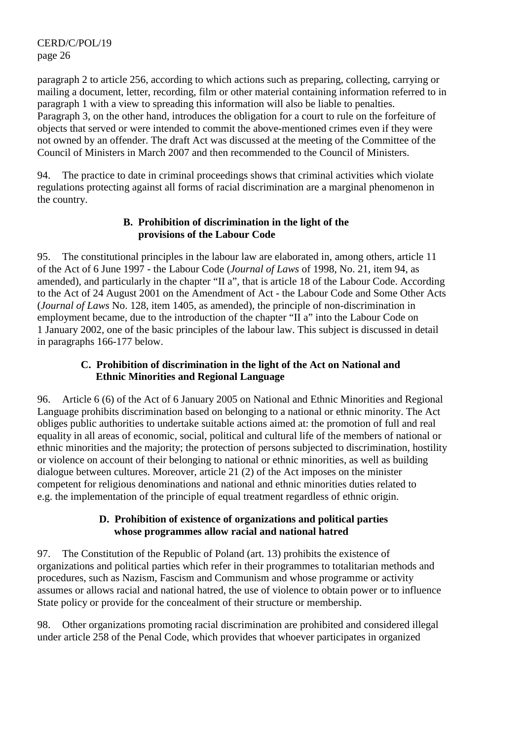paragraph 2 to article 256, according to which actions such as preparing, collecting, carrying or mailing a document, letter, recording, film or other material containing information referred to in paragraph 1 with a view to spreading this information will also be liable to penalties. Paragraph 3, on the other hand, introduces the obligation for a court to rule on the forfeiture of objects that served or were intended to commit the above-mentioned crimes even if they were not owned by an offender. The draft Act was discussed at the meeting of the Committee of the Council of Ministers in March 2007 and then recommended to the Council of Ministers.

94. The practice to date in criminal proceedings shows that criminal activities which violate regulations protecting against all forms of racial discrimination are a marginal phenomenon in the country.

### B. Prohibition of discrimination in the light of the provisions of the Labour Code

95. The constitutional principles in the labour law are elaborated in, among others, article 11 of the Act of 6 June 1997 - the Labour Code (*Journal of Laws* of 1998, No. 21, item 94, as amended), and particularly in the chapter "II a", that is article 18 of the Labour Code. According to the Act of 24 August 2001 on the Amendment of Act - the Labour Code and Some Other Acts (*Journal of Laws* No. 128, item 1405, as amended), the principle of non-discrimination in employment became, due to the introduction of the chapter "II a" into the Labour Code on 1 January 2002, one of the basic principles of the labour law. This subject is discussed in detail in paragraphs 166-177 below.

### C. Prohibition of discrimination in the light of the Act on National and Ethnic Minorities and Regional Language

96. Article 6 (6) of the Act of 6 January 2005 on National and Ethnic Minorities and Regional Language prohibits discrimination based on belonging to a national or ethnic minority. The Act obliges public authorities to undertake suitable actions aimed at: the promotion of full and real equality in all areas of economic, social, political and cultural life of the members of national or ethnic minorities and the majority; the protection of persons subjected to discrimination, hostility or violence on account of their belonging to national or ethnic minorities, as well as building dialogue between cultures. Moreover, article 21 (2) of the Act imposes on the minister competent for religious denominations and national and ethnic minorities duties related to e.g. the implementation of the principle of equal treatment regardless of ethnic origin.

### D. Prohibition of existence of organizations and political parties whose programmes allow racial and national hatred

97. The Constitution of the Republic of Poland (art. 13) prohibits the existence of organizations and political parties which refer in their programmes to totalitarian methods and procedures, such as Nazism, Fascism and Communism and whose programme or activity assumes or allows racial and national hatred, the use of violence to obtain power or to influence State policy or provide for the concealment of their structure or membership.

98. Other organizations promoting racial discrimination are prohibited and considered illegal under article 258 of the Penal Code, which provides that whoever participates in organized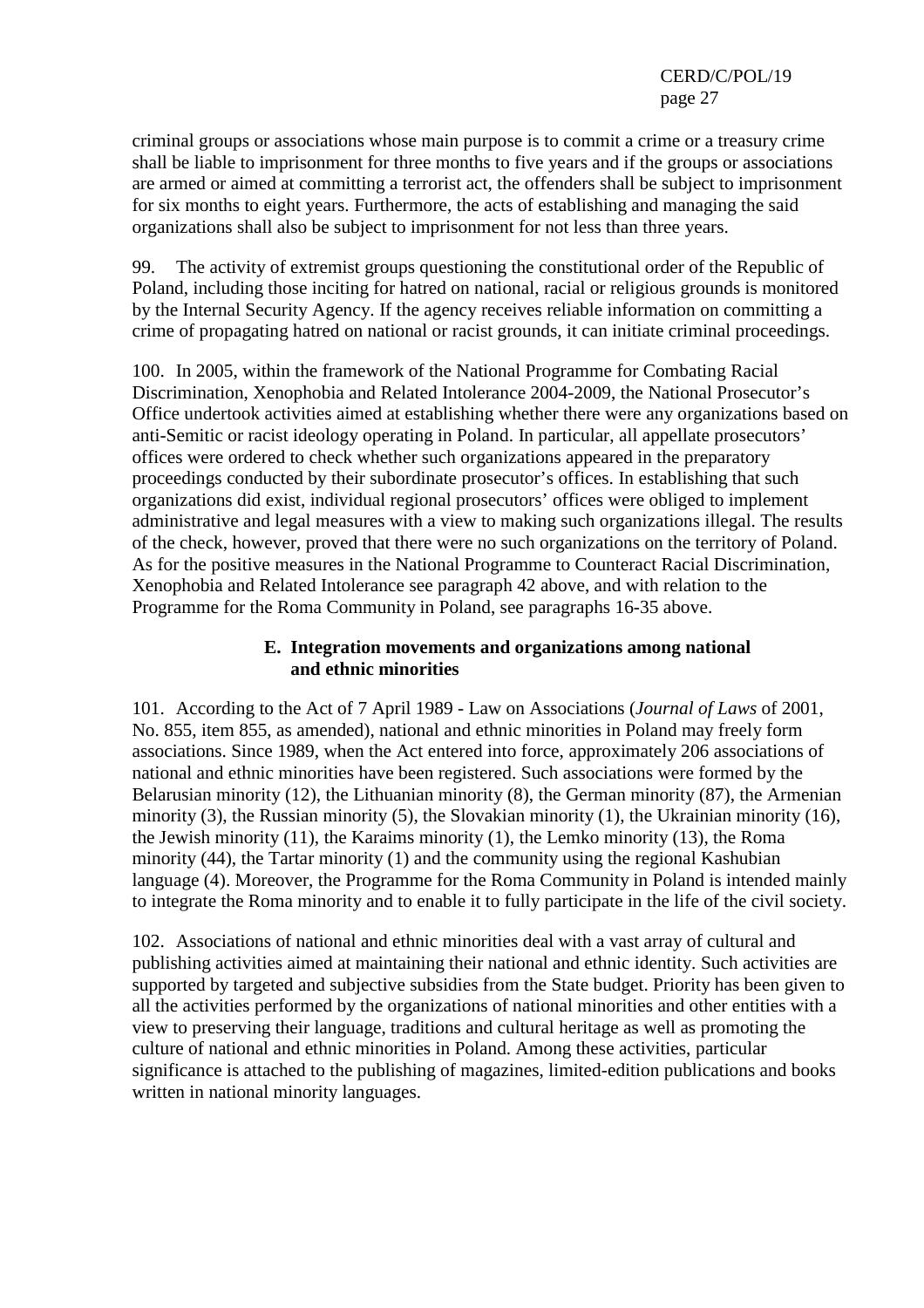criminal groups or associations whose main purpose is to commit a crime or a treasury crime shall be liable to imprisonment for three months to five years and if the groups or associations are armed or aimed at committing a terrorist act, the offenders shall be subject to imprisonment for six months to eight years. Furthermore, the acts of establishing and managing the said organizations shall also be subject to imprisonment for not less than three years.

99. The activity of extremist groups questioning the constitutional order of the Republic of Poland, including those inciting for hatred on national, racial or religious grounds is monitored by the Internal Security Agency. If the agency receives reliable information on committing a crime of propagating hatred on national or racist grounds, it can initiate criminal proceedings.

100. In 2005, within the framework of the National Programme for Combating Racial Discrimination, Xenophobia and Related Intolerance 2004-2009, the National Prosecutor's Office undertook activities aimed at establishing whether there were any organizations based on anti-Semitic or racist ideology operating in Poland. In particular, all appellate prosecutors' offices were ordered to check whether such organizations appeared in the preparatory proceedings conducted by their subordinate prosecutor's offices. In establishing that such organizations did exist, individual regional prosecutors' offices were obliged to implement administrative and legal measures with a view to making such organizations illegal. The results of the check, however, proved that there were no such organizations on the territory of Poland. As for the positive measures in the National Programme to Counteract Racial Discrimination, Xenophobia and Related Intolerance see paragraph 42 above, and with relation to the Programme for the Roma Community in Poland, see paragraphs 16-35 above.

### E. Integration movements and organizations among national and ethnic minorities

101. According to the Act of 7 April 1989 - Law on Associations (*Journal of Laws* of 2001, No. 855, item 855, as amended), national and ethnic minorities in Poland may freely form associations. Since 1989, when the Act entered into force, approximately 206 associations of national and ethnic minorities have been registered. Such associations were formed by the Belarusian minority (12), the Lithuanian minority (8), the German minority (87), the Armenian minority (3), the Russian minority (5), the Slovakian minority (1), the Ukrainian minority (16), the Jewish minority (11), the Karaims minority (1), the Lemko minority (13), the Roma minority (44), the Tartar minority (1) and the community using the regional Kashubian language (4). Moreover, the Programme for the Roma Community in Poland is intended mainly to integrate the Roma minority and to enable it to fully participate in the life of the civil society.

102. Associations of national and ethnic minorities deal with a vast array of cultural and publishing activities aimed at maintaining their national and ethnic identity. Such activities are supported by targeted and subjective subsidies from the State budget. Priority has been given to all the activities performed by the organizations of national minorities and other entities with a view to preserving their language, traditions and cultural heritage as well as promoting the culture of national and ethnic minorities in Poland. Among these activities, particular significance is attached to the publishing of magazines, limited-edition publications and books written in national minority languages.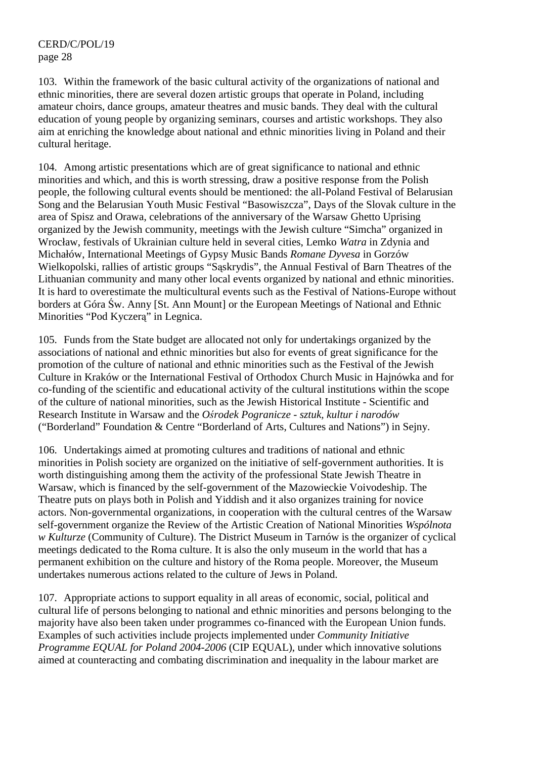103. Within the framework of the basic cultural activity of the organizations of national and ethnic minorities, there are several dozen artistic groups that operate in Poland, including amateur choirs, dance groups, amateur theatres and music bands. They deal with the cultural education of young people by organizing seminars, courses and artistic workshops. They also aim at enriching the knowledge about national and ethnic minorities living in Poland and their cultural heritage.

104. Among artistic presentations which are of great significance to national and ethnic minorities and which, and this is worth stressing, draw a positive response from the Polish people, the following cultural events should be mentioned: the all-Poland Festival of Belarusian Song and the Belarusian Youth Music Festival "Basowiszcza", Days of the Slovak culture in the area of Spisz and Orawa, celebrations of the anniversary of the Warsaw Ghetto Uprising organized by the Jewish community, meetings with the Jewish culture "Simcha" organized in Wrocław, festivals of Ukrainian culture held in several cities, Lemko *Watra* in Zdynia and Michałów, International Meetings of Gypsy Music Bands *Romane Dyvesa* in Gorzów Wielkopolski, rallies of artistic groups "Sąskrydis", the Annual Festival of Barn Theatres of the Lithuanian community and many other local events organized by national and ethnic minorities. It is hard to overestimate the multicultural events such as the Festival of Nations-Europe without borders at Góra Św. Anny [St. Ann Mount] or the European Meetings of National and Ethnic Minorities "Pod Kyczerą" in Legnica.

105. Funds from the State budget are allocated not only for undertakings organized by the associations of national and ethnic minorities but also for events of great significance for the promotion of the culture of national and ethnic minorities such as the Festival of the Jewish Culture in Kraków or the International Festival of Orthodox Church Music in Hajnówka and for co-funding of the scientific and educational activity of the cultural institutions within the scope of the culture of national minorities, such as the Jewish Historical Institute - Scientific and Research Institute in Warsaw and the *Ośrodek Pogranicze - sztuk, kultur i narodów* ("Borderland" Foundation & Centre "Borderland of Arts, Cultures and Nations") in Sejny.

106. Undertakings aimed at promoting cultures and traditions of national and ethnic minorities in Polish society are organized on the initiative of self-government authorities. It is worth distinguishing among them the activity of the professional State Jewish Theatre in Warsaw, which is financed by the self-government of the Mazowieckie Voivodeship. The Theatre puts on plays both in Polish and Yiddish and it also organizes training for novice actors. Non-governmental organizations, in cooperation with the cultural centres of the Warsaw self-government organize the Review of the Artistic Creation of National Minorities *Wspólnota w Kulturze* (Community of Culture). The District Museum in Tarnów is the organizer of cyclical meetings dedicated to the Roma culture. It is also the only museum in the world that has a permanent exhibition on the culture and history of the Roma people. Moreover, the Museum undertakes numerous actions related to the culture of Jews in Poland.

107. Appropriate actions to support equality in all areas of economic, social, political and cultural life of persons belonging to national and ethnic minorities and persons belonging to the majority have also been taken under programmes co-financed with the European Union funds. Examples of such activities include projects implemented under *Community Initiative Programme EQUAL for Poland 2004-2006* (CIP EQUAL), under which innovative solutions aimed at counteracting and combating discrimination and inequality in the labour market are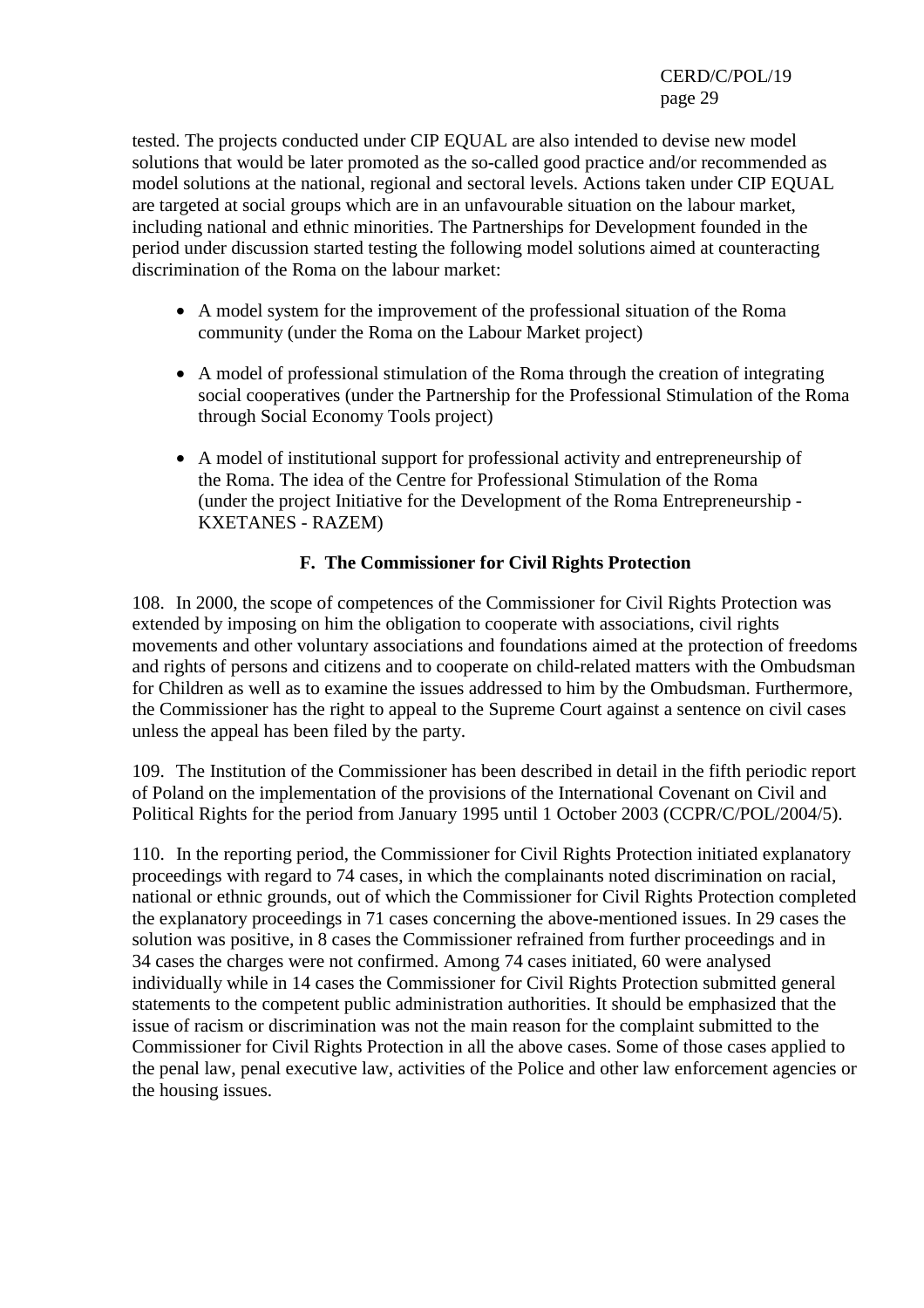tested. The projects conducted under CIP EQUAL are also intended to devise new model solutions that would be later promoted as the so-called good practice and/or recommended as model solutions at the national, regional and sectoral levels. Actions taken under CIP EQUAL are targeted at social groups which are in an unfavourable situation on the labour market, including national and ethnic minorities. The Partnerships for Development founded in the period under discussion started testing the following model solutions aimed at counteracting discrimination of the Roma on the labour market:

- A model system for the improvement of the professional situation of the Roma community (under the Roma on the Labour Market project)
- A model of professional stimulation of the Roma through the creation of integrating social cooperatives (under the Partnership for the Professional Stimulation of the Roma through Social Economy Tools project)
- A model of institutional support for professional activity and entrepreneurship of the Roma. The idea of the Centre for Professional Stimulation of the Roma (under the project Initiative for the Development of the Roma Entrepreneurship - KXETANES - RAZEM)

### F. The Commissioner for Civil Rights Protection

108. In 2000, the scope of competences of the Commissioner for Civil Rights Protection was extended by imposing on him the obligation to cooperate with associations, civil rights movements and other voluntary associations and foundations aimed at the protection of freedoms and rights of persons and citizens and to cooperate on child-related matters with the Ombudsman for Children as well as to examine the issues addressed to him by the Ombudsman. Furthermore, the Commissioner has the right to appeal to the Supreme Court against a sentence on civil cases unless the appeal has been filed by the party.

109. The Institution of the Commissioner has been described in detail in the fifth periodic report of Poland on the implementation of the provisions of the International Covenant on Civil and Political Rights for the period from January 1995 until 1 October 2003 (CCPR/C/POL/2004/5).

110. In the reporting period, the Commissioner for Civil Rights Protection initiated explanatory proceedings with regard to 74 cases, in which the complainants noted discrimination on racial, national or ethnic grounds, out of which the Commissioner for Civil Rights Protection completed the explanatory proceedings in 71 cases concerning the above-mentioned issues. In 29 cases the solution was positive, in 8 cases the Commissioner refrained from further proceedings and in 34 cases the charges were not confirmed. Among 74 cases initiated, 60 were analysed individually while in 14 cases the Commissioner for Civil Rights Protection submitted general statements to the competent public administration authorities. It should be emphasized that the issue of racism or discrimination was not the main reason for the complaint submitted to the Commissioner for Civil Rights Protection in all the above cases. Some of those cases applied to the penal law, penal executive law, activities of the Police and other law enforcement agencies or the housing issues.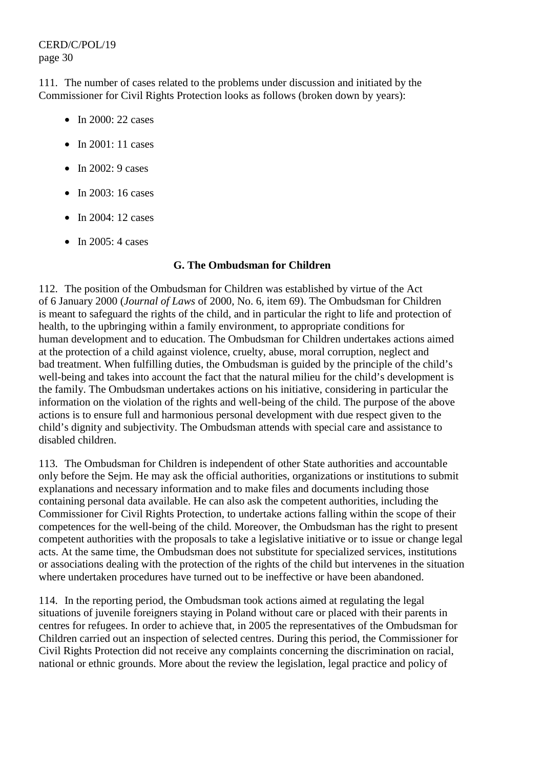111. The number of cases related to the problems under discussion and initiated by the Commissioner for Civil Rights Protection looks as follows (broken down by years):

- In 2000: 22 cases
- In 2001: 11 cases
- In 2002: 9 cases
- In 2003: 16 cases
- In 2004: 12 cases
- In 2005: 4 cases

### G. The Ombudsman for Children

112. The position of the Ombudsman for Children was established by virtue of the Act of 6 January 2000 (*Journal of Laws* of 2000, No. 6, item 69). The Ombudsman for Children is meant to safeguard the rights of the child, and in particular the right to life and protection of health, to the upbringing within a family environment, to appropriate conditions for human development and to education. The Ombudsman for Children undertakes actions aimed at the protection of a child against violence, cruelty, abuse, moral corruption, neglect and bad treatment. When fulfilling duties, the Ombudsman is guided by the principle of the child's well-being and takes into account the fact that the natural milieu for the child's development is the family. The Ombudsman undertakes actions on his initiative, considering in particular the information on the violation of the rights and well-being of the child. The purpose of the above actions is to ensure full and harmonious personal development with due respect given to the child's dignity and subjectivity. The Ombudsman attends with special care and assistance to disabled children.

113. The Ombudsman for Children is independent of other State authorities and accountable only before the Sejm. He may ask the official authorities, organizations or institutions to submit explanations and necessary information and to make files and documents including those containing personal data available. He can also ask the competent authorities, including the Commissioner for Civil Rights Protection, to undertake actions falling within the scope of their competences for the well-being of the child. Moreover, the Ombudsman has the right to present competent authorities with the proposals to take a legislative initiative or to issue or change legal acts. At the same time, the Ombudsman does not substitute for specialized services, institutions or associations dealing with the protection of the rights of the child but intervenes in the situation where undertaken procedures have turned out to be ineffective or have been abandoned.

114. In the reporting period, the Ombudsman took actions aimed at regulating the legal situations of juvenile foreigners staying in Poland without care or placed with their parents in centres for refugees. In order to achieve that, in 2005 the representatives of the Ombudsman for Children carried out an inspection of selected centres. During this period, the Commissioner for Civil Rights Protection did not receive any complaints concerning the discrimination on racial, national or ethnic grounds. More about the review the legislation, legal practice and policy of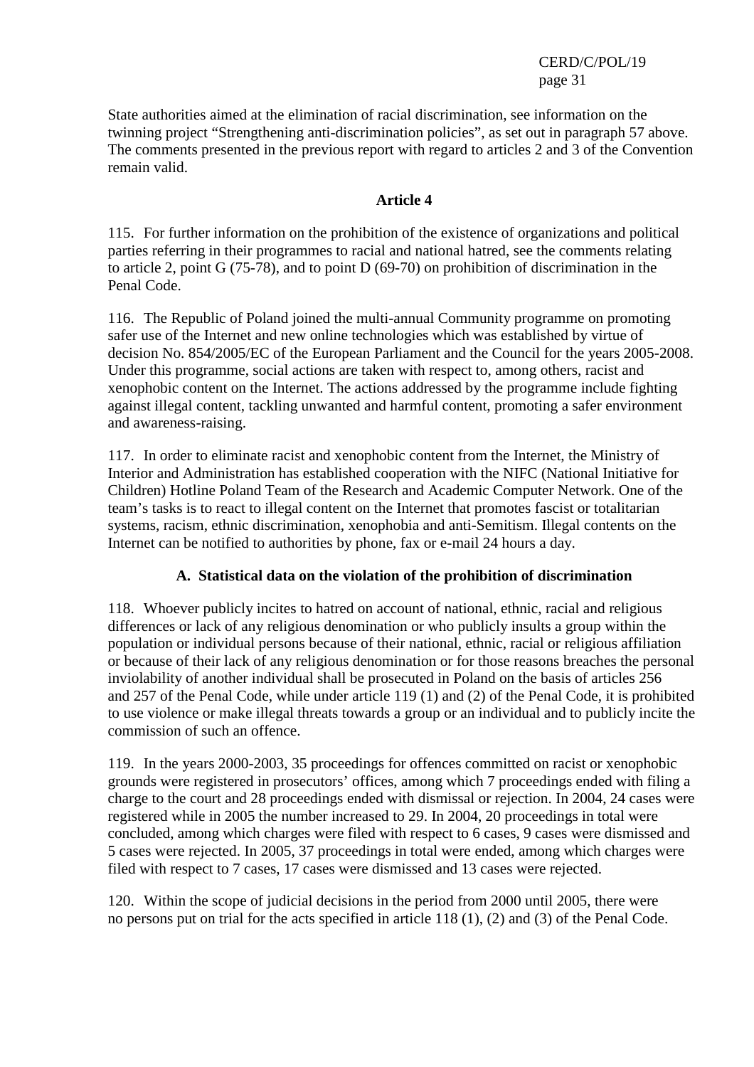State authorities aimed at the elimination of racial discrimination, see information on the twinning project "Strengthening anti-discrimination policies", as set out in paragraph 57 above. The comments presented in the previous report with regard to articles 2 and 3 of the Convention remain valid.

## Article 4

115. For further information on the prohibition of the existence of organizations and political parties referring in their programmes to racial and national hatred, see the comments relating to article 2, point G (75-78), and to point D (69-70) on prohibition of discrimination in the Penal Code.

116. The Republic of Poland joined the multi-annual Community programme on promoting safer use of the Internet and new online technologies which was established by virtue of decision No. 854/2005/EC of the European Parliament and the Council for the years 2005-2008. Under this programme, social actions are taken with respect to, among others, racist and xenophobic content on the Internet. The actions addressed by the programme include fighting against illegal content, tackling unwanted and harmful content, promoting a safer environment and awareness-raising.

117. In order to eliminate racist and xenophobic content from the Internet, the Ministry of Interior and Administration has established cooperation with the NIFC (National Initiative for Children) Hotline Poland Team of the Research and Academic Computer Network. One of the team's tasks is to react to illegal content on the Internet that promotes fascist or totalitarian systems, racism, ethnic discrimination, xenophobia and anti-Semitism. Illegal contents on the Internet can be notified to authorities by phone, fax or e-mail 24 hours a day.

### A. Statistical data on the violation of the prohibition of discrimination

118. Whoever publicly incites to hatred on account of national, ethnic, racial and religious differences or lack of any religious denomination or who publicly insults a group within the population or individual persons because of their national, ethnic, racial or religious affiliation or because of their lack of any religious denomination or for those reasons breaches the personal inviolability of another individual shall be prosecuted in Poland on the basis of articles 256 and 257 of the Penal Code, while under article 119 (1) and (2) of the Penal Code, it is prohibited to use violence or make illegal threats towards a group or an individual and to publicly incite the commission of such an offence.

119. In the years 2000-2003, 35 proceedings for offences committed on racist or xenophobic grounds were registered in prosecutors' offices, among which 7 proceedings ended with filing a charge to the court and 28 proceedings ended with dismissal or rejection. In 2004, 24 cases were registered while in 2005 the number increased to 29. In 2004, 20 proceedings in total were concluded, among which charges were filed with respect to 6 cases, 9 cases were dismissed and 5 cases were rejected. In 2005, 37 proceedings in total were ended, among which charges were filed with respect to 7 cases, 17 cases were dismissed and 13 cases were rejected.

120. Within the scope of judicial decisions in the period from 2000 until 2005, there were no persons put on trial for the acts specified in article 118 (1), (2) and (3) of the Penal Code.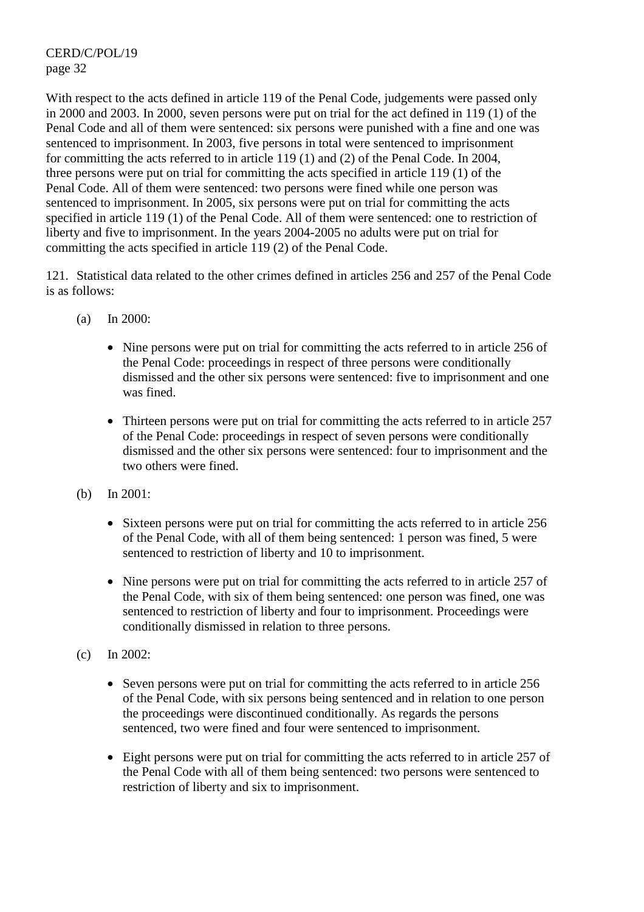With respect to the acts defined in article 119 of the Penal Code, judgements were passed only in 2000 and 2003. In 2000, seven persons were put on trial for the act defined in 119 (1) of the Penal Code and all of them were sentenced: six persons were punished with a fine and one was sentenced to imprisonment. In 2003, five persons in total were sentenced to imprisonment for committing the acts referred to in article 119 (1) and (2) of the Penal Code. In 2004, three persons were put on trial for committing the acts specified in article 119 (1) of the Penal Code. All of them were sentenced: two persons were fined while one person was sentenced to imprisonment. In 2005, six persons were put on trial for committing the acts specified in article 119 (1) of the Penal Code. All of them were sentenced: one to restriction of liberty and five to imprisonment. In the years 2004-2005 no adults were put on trial for committing the acts specified in article 119 (2) of the Penal Code.

121. Statistical data related to the other crimes defined in articles 256 and 257 of the Penal Code is as follows:

(a) In 2000:

- Nine persons were put on trial for committing the acts referred to in article 256 of the Penal Code: proceedings in respect of three persons were conditionally dismissed and the other six persons were sentenced: five to imprisonment and one was fined.

- Thirteen persons were put on trial for committing the acts referred to in article 257 of the Penal Code: proceedings in respect of seven persons were conditionally dismissed and the other six persons were sentenced: four to imprisonment and the two others were fined.

(b) In 2001:

- Sixteen persons were put on trial for committing the acts referred to in article 256 of the Penal Code, with all of them being sentenced: 1 person was fined, 5 were sentenced to restriction of liberty and 10 to imprisonment.

- Nine persons were put on trial for committing the acts referred to in article 257 of the Penal Code, with six of them being sentenced: one person was fined, one was sentenced to restriction of liberty and four to imprisonment. Proceedings were conditionally dismissed in relation to three persons.

(c) In 2002:

- Seven persons were put on trial for committing the acts referred to in article 256 of the Penal Code, with six persons being sentenced and in relation to one person the proceedings were discontinued conditionally. As regards the persons sentenced, two were fined and four were sentenced to imprisonment.

- Eight persons were put on trial for committing the acts referred to in article 257 of the Penal Code with all of them being sentenced: two persons were sentenced to restriction of liberty and six to imprisonment.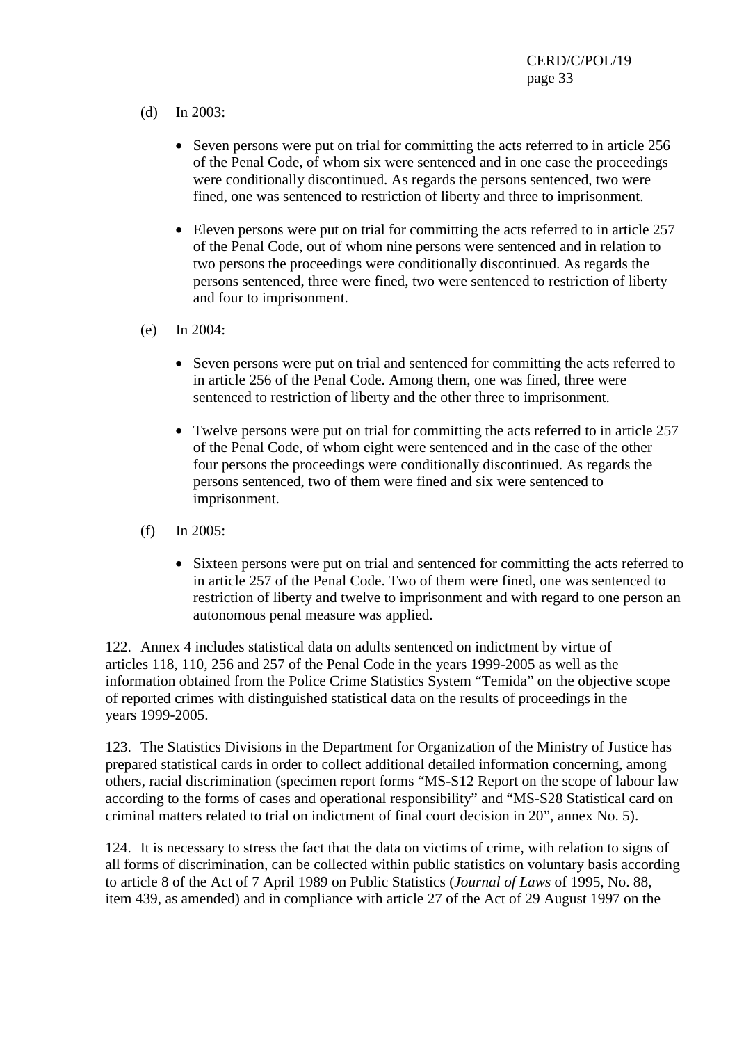(d) In 2003:

- Seven persons were put on trial for committing the acts referred to in article 256 of the Penal Code, of whom six were sentenced and in one case the proceedings were conditionally discontinued. As regards the persons sentenced, two were fined, one was sentenced to restriction of liberty and three to imprisonment.

- Eleven persons were put on trial for committing the acts referred to in article 257 of the Penal Code, out of whom nine persons were sentenced and in relation to two persons the proceedings were conditionally discontinued. As regards the persons sentenced, three were fined, two were sentenced to restriction of liberty and four to imprisonment.

(e) In 2004:

- Seven persons were put on trial and sentenced for committing the acts referred to in article 256 of the Penal Code. Among them, one was fined, three were sentenced to restriction of liberty and the other three to imprisonment.

- Twelve persons were put on trial for committing the acts referred to in article 257 of the Penal Code, of whom eight were sentenced and in the case of the other four persons the proceedings were conditionally discontinued. As regards the persons sentenced, two of them were fined and six were sentenced to imprisonment.

(f) In 2005:

- Sixteen persons were put on trial and sentenced for committing the acts referred to in article 257 of the Penal Code. Two of them were fined, one was sentenced to restriction of liberty and twelve to imprisonment and with regard to one person an autonomous penal measure was applied.

122. Annex 4 includes statistical data on adults sentenced on indictment by virtue of articles 118, 110, 256 and 257 of the Penal Code in the years 1999-2005 as well as the information obtained from the Police Crime Statistics System "Temida" on the objective scope of reported crimes with distinguished statistical data on the results of proceedings in the years 1999-2005.

123. The Statistics Divisions in the Department for Organization of the Ministry of Justice has prepared statistical cards in order to collect additional detailed information concerning, among others, racial discrimination (specimen report forms "MS-S12 Report on the scope of labour law according to the forms of cases and operational responsibility" and "MS-S28 Statistical card on criminal matters related to trial on indictment of final court decision in 20", annex No. 5).

124. It is necessary to stress the fact that the data on victims of crime, with relation to signs of all forms of discrimination, can be collected within public statistics on voluntary basis according to article 8 of the Act of 7 April 1989 on Public Statistics (*Journal of Laws* of 1995, No. 88, item 439, as amended) and in compliance with article 27 of the Act of 29 August 1997 on the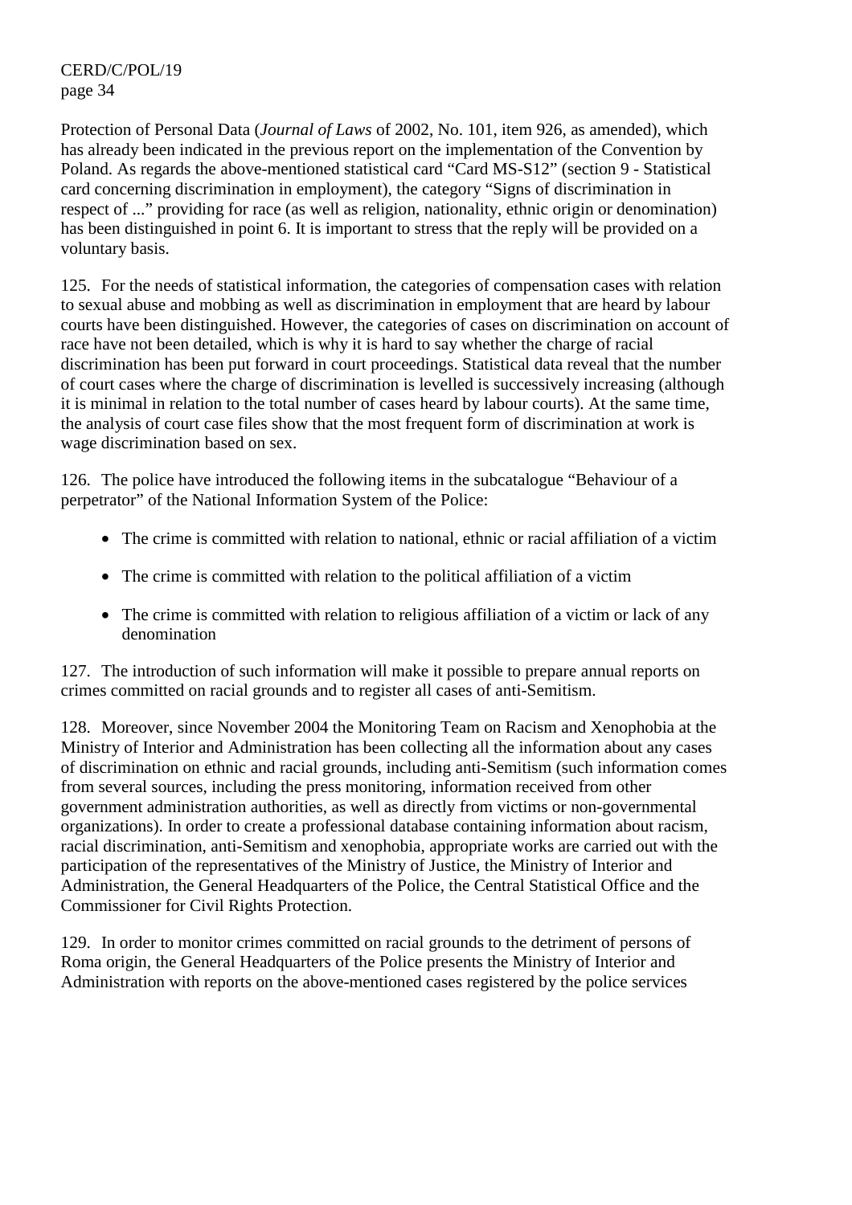Protection of Personal Data (*Journal of Laws* of 2002, No. 101, item 926, as amended), which has already been indicated in the previous report on the implementation of the Convention by Poland. As regards the above-mentioned statistical card "Card MS-S12" (section 9 - Statistical card concerning discrimination in employment), the category "Signs of discrimination in respect of ..." providing for race (as well as religion, nationality, ethnic origin or denomination) has been distinguished in point 6. It is important to stress that the reply will be provided on a voluntary basis.

125. For the needs of statistical information, the categories of compensation cases with relation to sexual abuse and mobbing as well as discrimination in employment that are heard by labour courts have been distinguished. However, the categories of cases on discrimination on account of race have not been detailed, which is why it is hard to say whether the charge of racial discrimination has been put forward in court proceedings. Statistical data reveal that the number of court cases where the charge of discrimination is levelled is successively increasing (although it is minimal in relation to the total number of cases heard by labour courts). At the same time, the analysis of court case files show that the most frequent form of discrimination at work is wage discrimination based on sex.

126. The police have introduced the following items in the subcatalogue "Behaviour of a perpetrator" of the National Information System of the Police:

- The crime is committed with relation to national, ethnic or racial affiliation of a victim
- The crime is committed with relation to the political affiliation of a victim
- The crime is committed with relation to religious affiliation of a victim or lack of any denomination

127. The introduction of such information will make it possible to prepare annual reports on crimes committed on racial grounds and to register all cases of anti-Semitism.

128. Moreover, since November 2004 the Monitoring Team on Racism and Xenophobia at the Ministry of Interior and Administration has been collecting all the information about any cases of discrimination on ethnic and racial grounds, including anti-Semitism (such information comes from several sources, including the press monitoring, information received from other government administration authorities, as well as directly from victims or non-governmental organizations). In order to create a professional database containing information about racism, racial discrimination, anti-Semitism and xenophobia, appropriate works are carried out with the participation of the representatives of the Ministry of Justice, the Ministry of Interior and Administration, the General Headquarters of the Police, the Central Statistical Office and the Commissioner for Civil Rights Protection.

129. In order to monitor crimes committed on racial grounds to the detriment of persons of Roma origin, the General Headquarters of the Police presents the Ministry of Interior and Administration with reports on the above-mentioned cases registered by the police services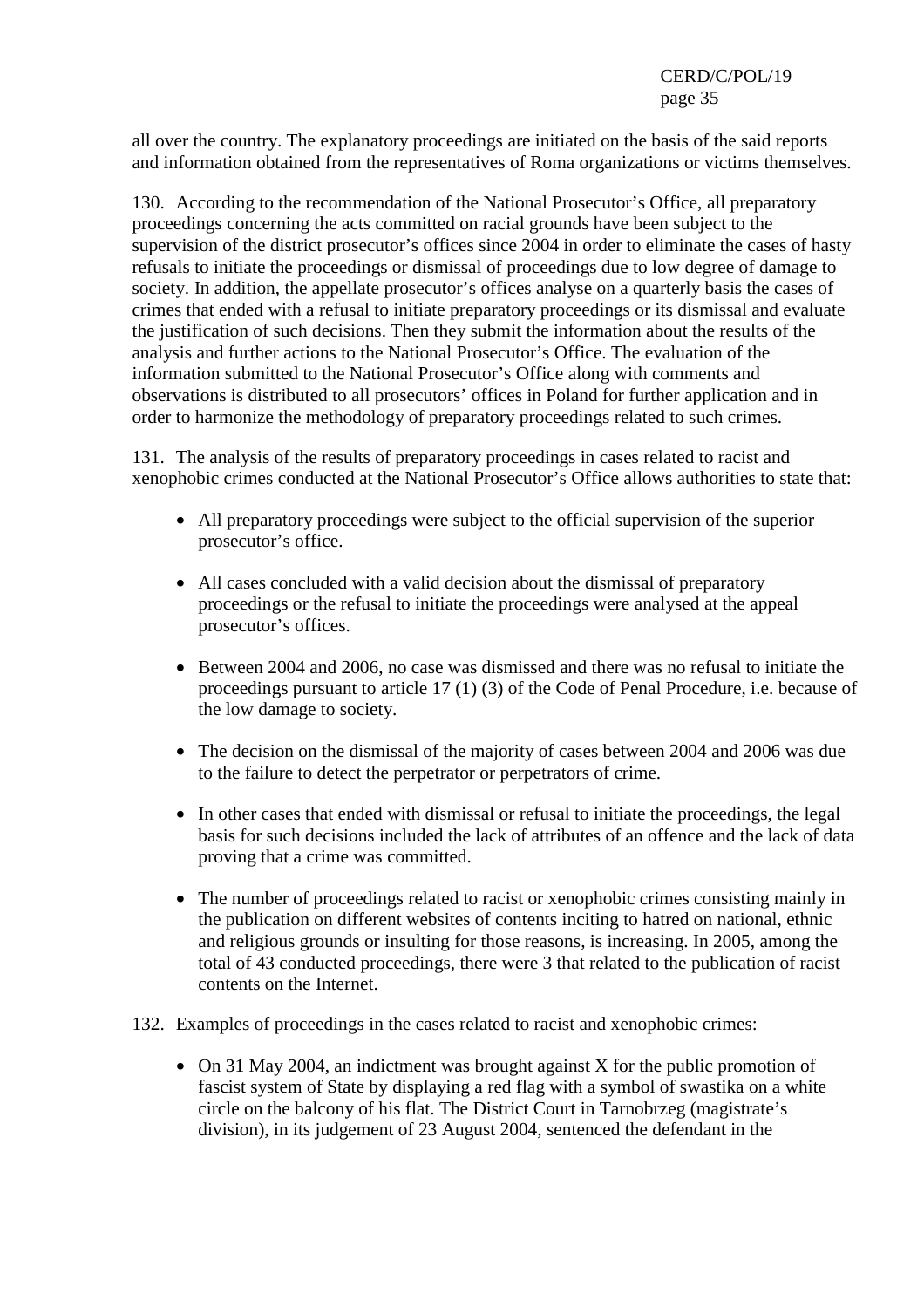all over the country. The explanatory proceedings are initiated on the basis of the said reports and information obtained from the representatives of Roma organizations or victims themselves.

130. According to the recommendation of the National Prosecutor's Office, all preparatory proceedings concerning the acts committed on racial grounds have been subject to the supervision of the district prosecutor's offices since 2004 in order to eliminate the cases of hasty refusals to initiate the proceedings or dismissal of proceedings due to low degree of damage to society. In addition, the appellate prosecutor's offices analyse on a quarterly basis the cases of crimes that ended with a refusal to initiate preparatory proceedings or its dismissal and evaluate the justification of such decisions. Then they submit the information about the results of the analysis and further actions to the National Prosecutor's Office. The evaluation of the information submitted to the National Prosecutor's Office along with comments and observations is distributed to all prosecutors' offices in Poland for further application and in order to harmonize the methodology of preparatory proceedings related to such crimes.

131. The analysis of the results of preparatory proceedings in cases related to racist and xenophobic crimes conducted at the National Prosecutor's Office allows authorities to state that:

- All preparatory proceedings were subject to the official supervision of the superior prosecutor's office.
- All cases concluded with a valid decision about the dismissal of preparatory proceedings or the refusal to initiate the proceedings were analysed at the appeal prosecutor's offices.
- Between 2004 and 2006, no case was dismissed and there was no refusal to initiate the proceedings pursuant to article 17 (1) (3) of the Code of Penal Procedure, i.e. because of the low damage to society.
- The decision on the dismissal of the majority of cases between 2004 and 2006 was due to the failure to detect the perpetrator or perpetrators of crime.
- In other cases that ended with dismissal or refusal to initiate the proceedings, the legal basis for such decisions included the lack of attributes of an offence and the lack of data proving that a crime was committed.
- The number of proceedings related to racist or xenophobic crimes consisting mainly in the publication on different websites of contents inciting to hatred on national, ethnic and religious grounds or insulting for those reasons, is increasing. In 2005, among the total of 43 conducted proceedings, there were 3 that related to the publication of racist contents on the Internet.

132. Examples of proceedings in the cases related to racist and xenophobic crimes:

- On 31 May 2004, an indictment was brought against X for the public promotion of fascist system of State by displaying a red flag with a symbol of swastika on a white circle on the balcony of his flat. The District Court in Tarnobrzeg (magistrate's division), in its judgement of 23 August 2004, sentenced the defendant in the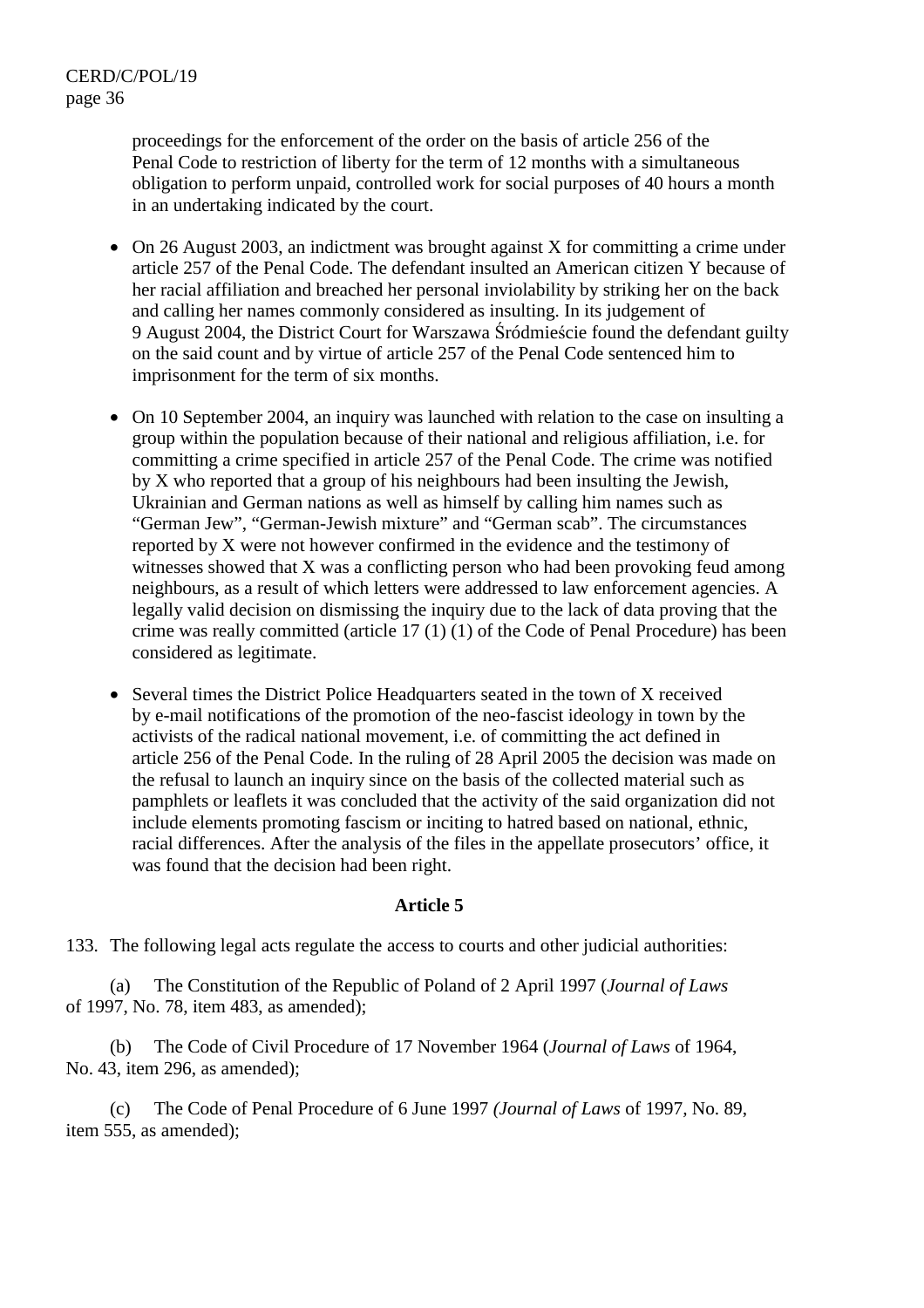proceedings for the enforcement of the order on the basis of article 256 of the Penal Code to restriction of liberty for the term of 12 months with a simultaneous obligation to perform unpaid, controlled work for social purposes of 40 hours a month in an undertaking indicated by the court.

- On 26 August 2003, an indictment was brought against X for committing a crime under article 257 of the Penal Code. The defendant insulted an American citizen Y because of her racial affiliation and breached her personal inviolability by striking her on the back and calling her names commonly considered as insulting. In its judgement of 9 August 2004, the District Court for Warszawa Śródmieście found the defendant guilty on the said count and by virtue of article 257 of the Penal Code sentenced him to imprisonment for the term of six months.

- On 10 September 2004, an inquiry was launched with relation to the case on insulting a group within the population because of their national and religious affiliation, i.e. for committing a crime specified in article 257 of the Penal Code. The crime was notified by X who reported that a group of his neighbours had been insulting the Jewish, Ukrainian and German nations as well as himself by calling him names such as "German Jew", "German-Jewish mixture" and "German scab". The circumstances reported by X were not however confirmed in the evidence and the testimony of witnesses showed that X was a conflicting person who had been provoking feud among neighbours, as a result of which letters were addressed to law enforcement agencies. A legally valid decision on dismissing the inquiry due to the lack of data proving that the crime was really committed (article 17 (1) (1) of the Code of Penal Procedure) has been considered as legitimate.

- Several times the District Police Headquarters seated in the town of X received by e-mail notifications of the promotion of the neo-fascist ideology in town by the activists of the radical national movement, i.e. of committing the act defined in article 256 of the Penal Code. In the ruling of 28 April 2005 the decision was made on the refusal to launch an inquiry since on the basis of the collected material such as pamphlets or leaflets it was concluded that the activity of the said organization did not include elements promoting fascism or inciting to hatred based on national, ethnic, racial differences. After the analysis of the files in the appellate prosecutors' office, it was found that the decision had been right.

## Article 5

133. The following legal acts regulate the access to courts and other judicial authorities:

(a) The Constitution of the Republic of Poland of 2 April 1997 (*Journal of Laws* of 1997, No. 78, item 483, as amended);

(b) The Code of Civil Procedure of 17 November 1964 (*Journal of Laws* of 1964, No. 43, item 296, as amended);

(c) The Code of Penal Procedure of 6 June 1997 *(Journal of Laws* of 1997, No. 89, item 555, as amended);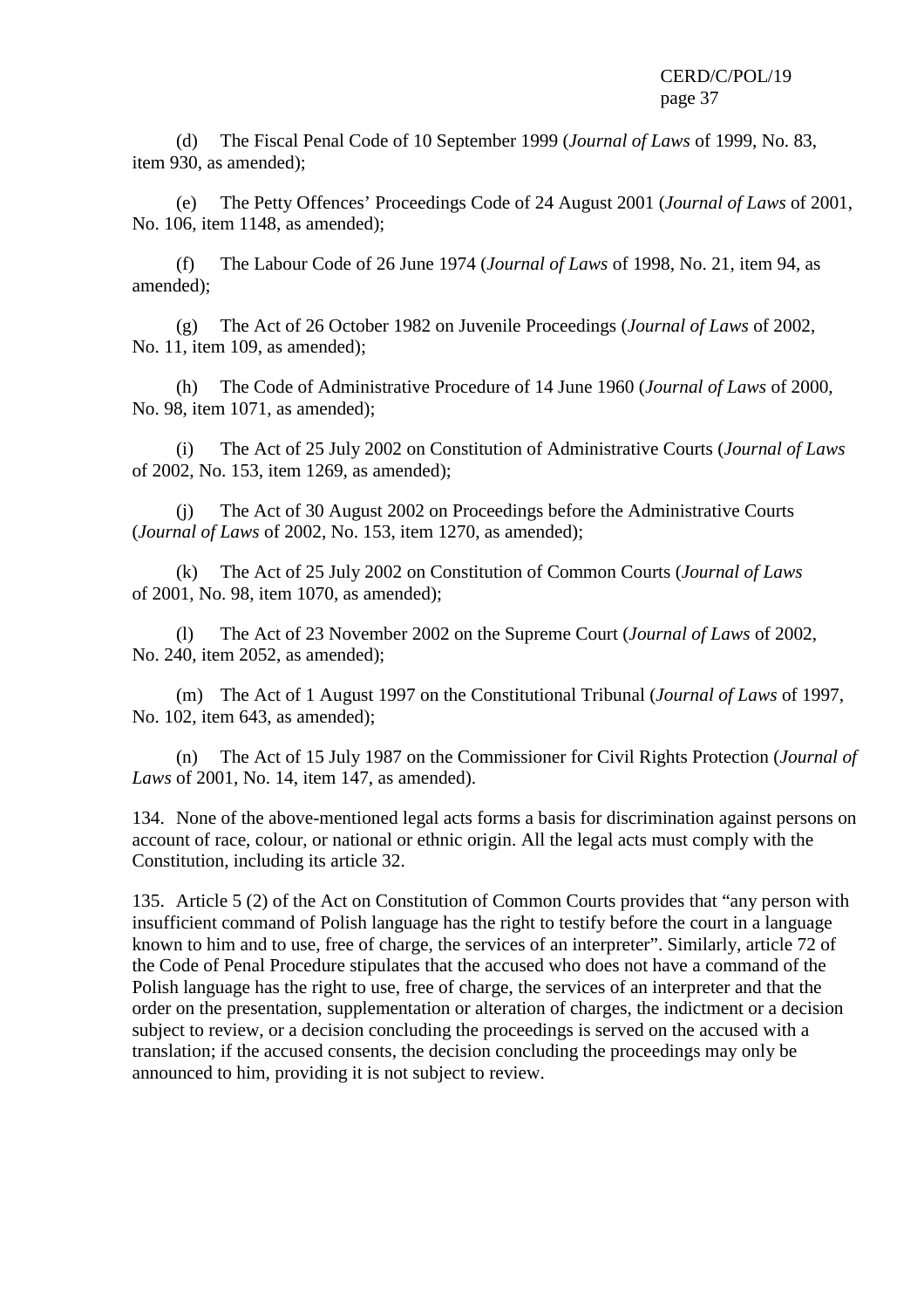(d) The Fiscal Penal Code of 10 September 1999 (*Journal of Laws* of 1999, No. 83, item 930, as amended);

(e) The Petty Offences' Proceedings Code of 24 August 2001 (*Journal of Laws* of 2001, No. 106, item 1148, as amended);

(f) The Labour Code of 26 June 1974 (*Journal of Laws* of 1998, No. 21, item 94, as amended);

(g) The Act of 26 October 1982 on Juvenile Proceedings (*Journal of Laws* of 2002, No. 11, item 109, as amended);

(h) The Code of Administrative Procedure of 14 June 1960 (*Journal of Laws* of 2000, No. 98, item 1071, as amended);

(i) The Act of 25 July 2002 on Constitution of Administrative Courts (*Journal of Laws* of 2002, No. 153, item 1269, as amended);

(j) The Act of 30 August 2002 on Proceedings before the Administrative Courts (*Journal of Laws* of 2002, No. 153, item 1270, as amended);

(k) The Act of 25 July 2002 on Constitution of Common Courts (*Journal of Laws* of 2001, No. 98, item 1070, as amended);

(l) The Act of 23 November 2002 on the Supreme Court (*Journal of Laws* of 2002, No. 240, item 2052, as amended);

(m) The Act of 1 August 1997 on the Constitutional Tribunal (*Journal of Laws* of 1997, No. 102, item 643, as amended);

(n) The Act of 15 July 1987 on the Commissioner for Civil Rights Protection (*Journal of Laws* of 2001, No. 14, item 147, as amended).

134. None of the above-mentioned legal acts forms a basis for discrimination against persons on account of race, colour, or national or ethnic origin. All the legal acts must comply with the Constitution, including its article 32.

135. Article 5 (2) of the Act on Constitution of Common Courts provides that "any person with insufficient command of Polish language has the right to testify before the court in a language known to him and to use, free of charge, the services of an interpreter". Similarly, article 72 of the Code of Penal Procedure stipulates that the accused who does not have a command of the Polish language has the right to use, free of charge, the services of an interpreter and that the order on the presentation, supplementation or alteration of charges, the indictment or a decision subject to review, or a decision concluding the proceedings is served on the accused with a translation; if the accused consents, the decision concluding the proceedings may only be announced to him, providing it is not subject to review.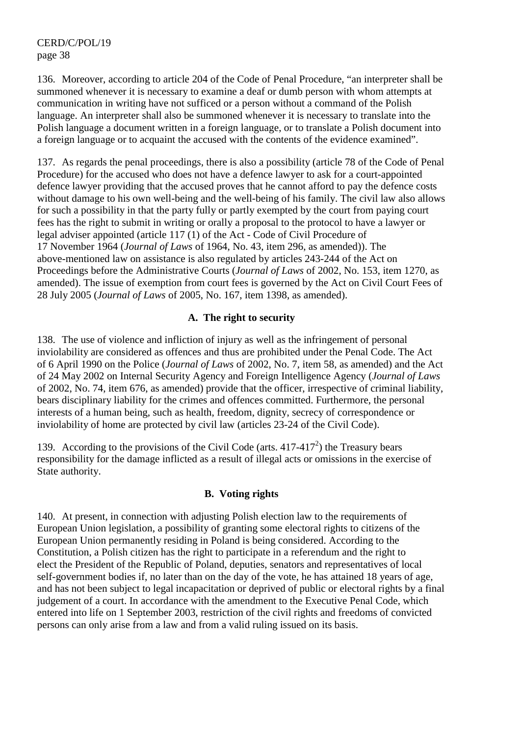136. Moreover, according to article 204 of the Code of Penal Procedure, "an interpreter shall be summoned whenever it is necessary to examine a deaf or dumb person with whom attempts at communication in writing have not sufficed or a person without a command of the Polish language. An interpreter shall also be summoned whenever it is necessary to translate into the Polish language a document written in a foreign language, or to translate a Polish document into a foreign language or to acquaint the accused with the contents of the evidence examined".

137. As regards the penal proceedings, there is also a possibility (article 78 of the Code of Penal Procedure) for the accused who does not have a defence lawyer to ask for a court-appointed defence lawyer providing that the accused proves that he cannot afford to pay the defence costs without damage to his own well-being and the well-being of his family. The civil law also allows for such a possibility in that the party fully or partly exempted by the court from paying court fees has the right to submit in writing or orally a proposal to the protocol to have a lawyer or legal adviser appointed (article 117 (1) of the Act - Code of Civil Procedure of 17 November 1964 (*Journal of Laws* of 1964, No. 43, item 296, as amended)). The above-mentioned law on assistance is also regulated by articles 243-244 of the Act on Proceedings before the Administrative Courts (*Journal of Laws* of 2002, No. 153, item 1270, as amended). The issue of exemption from court fees is governed by the Act on Civil Court Fees of 28 July 2005 (*Journal of Laws* of 2005, No. 167, item 1398, as amended).

## A. The right to security

138. The use of violence and infliction of injury as well as the infringement of personal inviolability are considered as offences and thus are prohibited under the Penal Code. The Act of 6 April 1990 on the Police (*Journal of Laws* of 2002, No. 7, item 58, as amended) and the Act of 24 May 2002 on Internal Security Agency and Foreign Intelligence Agency (*Journal of Laws* of 2002, No. 74, item 676, as amended) provide that the officer, irrespective of criminal liability, bears disciplinary liability for the crimes and offences committed. Furthermore, the personal interests of a human being, such as health, freedom, dignity, secrecy of correspondence or inviolability of home are protected by civil law (articles 23-24 of the Civil Code).

139. According to the provisions of the Civil Code (arts. 417-417[2]) the Treasury bears responsibility for the damage inflicted as a result of illegal acts or omissions in the exercise of State authority.

## B. Voting rights

140. At present, in connection with adjusting Polish election law to the requirements of European Union legislation, a possibility of granting some electoral rights to citizens of the European Union permanently residing in Poland is being considered. According to the Constitution, a Polish citizen has the right to participate in a referendum and the right to elect the President of the Republic of Poland, deputies, senators and representatives of local self-government bodies if, no later than on the day of the vote, he has attained 18 years of age, and has not been subject to legal incapacitation or deprived of public or electoral rights by a final judgement of a court. In accordance with the amendment to the Executive Penal Code, which entered into life on 1 September 2003, restriction of the civil rights and freedoms of convicted persons can only arise from a law and from a valid ruling issued on its basis.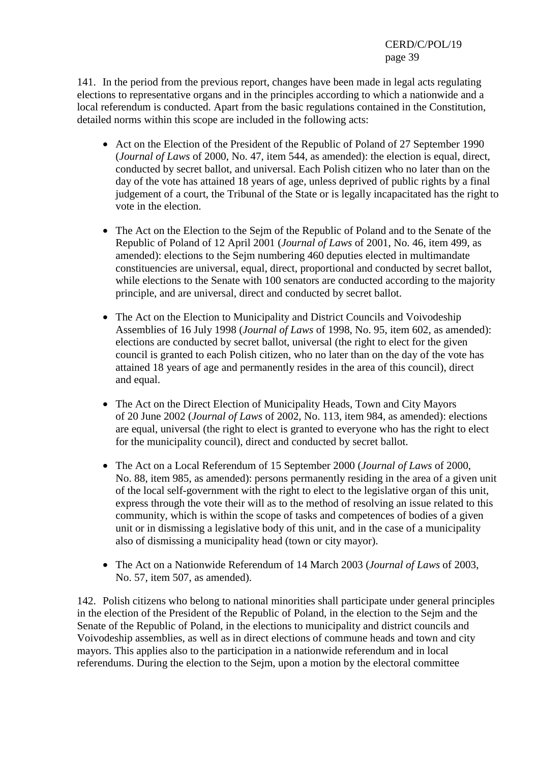141. In the period from the previous report, changes have been made in legal acts regulating elections to representative organs and in the principles according to which a nationwide and a local referendum is conducted. Apart from the basic regulations contained in the Constitution, detailed norms within this scope are included in the following acts:

- Act on the Election of the President of the Republic of Poland of 27 September 1990 (*Journal of Laws* of 2000, No. 47, item 544, as amended): the election is equal, direct, conducted by secret ballot, and universal. Each Polish citizen who no later than on the day of the vote has attained 18 years of age, unless deprived of public rights by a final judgement of a court, the Tribunal of the State or is legally incapacitated has the right to vote in the election.

- The Act on the Election to the Sejm of the Republic of Poland and to the Senate of the Republic of Poland of 12 April 2001 (*Journal of Laws* of 2001, No. 46, item 499, as amended): elections to the Sejm numbering 460 deputies elected in multimandate constituencies are universal, equal, direct, proportional and conducted by secret ballot, while elections to the Senate with 100 senators are conducted according to the majority principle, and are universal, direct and conducted by secret ballot.

- The Act on the Election to Municipality and District Councils and Voivodeship Assemblies of 16 July 1998 (*Journal of Laws* of 1998, No. 95, item 602, as amended): elections are conducted by secret ballot, universal (the right to elect for the given council is granted to each Polish citizen, who no later than on the day of the vote has attained 18 years of age and permanently resides in the area of this council), direct and equal.

- The Act on the Direct Election of Municipality Heads, Town and City Mayors of 20 June 2002 (*Journal of Laws* of 2002, No. 113, item 984, as amended): elections are equal, universal (the right to elect is granted to everyone who has the right to elect for the municipality council), direct and conducted by secret ballot.

- The Act on a Local Referendum of 15 September 2000 (*Journal of Laws* of 2000, No. 88, item 985, as amended): persons permanently residing in the area of a given unit of the local self-government with the right to elect to the legislative organ of this unit, express through the vote their will as to the method of resolving an issue related to this community, which is within the scope of tasks and competences of bodies of a given unit or in dismissing a legislative body of this unit, and in the case of a municipality also of dismissing a municipality head (town or city mayor).

- The Act on a Nationwide Referendum of 14 March 2003 (*Journal of Laws* of 2003, No. 57, item 507, as amended).

142. Polish citizens who belong to national minorities shall participate under general principles in the election of the President of the Republic of Poland, in the election to the Sejm and the Senate of the Republic of Poland, in the elections to municipality and district councils and Voivodeship assemblies, as well as in direct elections of commune heads and town and city mayors. This applies also to the participation in a nationwide referendum and in local referendums. During the election to the Sejm, upon a motion by the electoral committee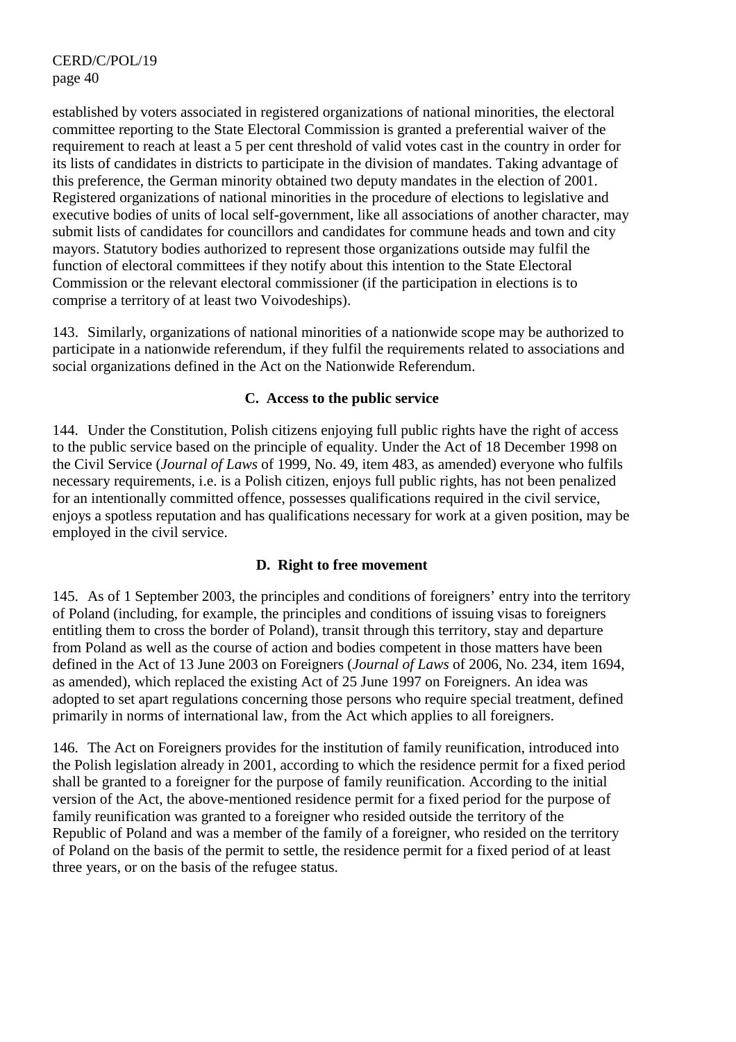established by voters associated in registered organizations of national minorities, the electoral committee reporting to the State Electoral Commission is granted a preferential waiver of the requirement to reach at least a 5 per cent threshold of valid votes cast in the country in order for its lists of candidates in districts to participate in the division of mandates. Taking advantage of this preference, the German minority obtained two deputy mandates in the election of 2001. Registered organizations of national minorities in the procedure of elections to legislative and executive bodies of units of local self-government, like all associations of another character, may submit lists of candidates for councillors and candidates for commune heads and town and city mayors. Statutory bodies authorized to represent those organizations outside may fulfil the function of electoral committees if they notify about this intention to the State Electoral Commission or the relevant electoral commissioner (if the participation in elections is to comprise a territory of at least two Voivodeships).

143. Similarly, organizations of national minorities of a nationwide scope may be authorized to participate in a nationwide referendum, if they fulfil the requirements related to associations and social organizations defined in the Act on the Nationwide Referendum.

## C. Access to the public service

144. Under the Constitution, Polish citizens enjoying full public rights have the right of access to the public service based on the principle of equality. Under the Act of 18 December 1998 on the Civil Service (*Journal of Laws* of 1999, No. 49, item 483, as amended) everyone who fulfils necessary requirements, i.e. is a Polish citizen, enjoys full public rights, has not been penalized for an intentionally committed offence, possesses qualifications required in the civil service, enjoys a spotless reputation and has qualifications necessary for work at a given position, may be employed in the civil service.

## D. Right to free movement

145. As of 1 September 2003, the principles and conditions of foreigners' entry into the territory of Poland (including, for example, the principles and conditions of issuing visas to foreigners entitling them to cross the border of Poland), transit through this territory, stay and departure from Poland as well as the course of action and bodies competent in those matters have been defined in the Act of 13 June 2003 on Foreigners (*Journal of Laws* of 2006, No. 234, item 1694, as amended), which replaced the existing Act of 25 June 1997 on Foreigners. An idea was adopted to set apart regulations concerning those persons who require special treatment, defined primarily in norms of international law, from the Act which applies to all foreigners.

146. The Act on Foreigners provides for the institution of family reunification, introduced into the Polish legislation already in 2001, according to which the residence permit for a fixed period shall be granted to a foreigner for the purpose of family reunification. According to the initial version of the Act, the above-mentioned residence permit for a fixed period for the purpose of family reunification was granted to a foreigner who resided outside the territory of the Republic of Poland and was a member of the family of a foreigner, who resided on the territory of Poland on the basis of the permit to settle, the residence permit for a fixed period of at least three years, or on the basis of the refugee status.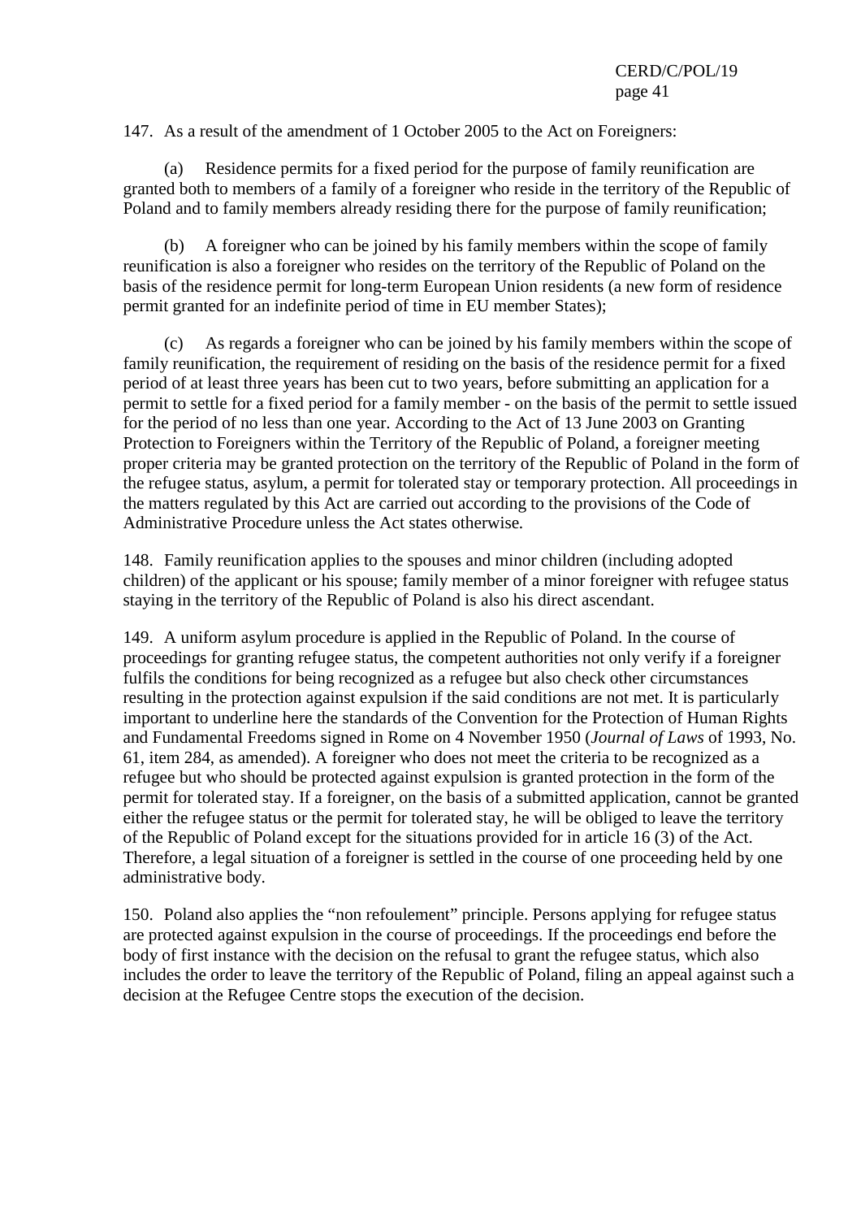147. As a result of the amendment of 1 October 2005 to the Act on Foreigners:

(a) Residence permits for a fixed period for the purpose of family reunification are granted both to members of a family of a foreigner who reside in the territory of the Republic of Poland and to family members already residing there for the purpose of family reunification;

(b) A foreigner who can be joined by his family members within the scope of family reunification is also a foreigner who resides on the territory of the Republic of Poland on the basis of the residence permit for long-term European Union residents (a new form of residence permit granted for an indefinite period of time in EU member States);

(c) As regards a foreigner who can be joined by his family members within the scope of family reunification, the requirement of residing on the basis of the residence permit for a fixed period of at least three years has been cut to two years, before submitting an application for a permit to settle for a fixed period for a family member - on the basis of the permit to settle issued for the period of no less than one year. According to the Act of 13 June 2003 on Granting Protection to Foreigners within the Territory of the Republic of Poland, a foreigner meeting proper criteria may be granted protection on the territory of the Republic of Poland in the form of the refugee status, asylum, a permit for tolerated stay or temporary protection. All proceedings in the matters regulated by this Act are carried out according to the provisions of the Code of Administrative Procedure unless the Act states otherwise.

148. Family reunification applies to the spouses and minor children (including adopted children) of the applicant or his spouse; family member of a minor foreigner with refugee status staying in the territory of the Republic of Poland is also his direct ascendant.

149. A uniform asylum procedure is applied in the Republic of Poland. In the course of proceedings for granting refugee status, the competent authorities not only verify if a foreigner fulfils the conditions for being recognized as a refugee but also check other circumstances resulting in the protection against expulsion if the said conditions are not met. It is particularly important to underline here the standards of the Convention for the Protection of Human Rights and Fundamental Freedoms signed in Rome on 4 November 1950 (*Journal of Laws* of 1993, No. 61, item 284, as amended). A foreigner who does not meet the criteria to be recognized as a refugee but who should be protected against expulsion is granted protection in the form of the permit for tolerated stay. If a foreigner, on the basis of a submitted application, cannot be granted either the refugee status or the permit for tolerated stay, he will be obliged to leave the territory of the Republic of Poland except for the situations provided for in article 16 (3) of the Act. Therefore, a legal situation of a foreigner is settled in the course of one proceeding held by one administrative body.

150. Poland also applies the "non refoulement" principle. Persons applying for refugee status are protected against expulsion in the course of proceedings. If the proceedings end before the body of first instance with the decision on the refusal to grant the refugee status, which also includes the order to leave the territory of the Republic of Poland, filing an appeal against such a decision at the Refugee Centre stops the execution of the decision.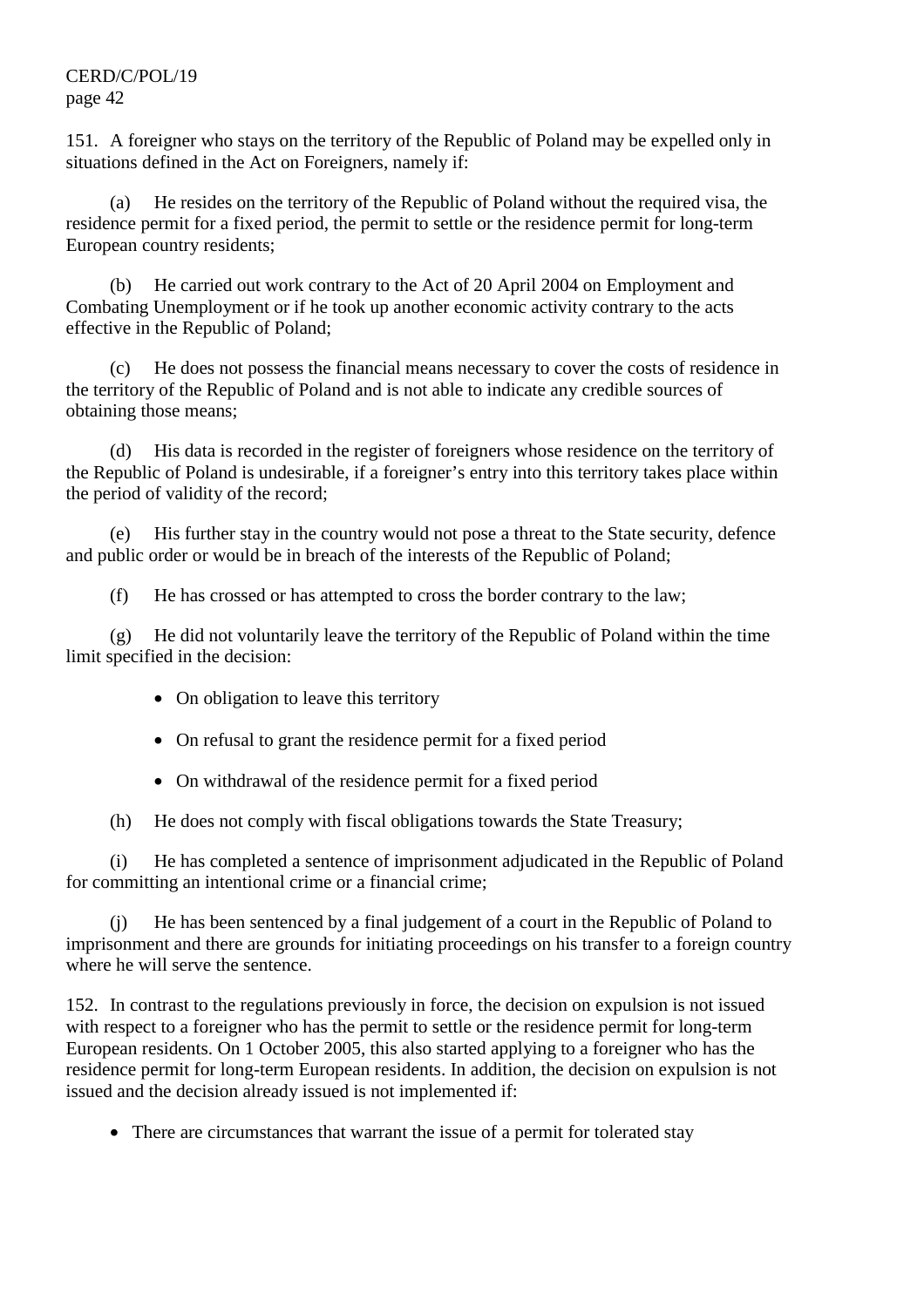151. A foreigner who stays on the territory of the Republic of Poland may be expelled only in situations defined in the Act on Foreigners, namely if:

(a) He resides on the territory of the Republic of Poland without the required visa, the residence permit for a fixed period, the permit to settle or the residence permit for long-term European country residents;

(b) He carried out work contrary to the Act of 20 April 2004 on Employment and Combating Unemployment or if he took up another economic activity contrary to the acts effective in the Republic of Poland;

(c) He does not possess the financial means necessary to cover the costs of residence in the territory of the Republic of Poland and is not able to indicate any credible sources of obtaining those means;

(d) His data is recorded in the register of foreigners whose residence on the territory of the Republic of Poland is undesirable, if a foreigner's entry into this territory takes place within the period of validity of the record;

(e) His further stay in the country would not pose a threat to the State security, defence and public order or would be in breach of the interests of the Republic of Poland;

(f) He has crossed or has attempted to cross the border contrary to the law;

(g) He did not voluntarily leave the territory of the Republic of Poland within the time limit specified in the decision:

- On obligation to leave this territory
- On refusal to grant the residence permit for a fixed period
- On withdrawal of the residence permit for a fixed period

(h) He does not comply with fiscal obligations towards the State Treasury;

(i) He has completed a sentence of imprisonment adjudicated in the Republic of Poland for committing an intentional crime or a financial crime;

(j) He has been sentenced by a final judgement of a court in the Republic of Poland to imprisonment and there are grounds for initiating proceedings on his transfer to a foreign country where he will serve the sentence.

152. In contrast to the regulations previously in force, the decision on expulsion is not issued with respect to a foreigner who has the permit to settle or the residence permit for long-term European residents. On 1 October 2005, this also started applying to a foreigner who has the residence permit for long-term European residents. In addition, the decision on expulsion is not issued and the decision already issued is not implemented if:

- There are circumstances that warrant the issue of a permit for tolerated stay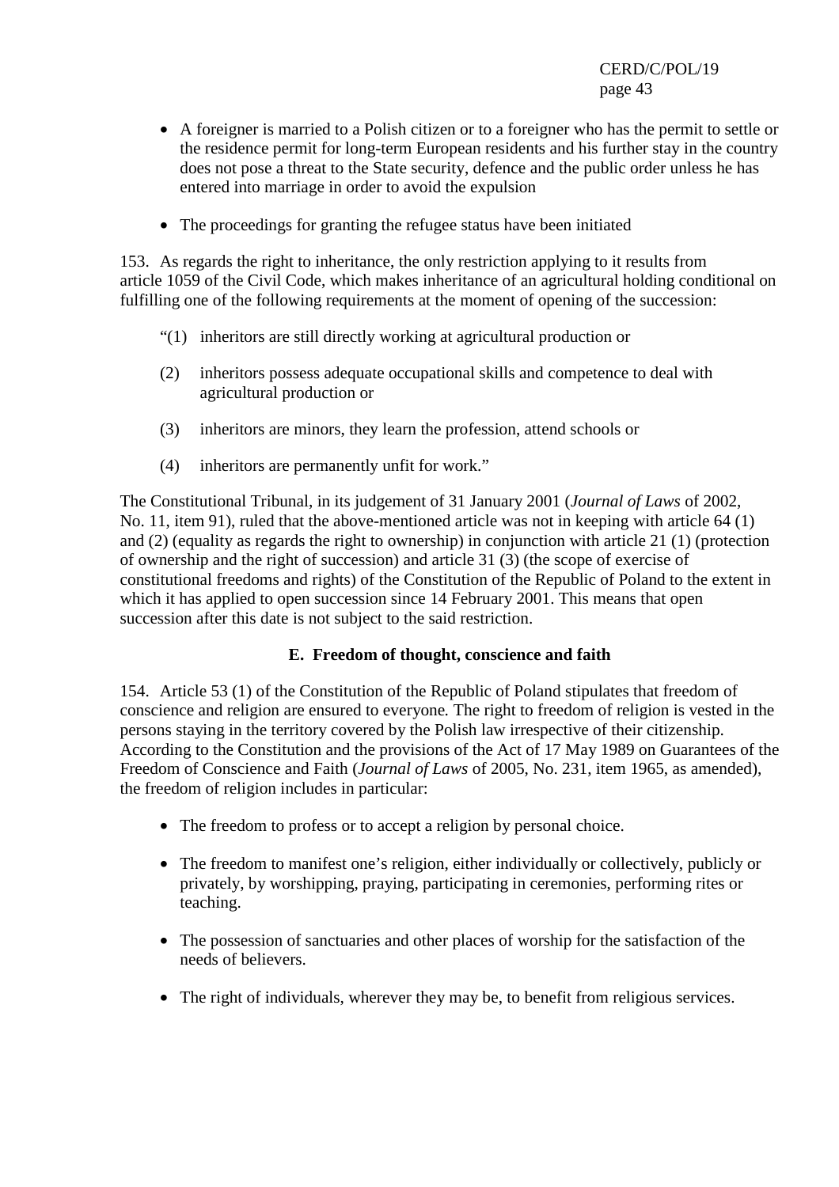- A foreigner is married to a Polish citizen or to a foreigner who has the permit to settle or the residence permit for long-term European residents and his further stay in the country does not pose a threat to the State security, defence and the public order unless he has entered into marriage in order to avoid the expulsion

- The proceedings for granting the refugee status have been initiated

153. As regards the right to inheritance, the only restriction applying to it results from article 1059 of the Civil Code, which makes inheritance of an agricultural holding conditional on fulfilling one of the following requirements at the moment of opening of the succession:

> "(1) inheritors are still directly working at agricultural production or
>
> (2) inheritors possess adequate occupational skills and competence to deal with agricultural production or
>
> (3) inheritors are minors, they learn the profession, attend schools or
>
> (4) inheritors are permanently unfit for work."

The Constitutional Tribunal, in its judgement of 31 January 2001 (*Journal of Laws* of 2002, No. 11, item 91), ruled that the above-mentioned article was not in keeping with article 64 (1) and (2) (equality as regards the right to ownership) in conjunction with article 21 (1) (protection of ownership and the right of succession) and article 31 (3) (the scope of exercise of constitutional freedoms and rights) of the Constitution of the Republic of Poland to the extent in which it has applied to open succession since 14 February 2001. This means that open succession after this date is not subject to the said restriction.

### E. Freedom of thought, conscience and faith

154. Article 53 (1) of the Constitution of the Republic of Poland stipulates that freedom of conscience and religion are ensured to everyone. The right to freedom of religion is vested in the persons staying in the territory covered by the Polish law irrespective of their citizenship. According to the Constitution and the provisions of the Act of 17 May 1989 on Guarantees of the Freedom of Conscience and Faith (*Journal of Laws* of 2005, No. 231, item 1965, as amended), the freedom of religion includes in particular:

- The freedom to profess or to accept a religion by personal choice.

- The freedom to manifest one's religion, either individually or collectively, publicly or privately, by worshipping, praying, participating in ceremonies, performing rites or teaching.

- The possession of sanctuaries and other places of worship for the satisfaction of the needs of believers.

- The right of individuals, wherever they may be, to benefit from religious services.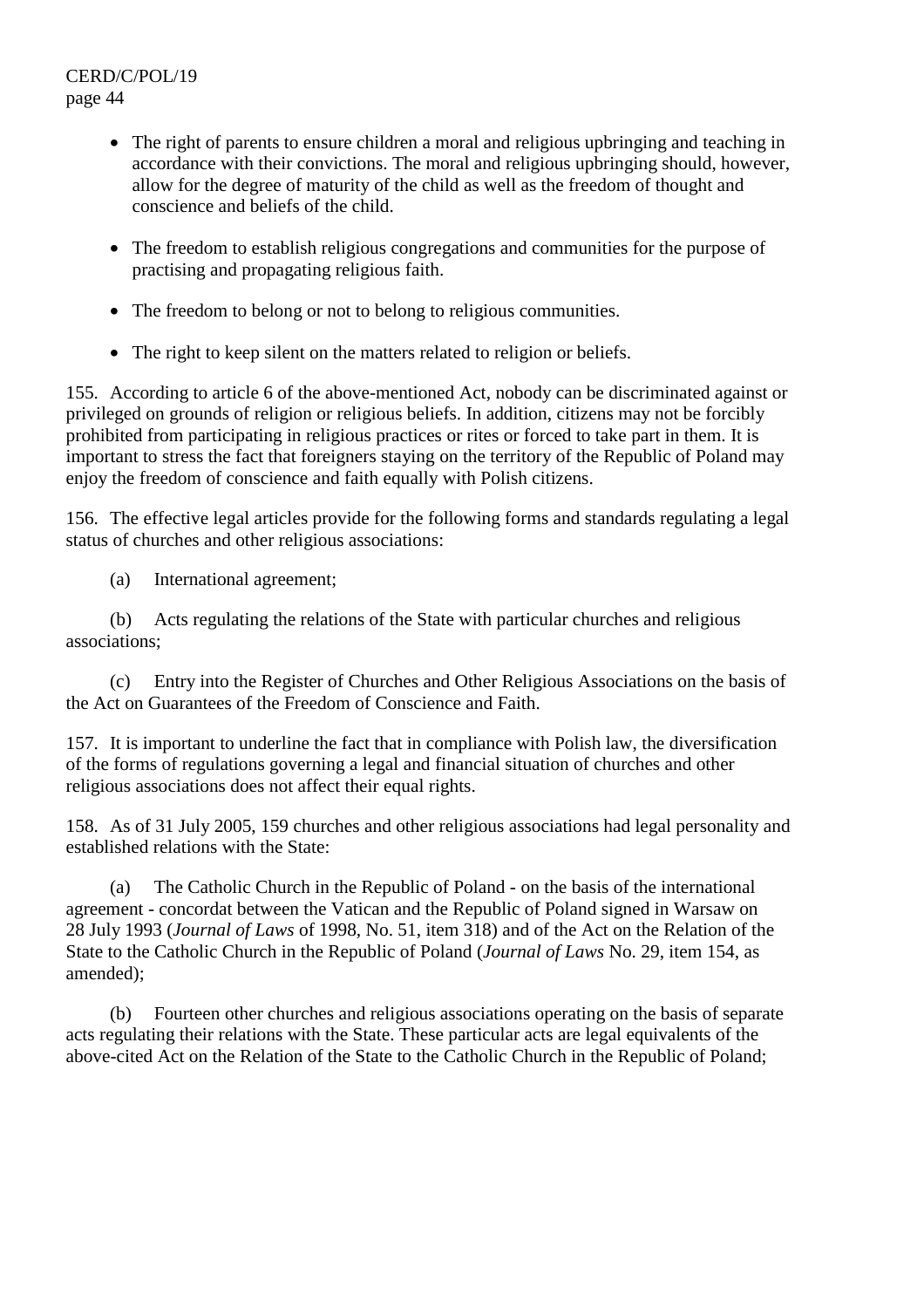- The right of parents to ensure children a moral and religious upbringing and teaching in accordance with their convictions. The moral and religious upbringing should, however, allow for the degree of maturity of the child as well as the freedom of thought and conscience and beliefs of the child.

- The freedom to establish religious congregations and communities for the purpose of practising and propagating religious faith.

- The freedom to belong or not to belong to religious communities.

- The right to keep silent on the matters related to religion or beliefs.

155. According to article 6 of the above-mentioned Act, nobody can be discriminated against or privileged on grounds of religion or religious beliefs. In addition, citizens may not be forcibly prohibited from participating in religious practices or rites or forced to take part in them. It is important to stress the fact that foreigners staying on the territory of the Republic of Poland may enjoy the freedom of conscience and faith equally with Polish citizens.

156. The effective legal articles provide for the following forms and standards regulating a legal status of churches and other religious associations:

(a) International agreement;

(b) Acts regulating the relations of the State with particular churches and religious associations;

(c) Entry into the Register of Churches and Other Religious Associations on the basis of the Act on Guarantees of the Freedom of Conscience and Faith.

157. It is important to underline the fact that in compliance with Polish law, the diversification of the forms of regulations governing a legal and financial situation of churches and other religious associations does not affect their equal rights.

158. As of 31 July 2005, 159 churches and other religious associations had legal personality and established relations with the State:

(a) The Catholic Church in the Republic of Poland - on the basis of the international agreement - concordat between the Vatican and the Republic of Poland signed in Warsaw on 28 July 1993 (*Journal of Laws* of 1998, No. 51, item 318) and of the Act on the Relation of the State to the Catholic Church in the Republic of Poland (*Journal of Laws* No. 29, item 154, as amended);

(b) Fourteen other churches and religious associations operating on the basis of separate acts regulating their relations with the State. These particular acts are legal equivalents of the above-cited Act on the Relation of the State to the Catholic Church in the Republic of Poland;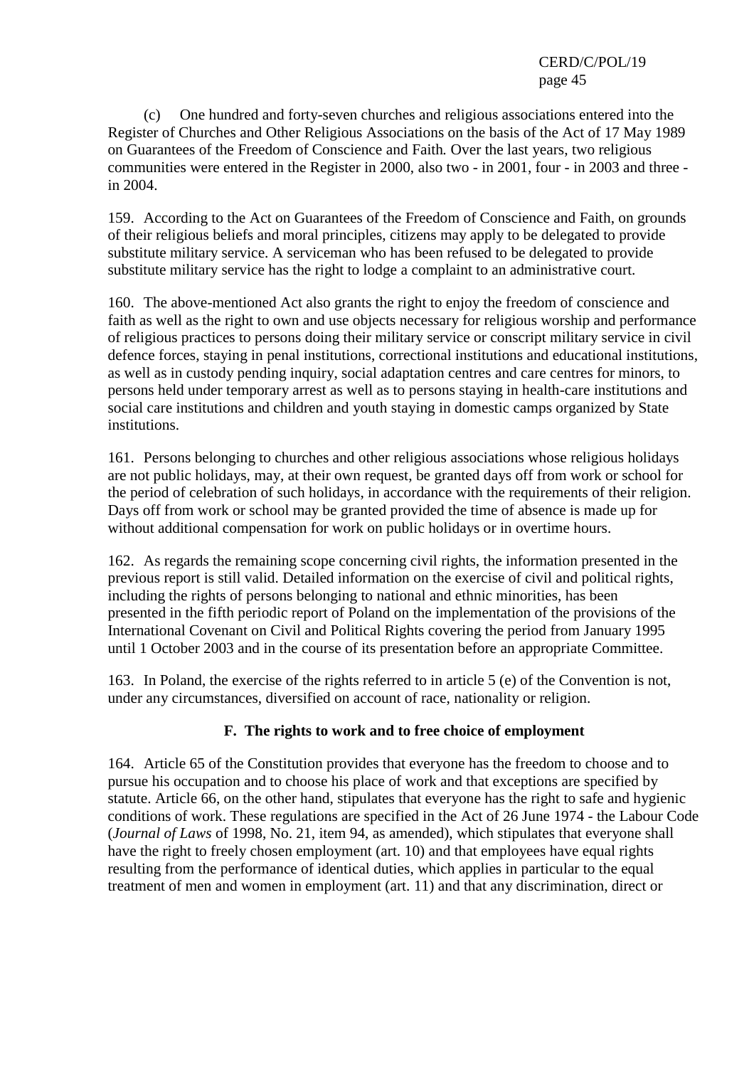(c) One hundred and forty-seven churches and religious associations entered into the Register of Churches and Other Religious Associations on the basis of the Act of 17 May 1989 on Guarantees of the Freedom of Conscience and Faith. Over the last years, two religious communities were entered in the Register in 2000, also two - in 2001, four - in 2003 and three - in 2004.

159. According to the Act on Guarantees of the Freedom of Conscience and Faith, on grounds of their religious beliefs and moral principles, citizens may apply to be delegated to provide substitute military service. A serviceman who has been refused to be delegated to provide substitute military service has the right to lodge a complaint to an administrative court.

160. The above-mentioned Act also grants the right to enjoy the freedom of conscience and faith as well as the right to own and use objects necessary for religious worship and performance of religious practices to persons doing their military service or conscript military service in civil defence forces, staying in penal institutions, correctional institutions and educational institutions, as well as in custody pending inquiry, social adaptation centres and care centres for minors, to persons held under temporary arrest as well as to persons staying in health-care institutions and social care institutions and children and youth staying in domestic camps organized by State institutions.

161. Persons belonging to churches and other religious associations whose religious holidays are not public holidays, may, at their own request, be granted days off from work or school for the period of celebration of such holidays, in accordance with the requirements of their religion. Days off from work or school may be granted provided the time of absence is made up for without additional compensation for work on public holidays or in overtime hours.

162. As regards the remaining scope concerning civil rights, the information presented in the previous report is still valid. Detailed information on the exercise of civil and political rights, including the rights of persons belonging to national and ethnic minorities, has been presented in the fifth periodic report of Poland on the implementation of the provisions of the International Covenant on Civil and Political Rights covering the period from January 1995 until 1 October 2003 and in the course of its presentation before an appropriate Committee.

163. In Poland, the exercise of the rights referred to in article 5 (e) of the Convention is not, under any circumstances, diversified on account of race, nationality or religion.

### F. The rights to work and to free choice of employment

164. Article 65 of the Constitution provides that everyone has the freedom to choose and to pursue his occupation and to choose his place of work and that exceptions are specified by statute. Article 66, on the other hand, stipulates that everyone has the right to safe and hygienic conditions of work. These regulations are specified in the Act of 26 June 1974 - the Labour Code (*Journal of Laws* of 1998, No. 21, item 94, as amended), which stipulates that everyone shall have the right to freely chosen employment (art. 10) and that employees have equal rights resulting from the performance of identical duties, which applies in particular to the equal treatment of men and women in employment (art. 11) and that any discrimination, direct or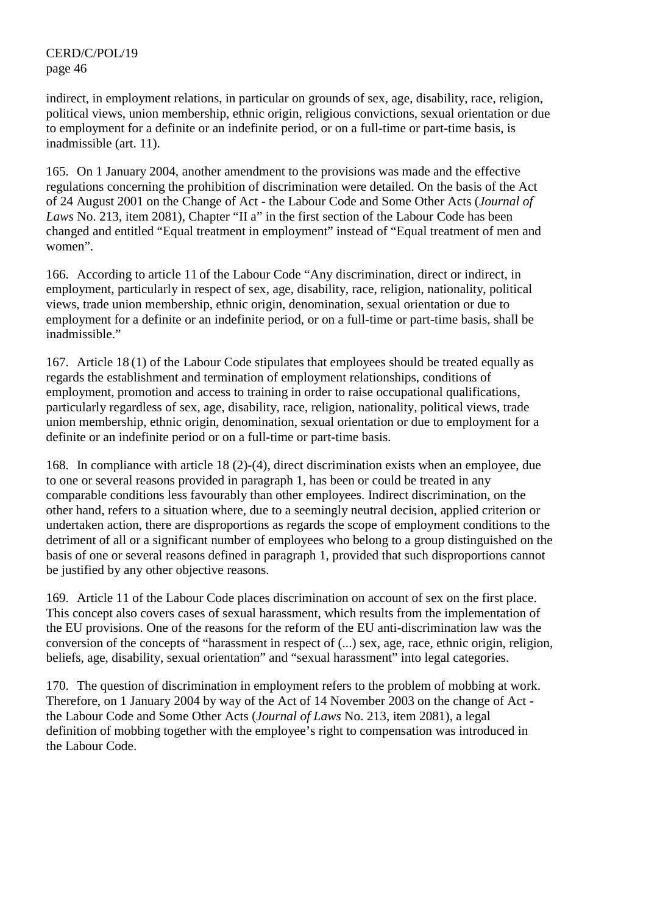indirect, in employment relations, in particular on grounds of sex, age, disability, race, religion, political views, union membership, ethnic origin, religious convictions, sexual orientation or due to employment for a definite or an indefinite period, or on a full-time or part-time basis, is inadmissible (art. 11).

165. On 1 January 2004, another amendment to the provisions was made and the effective regulations concerning the prohibition of discrimination were detailed. On the basis of the Act of 24 August 2001 on the Change of Act - the Labour Code and Some Other Acts (*Journal of Laws* No. 213, item 2081), Chapter "II a" in the first section of the Labour Code has been changed and entitled "Equal treatment in employment" instead of "Equal treatment of men and women".

166. According to article 11 of the Labour Code "Any discrimination, direct or indirect, in employment, particularly in respect of sex, age, disability, race, religion, nationality, political views, trade union membership, ethnic origin, denomination, sexual orientation or due to employment for a definite or an indefinite period, or on a full-time or part-time basis, shall be inadmissible."

167. Article 18 (1) of the Labour Code stipulates that employees should be treated equally as regards the establishment and termination of employment relationships, conditions of employment, promotion and access to training in order to raise occupational qualifications, particularly regardless of sex, age, disability, race, religion, nationality, political views, trade union membership, ethnic origin, denomination, sexual orientation or due to employment for a definite or an indefinite period or on a full-time or part-time basis.

168. In compliance with article 18 (2)-(4), direct discrimination exists when an employee, due to one or several reasons provided in paragraph 1, has been or could be treated in any comparable conditions less favourably than other employees. Indirect discrimination, on the other hand, refers to a situation where, due to a seemingly neutral decision, applied criterion or undertaken action, there are disproportions as regards the scope of employment conditions to the detriment of all or a significant number of employees who belong to a group distinguished on the basis of one or several reasons defined in paragraph 1, provided that such disproportions cannot be justified by any other objective reasons.

169. Article 11 of the Labour Code places discrimination on account of sex on the first place. This concept also covers cases of sexual harassment, which results from the implementation of the EU provisions. One of the reasons for the reform of the EU anti-discrimination law was the conversion of the concepts of "harassment in respect of (...) sex, age, race, ethnic origin, religion, beliefs, age, disability, sexual orientation" and "sexual harassment" into legal categories.

170. The question of discrimination in employment refers to the problem of mobbing at work. Therefore, on 1 January 2004 by way of the Act of 14 November 2003 on the change of Act - the Labour Code and Some Other Acts (*Journal of Laws* No. 213, item 2081), a legal definition of mobbing together with the employee's right to compensation was introduced in the Labour Code.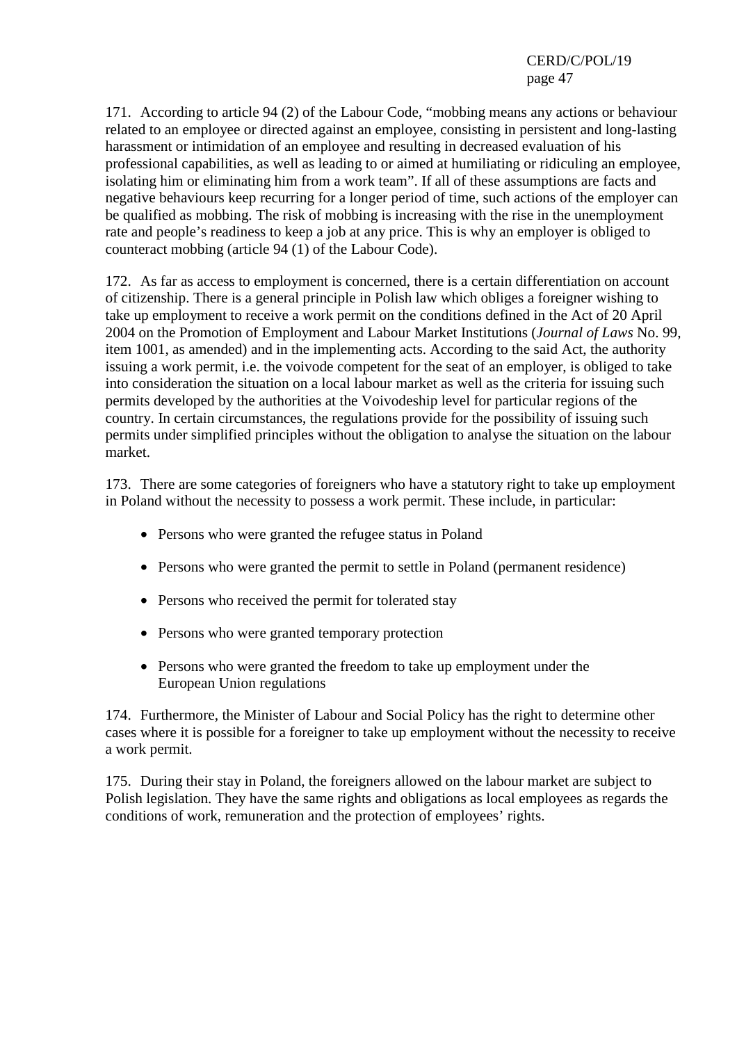171. According to article 94 (2) of the Labour Code, “mobbing means any actions or behaviour related to an employee or directed against an employee, consisting in persistent and long-lasting harassment or intimidation of an employee and resulting in decreased evaluation of his professional capabilities, as well as leading to or aimed at humiliating or ridiculing an employee, isolating him or eliminating him from a work team”. If all of these assumptions are facts and negative behaviours keep recurring for a longer period of time, such actions of the employer can be qualified as mobbing. The risk of mobbing is increasing with the rise in the unemployment rate and people’s readiness to keep a job at any price. This is why an employer is obliged to counteract mobbing (article 94 (1) of the Labour Code).

172. As far as access to employment is concerned, there is a certain differentiation on account of citizenship. There is a general principle in Polish law which obliges a foreigner wishing to take up employment to receive a work permit on the conditions defined in the Act of 20 April 2004 on the Promotion of Employment and Labour Market Institutions (*Journal of Laws* No. 99, item 1001, as amended) and in the implementing acts. According to the said Act, the authority issuing a work permit, i.e. the voivode competent for the seat of an employer, is obliged to take into consideration the situation on a local labour market as well as the criteria for issuing such permits developed by the authorities at the Voivodeship level for particular regions of the country. In certain circumstances, the regulations provide for the possibility of issuing such permits under simplified principles without the obligation to analyse the situation on the labour market.

173. There are some categories of foreigners who have a statutory right to take up employment in Poland without the necessity to possess a work permit. These include, in particular:

- Persons who were granted the refugee status in Poland
- Persons who were granted the permit to settle in Poland (permanent residence)
- Persons who received the permit for tolerated stay
- Persons who were granted temporary protection
- Persons who were granted the freedom to take up employment under the European Union regulations

174. Furthermore, the Minister of Labour and Social Policy has the right to determine other cases where it is possible for a foreigner to take up employment without the necessity to receive a work permit.

175. During their stay in Poland, the foreigners allowed on the labour market are subject to Polish legislation. They have the same rights and obligations as local employees as regards the conditions of work, remuneration and the protection of employees’ rights.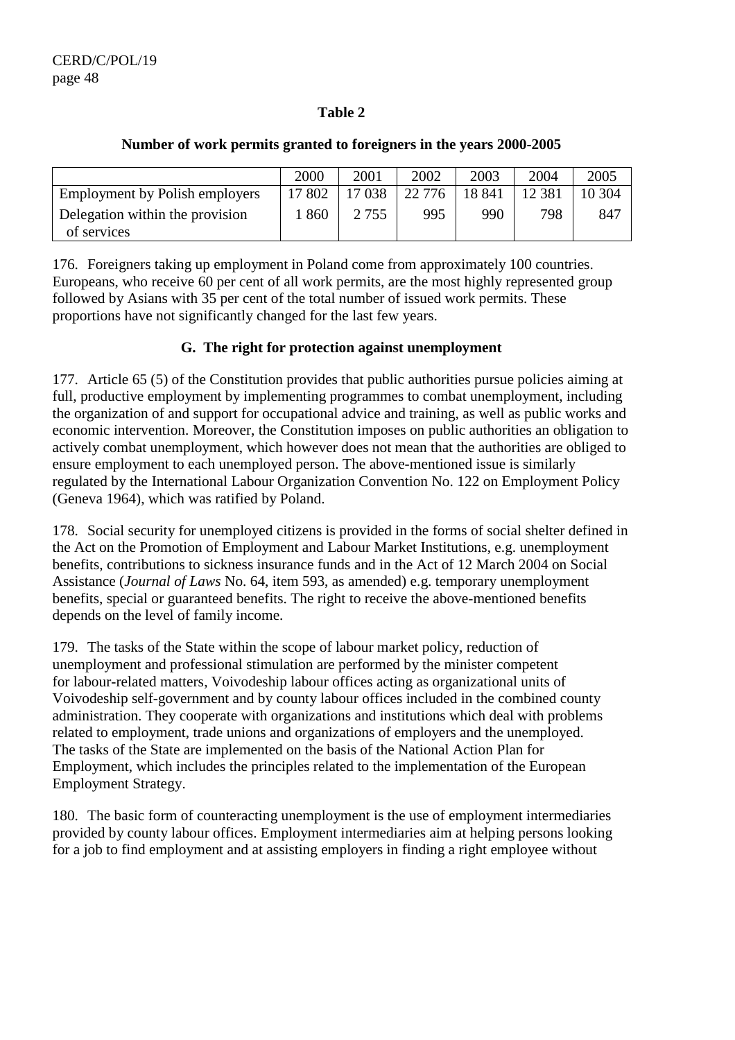**Table 2**

**Number of work permits granted to foreigners in the years 2000-2005**

| | 2000 | 2001 | 2002 | 2003 | 2004 | 2005 |
|---|---|---|---|---|---|---|
| Employment by Polish employers | 17 802 | 17 038 | 22 776 | 18 841 | 12 381 | 10 304 |
| Delegation within the provision of services | 1 860 | 2 755 | 995 | 990 | 798 | 847 |

176. Foreigners taking up employment in Poland come from approximately 100 countries. Europeans, who receive 60 per cent of all work permits, are the most highly represented group followed by Asians with 35 per cent of the total number of issued work permits. These proportions have not significantly changed for the last few years.

## G. The right for protection against unemployment

177. Article 65 (5) of the Constitution provides that public authorities pursue policies aiming at full, productive employment by implementing programmes to combat unemployment, including the organization of and support for occupational advice and training, as well as public works and economic intervention. Moreover, the Constitution imposes on public authorities an obligation to actively combat unemployment, which however does not mean that the authorities are obliged to ensure employment to each unemployed person. The above-mentioned issue is similarly regulated by the International Labour Organization Convention No. 122 on Employment Policy (Geneva 1964), which was ratified by Poland.

178. Social security for unemployed citizens is provided in the forms of social shelter defined in the Act on the Promotion of Employment and Labour Market Institutions, e.g. unemployment benefits, contributions to sickness insurance funds and in the Act of 12 March 2004 on Social Assistance (*Journal of Laws* No. 64, item 593, as amended) e.g. temporary unemployment benefits, special or guaranteed benefits. The right to receive the above-mentioned benefits depends on the level of family income.

179. The tasks of the State within the scope of labour market policy, reduction of unemployment and professional stimulation are performed by the minister competent for labour-related matters, Voivodeship labour offices acting as organizational units of Voivodeship self-government and by county labour offices included in the combined county administration. They cooperate with organizations and institutions which deal with problems related to employment, trade unions and organizations of employers and the unemployed. The tasks of the State are implemented on the basis of the National Action Plan for Employment, which includes the principles related to the implementation of the European Employment Strategy.

180. The basic form of counteracting unemployment is the use of employment intermediaries provided by county labour offices. Employment intermediaries aim at helping persons looking for a job to find employment and at assisting employers in finding a right employee without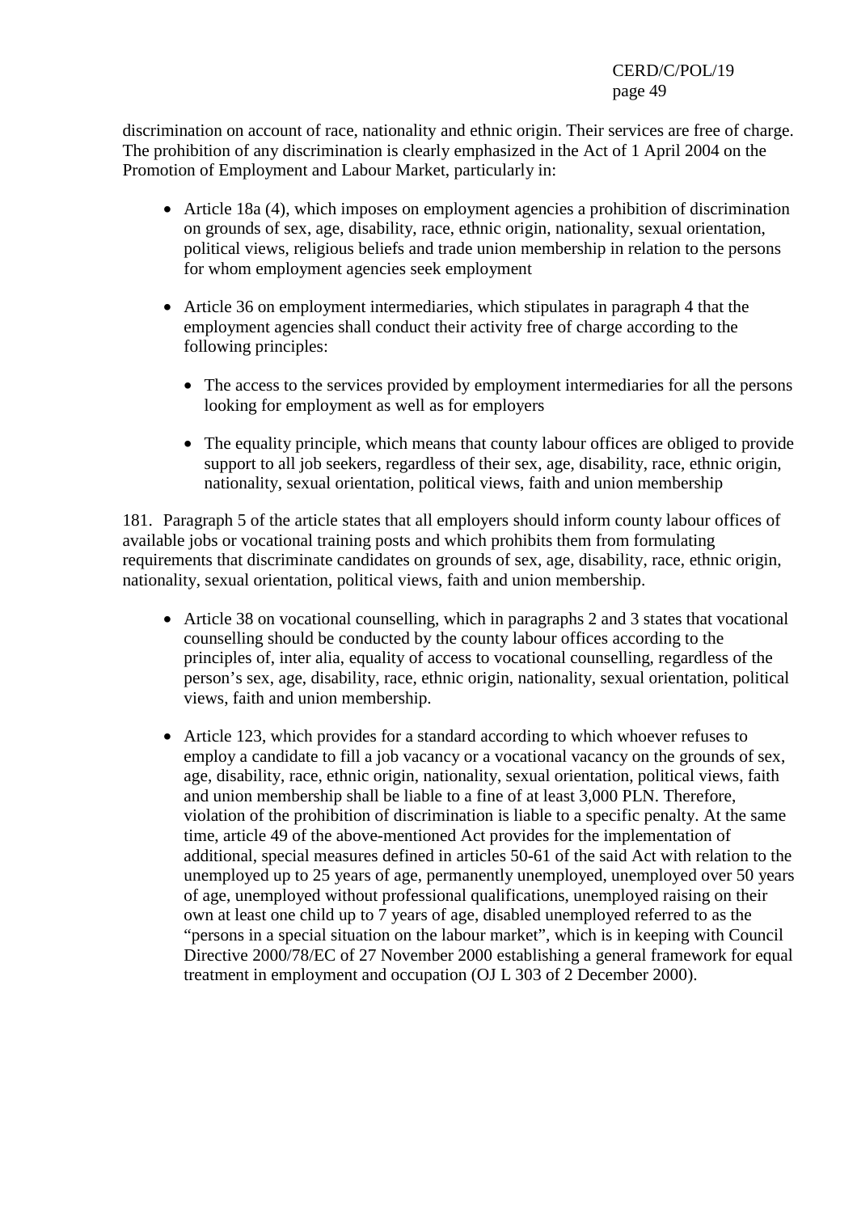discrimination on account of race, nationality and ethnic origin. Their services are free of charge. The prohibition of any discrimination is clearly emphasized in the Act of 1 April 2004 on the Promotion of Employment and Labour Market, particularly in:

- Article 18a (4), which imposes on employment agencies a prohibition of discrimination on grounds of sex, age, disability, race, ethnic origin, nationality, sexual orientation, political views, religious beliefs and trade union membership in relation to the persons for whom employment agencies seek employment

- Article 36 on employment intermediaries, which stipulates in paragraph 4 that the employment agencies shall conduct their activity free of charge according to the following principles:

  - The access to the services provided by employment intermediaries for all the persons looking for employment as well as for employers

  - The equality principle, which means that county labour offices are obliged to provide support to all job seekers, regardless of their sex, age, disability, race, ethnic origin, nationality, sexual orientation, political views, faith and union membership

181. Paragraph 5 of the article states that all employers should inform county labour offices of available jobs or vocational training posts and which prohibits them from formulating requirements that discriminate candidates on grounds of sex, age, disability, race, ethnic origin, nationality, sexual orientation, political views, faith and union membership.

- Article 38 on vocational counselling, which in paragraphs 2 and 3 states that vocational counselling should be conducted by the county labour offices according to the principles of, inter alia, equality of access to vocational counselling, regardless of the person's sex, age, disability, race, ethnic origin, nationality, sexual orientation, political views, faith and union membership.

- Article 123, which provides for a standard according to which whoever refuses to employ a candidate to fill a job vacancy or a vocational vacancy on the grounds of sex, age, disability, race, ethnic origin, nationality, sexual orientation, political views, faith and union membership shall be liable to a fine of at least 3,000 PLN. Therefore, violation of the prohibition of discrimination is liable to a specific penalty. At the same time, article 49 of the above-mentioned Act provides for the implementation of additional, special measures defined in articles 50-61 of the said Act with relation to the unemployed up to 25 years of age, permanently unemployed, unemployed over 50 years of age, unemployed without professional qualifications, unemployed raising on their own at least one child up to 7 years of age, disabled unemployed referred to as the "persons in a special situation on the labour market", which is in keeping with Council Directive 2000/78/EC of 27 November 2000 establishing a general framework for equal treatment in employment and occupation (OJ L 303 of 2 December 2000).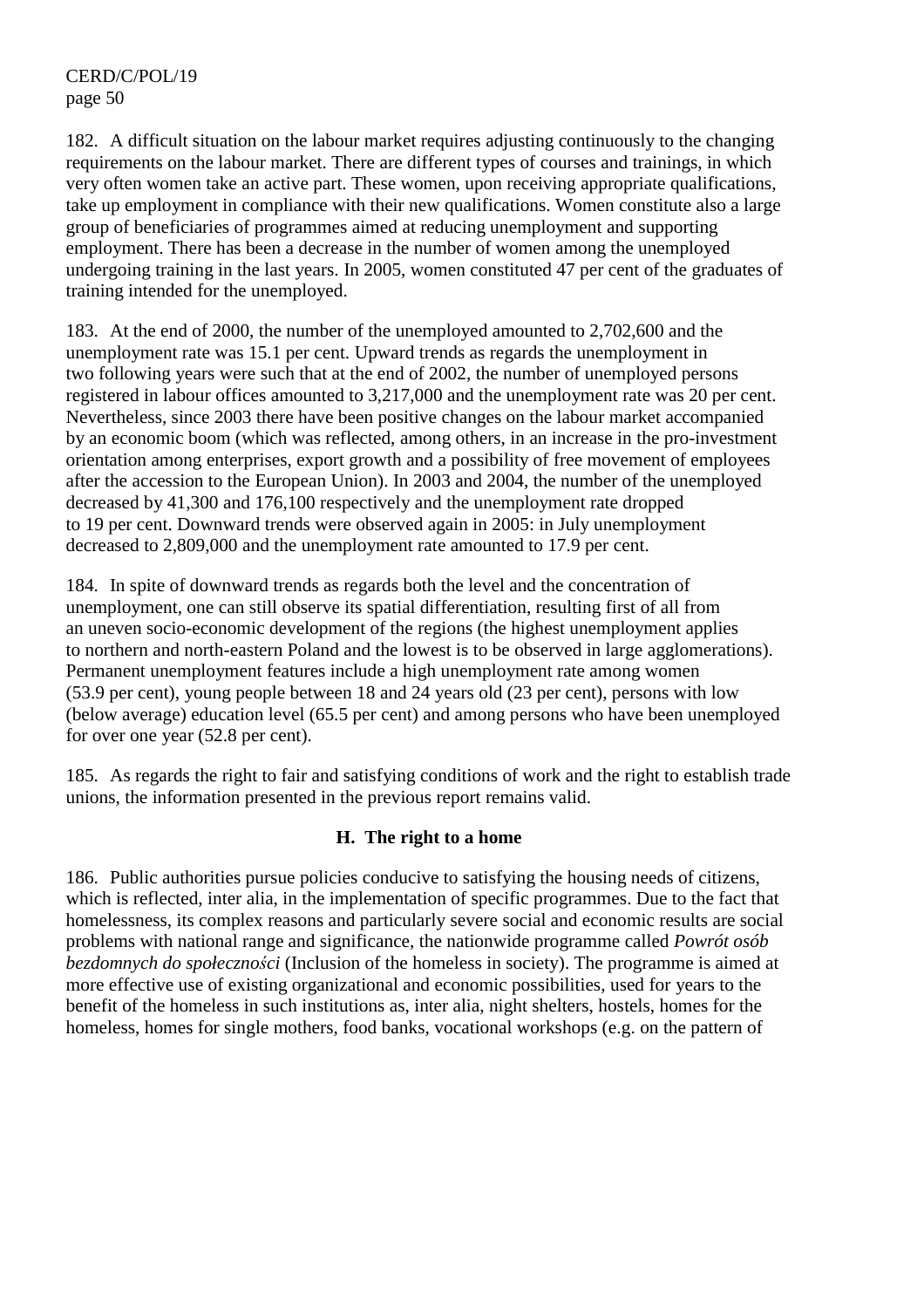182. A difficult situation on the labour market requires adjusting continuously to the changing requirements on the labour market. There are different types of courses and trainings, in which very often women take an active part. These women, upon receiving appropriate qualifications, take up employment in compliance with their new qualifications. Women constitute also a large group of beneficiaries of programmes aimed at reducing unemployment and supporting employment. There has been a decrease in the number of women among the unemployed undergoing training in the last years. In 2005, women constituted 47 per cent of the graduates of training intended for the unemployed.

183. At the end of 2000, the number of the unemployed amounted to 2,702,600 and the unemployment rate was 15.1 per cent. Upward trends as regards the unemployment in two following years were such that at the end of 2002, the number of unemployed persons registered in labour offices amounted to 3,217,000 and the unemployment rate was 20 per cent. Nevertheless, since 2003 there have been positive changes on the labour market accompanied by an economic boom (which was reflected, among others, in an increase in the pro-investment orientation among enterprises, export growth and a possibility of free movement of employees after the accession to the European Union). In 2003 and 2004, the number of the unemployed decreased by 41,300 and 176,100 respectively and the unemployment rate dropped to 19 per cent. Downward trends were observed again in 2005: in July unemployment decreased to 2,809,000 and the unemployment rate amounted to 17.9 per cent.

184. In spite of downward trends as regards both the level and the concentration of unemployment, one can still observe its spatial differentiation, resulting first of all from an uneven socio-economic development of the regions (the highest unemployment applies to northern and north-eastern Poland and the lowest is to be observed in large agglomerations). Permanent unemployment features include a high unemployment rate among women (53.9 per cent), young people between 18 and 24 years old (23 per cent), persons with low (below average) education level (65.5 per cent) and among persons who have been unemployed for over one year (52.8 per cent).

185. As regards the right to fair and satisfying conditions of work and the right to establish trade unions, the information presented in the previous report remains valid.

### H. The right to a home

186. Public authorities pursue policies conducive to satisfying the housing needs of citizens, which is reflected, inter alia, in the implementation of specific programmes. Due to the fact that homelessness, its complex reasons and particularly severe social and economic results are social problems with national range and significance, the nationwide programme called *Powrót osób bezdomnych do społeczności* (Inclusion of the homeless in society). The programme is aimed at more effective use of existing organizational and economic possibilities, used for years to the benefit of the homeless in such institutions as, inter alia, night shelters, hostels, homes for the homeless, homes for single mothers, food banks, vocational workshops (e.g. on the pattern of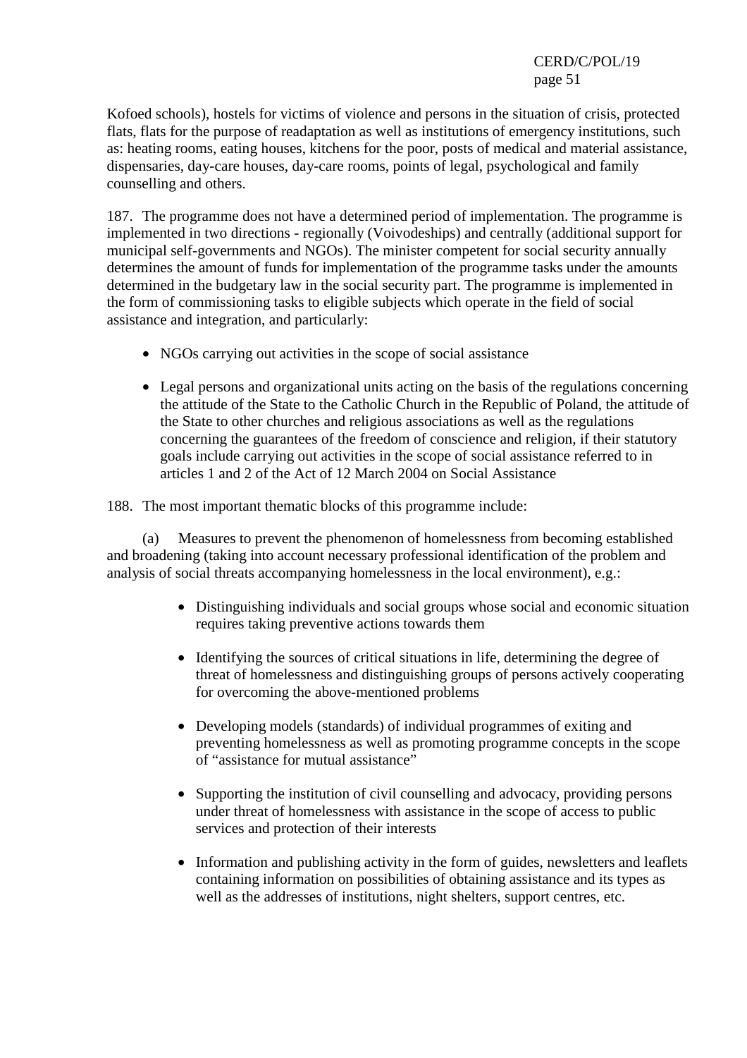Kofoed schools), hostels for victims of violence and persons in the situation of crisis, protected flats, flats for the purpose of readaptation as well as institutions of emergency institutions, such as: heating rooms, eating houses, kitchens for the poor, posts of medical and material assistance, dispensaries, day-care houses, day-care rooms, points of legal, psychological and family counselling and others.

187. The programme does not have a determined period of implementation. The programme is implemented in two directions - regionally (Voivodeships) and centrally (additional support for municipal self-governments and NGOs). The minister competent for social security annually determines the amount of funds for implementation of the programme tasks under the amounts determined in the budgetary law in the social security part. The programme is implemented in the form of commissioning tasks to eligible subjects which operate in the field of social assistance and integration, and particularly:

- NGOs carrying out activities in the scope of social assistance
- Legal persons and organizational units acting on the basis of the regulations concerning the attitude of the State to the Catholic Church in the Republic of Poland, the attitude of the State to other churches and religious associations as well as the regulations concerning the guarantees of the freedom of conscience and religion, if their statutory goals include carrying out activities in the scope of social assistance referred to in articles 1 and 2 of the Act of 12 March 2004 on Social Assistance

188. The most important thematic blocks of this programme include:

(a) Measures to prevent the phenomenon of homelessness from becoming established and broadening (taking into account necessary professional identification of the problem and analysis of social threats accompanying homelessness in the local environment), e.g.:

- Distinguishing individuals and social groups whose social and economic situation requires taking preventive actions towards them
- Identifying the sources of critical situations in life, determining the degree of threat of homelessness and distinguishing groups of persons actively cooperating for overcoming the above-mentioned problems
- Developing models (standards) of individual programmes of exiting and preventing homelessness as well as promoting programme concepts in the scope of "assistance for mutual assistance"
- Supporting the institution of civil counselling and advocacy, providing persons under threat of homelessness with assistance in the scope of access to public services and protection of their interests
- Information and publishing activity in the form of guides, newsletters and leaflets containing information on possibilities of obtaining assistance and its types as well as the addresses of institutions, night shelters, support centres, etc.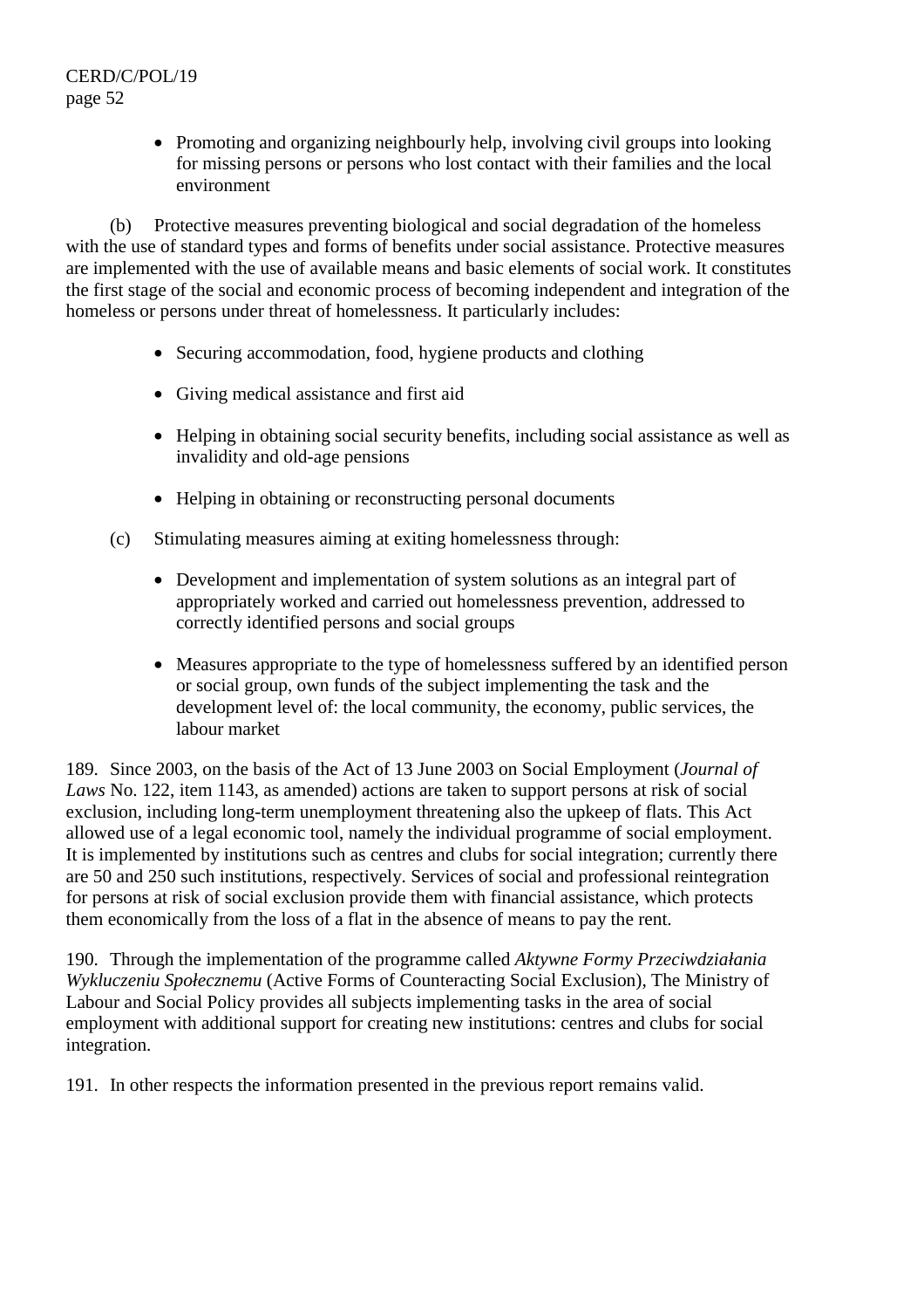- Promoting and organizing neighbourly help, involving civil groups into looking for missing persons or persons who lost contact with their families and the local environment

(b) Protective measures preventing biological and social degradation of the homeless with the use of standard types and forms of benefits under social assistance. Protective measures are implemented with the use of available means and basic elements of social work. It constitutes the first stage of the social and economic process of becoming independent and integration of the homeless or persons under threat of homelessness. It particularly includes:

- Securing accommodation, food, hygiene products and clothing
- Giving medical assistance and first aid
- Helping in obtaining social security benefits, including social assistance as well as invalidity and old-age pensions
- Helping in obtaining or reconstructing personal documents

(c) Stimulating measures aiming at exiting homelessness through:

- Development and implementation of system solutions as an integral part of appropriately worked and carried out homelessness prevention, addressed to correctly identified persons and social groups
- Measures appropriate to the type of homelessness suffered by an identified person or social group, own funds of the subject implementing the task and the development level of: the local community, the economy, public services, the labour market

189. Since 2003, on the basis of the Act of 13 June 2003 on Social Employment (*Journal of Laws* No. 122, item 1143, as amended) actions are taken to support persons at risk of social exclusion, including long-term unemployment threatening also the upkeep of flats. This Act allowed use of a legal economic tool, namely the individual programme of social employment. It is implemented by institutions such as centres and clubs for social integration; currently there are 50 and 250 such institutions, respectively. Services of social and professional reintegration for persons at risk of social exclusion provide them with financial assistance, which protects them economically from the loss of a flat in the absence of means to pay the rent.

190. Through the implementation of the programme called *Aktywne Formy Przeciwdziałania Wykluczeniu Społecznemu* (Active Forms of Counteracting Social Exclusion), The Ministry of Labour and Social Policy provides all subjects implementing tasks in the area of social employment with additional support for creating new institutions: centres and clubs for social integration.

191. In other respects the information presented in the previous report remains valid.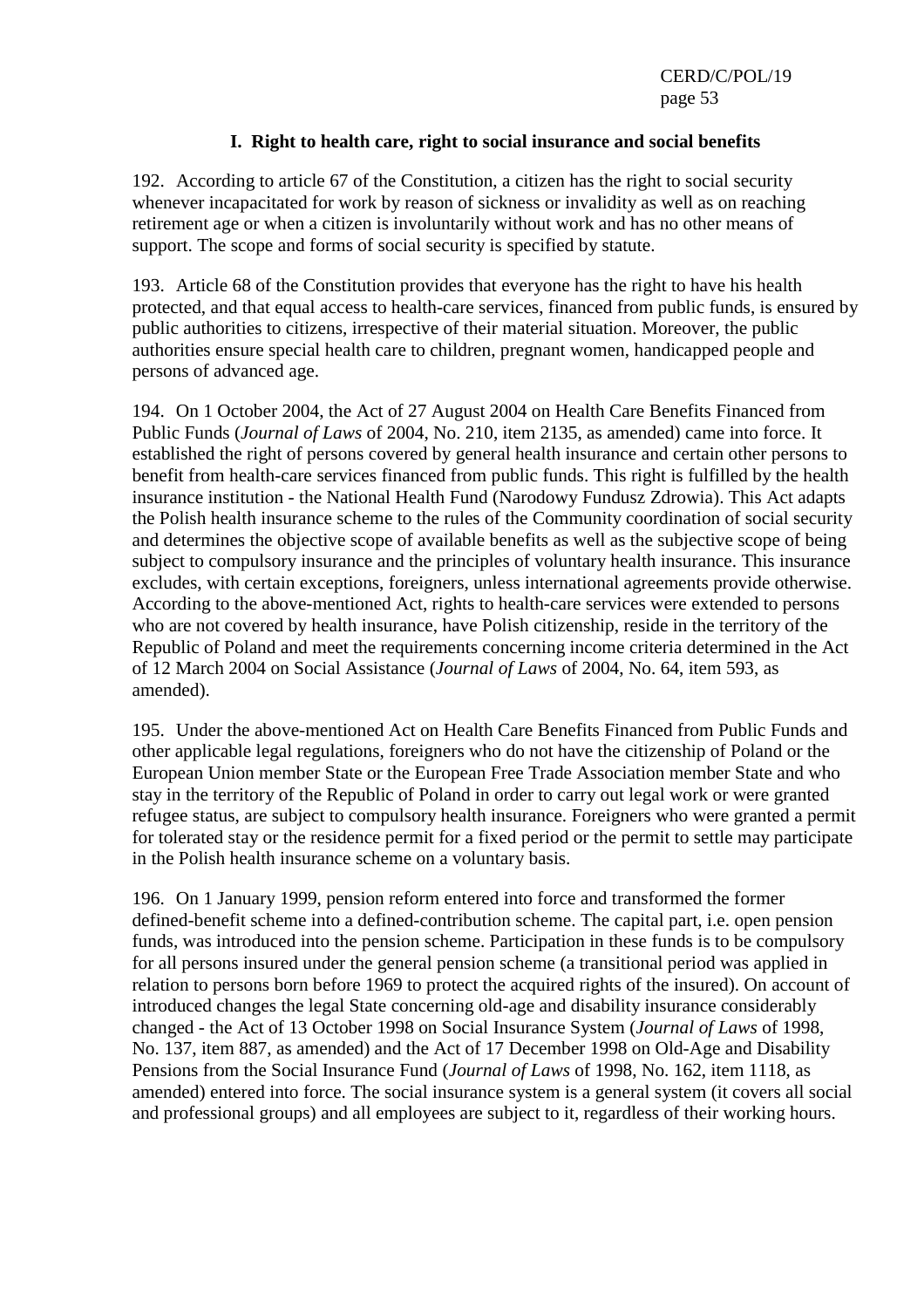## I. Right to health care, right to social insurance and social benefits

192. According to article 67 of the Constitution, a citizen has the right to social security whenever incapacitated for work by reason of sickness or invalidity as well as on reaching retirement age or when a citizen is involuntarily without work and has no other means of support. The scope and forms of social security is specified by statute.

193. Article 68 of the Constitution provides that everyone has the right to have his health protected, and that equal access to health-care services, financed from public funds, is ensured by public authorities to citizens, irrespective of their material situation. Moreover, the public authorities ensure special health care to children, pregnant women, handicapped people and persons of advanced age.

194. On 1 October 2004, the Act of 27 August 2004 on Health Care Benefits Financed from Public Funds (*Journal of Laws* of 2004, No. 210, item 2135, as amended) came into force. It established the right of persons covered by general health insurance and certain other persons to benefit from health-care services financed from public funds. This right is fulfilled by the health insurance institution - the National Health Fund (Narodowy Fundusz Zdrowia). This Act adapts the Polish health insurance scheme to the rules of the Community coordination of social security and determines the objective scope of available benefits as well as the subjective scope of being subject to compulsory insurance and the principles of voluntary health insurance. This insurance excludes, with certain exceptions, foreigners, unless international agreements provide otherwise. According to the above-mentioned Act, rights to health-care services were extended to persons who are not covered by health insurance, have Polish citizenship, reside in the territory of the Republic of Poland and meet the requirements concerning income criteria determined in the Act of 12 March 2004 on Social Assistance (*Journal of Laws* of 2004, No. 64, item 593, as amended).

195. Under the above-mentioned Act on Health Care Benefits Financed from Public Funds and other applicable legal regulations, foreigners who do not have the citizenship of Poland or the European Union member State or the European Free Trade Association member State and who stay in the territory of the Republic of Poland in order to carry out legal work or were granted refugee status, are subject to compulsory health insurance. Foreigners who were granted a permit for tolerated stay or the residence permit for a fixed period or the permit to settle may participate in the Polish health insurance scheme on a voluntary basis.

196. On 1 January 1999, pension reform entered into force and transformed the former defined-benefit scheme into a defined-contribution scheme. The capital part, i.e. open pension funds, was introduced into the pension scheme. Participation in these funds is to be compulsory for all persons insured under the general pension scheme (a transitional period was applied in relation to persons born before 1969 to protect the acquired rights of the insured). On account of introduced changes the legal State concerning old-age and disability insurance considerably changed - the Act of 13 October 1998 on Social Insurance System (*Journal of Laws* of 1998, No. 137, item 887, as amended) and the Act of 17 December 1998 on Old-Age and Disability Pensions from the Social Insurance Fund (*Journal of Laws* of 1998, No. 162, item 1118, as amended) entered into force. The social insurance system is a general system (it covers all social and professional groups) and all employees are subject to it, regardless of their working hours.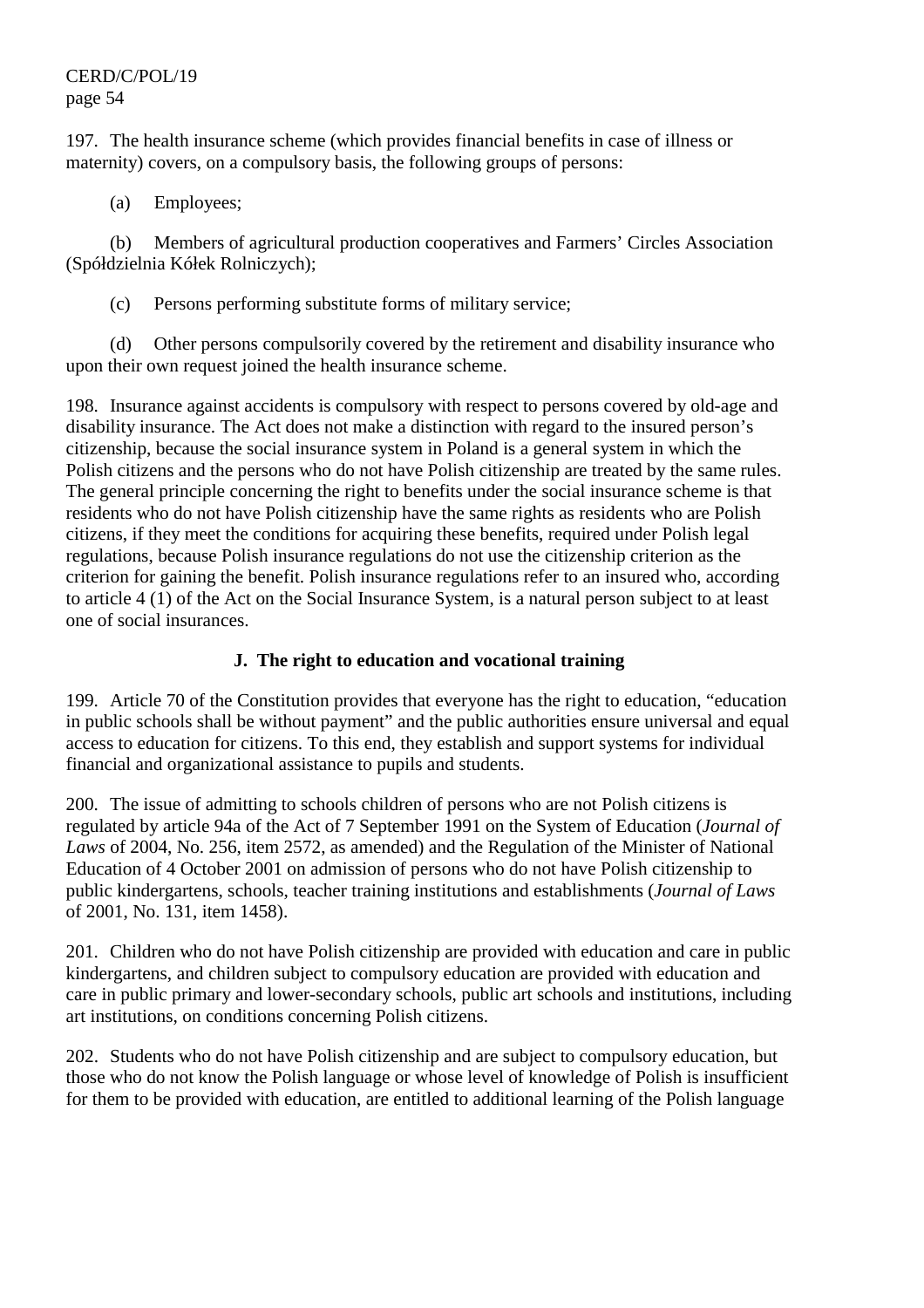197. The health insurance scheme (which provides financial benefits in case of illness or maternity) covers, on a compulsory basis, the following groups of persons:

(a) Employees;

(b) Members of agricultural production cooperatives and Farmers’ Circles Association (Spółdzielnia Kółek Rolniczych);

(c) Persons performing substitute forms of military service;

(d) Other persons compulsorily covered by the retirement and disability insurance who upon their own request joined the health insurance scheme.

198. Insurance against accidents is compulsory with respect to persons covered by old-age and disability insurance. The Act does not make a distinction with regard to the insured person’s citizenship, because the social insurance system in Poland is a general system in which the Polish citizens and the persons who do not have Polish citizenship are treated by the same rules. The general principle concerning the right to benefits under the social insurance scheme is that residents who do not have Polish citizenship have the same rights as residents who are Polish citizens, if they meet the conditions for acquiring these benefits, required under Polish legal regulations, because Polish insurance regulations do not use the citizenship criterion as the criterion for gaining the benefit. Polish insurance regulations refer to an insured who, according to article 4 (1) of the Act on the Social Insurance System, is a natural person subject to at least one of social insurances.

### J. The right to education and vocational training

199. Article 70 of the Constitution provides that everyone has the right to education, “education in public schools shall be without payment” and the public authorities ensure universal and equal access to education for citizens. To this end, they establish and support systems for individual financial and organizational assistance to pupils and students.

200. The issue of admitting to schools children of persons who are not Polish citizens is regulated by article 94a of the Act of 7 September 1991 on the System of Education (*Journal of Laws* of 2004, No. 256, item 2572, as amended) and the Regulation of the Minister of National Education of 4 October 2001 on admission of persons who do not have Polish citizenship to public kindergartens, schools, teacher training institutions and establishments (*Journal of Laws* of 2001, No. 131, item 1458).

201. Children who do not have Polish citizenship are provided with education and care in public kindergartens, and children subject to compulsory education are provided with education and care in public primary and lower-secondary schools, public art schools and institutions, including art institutions, on conditions concerning Polish citizens.

202. Students who do not have Polish citizenship and are subject to compulsory education, but those who do not know the Polish language or whose level of knowledge of Polish is insufficient for them to be provided with education, are entitled to additional learning of the Polish language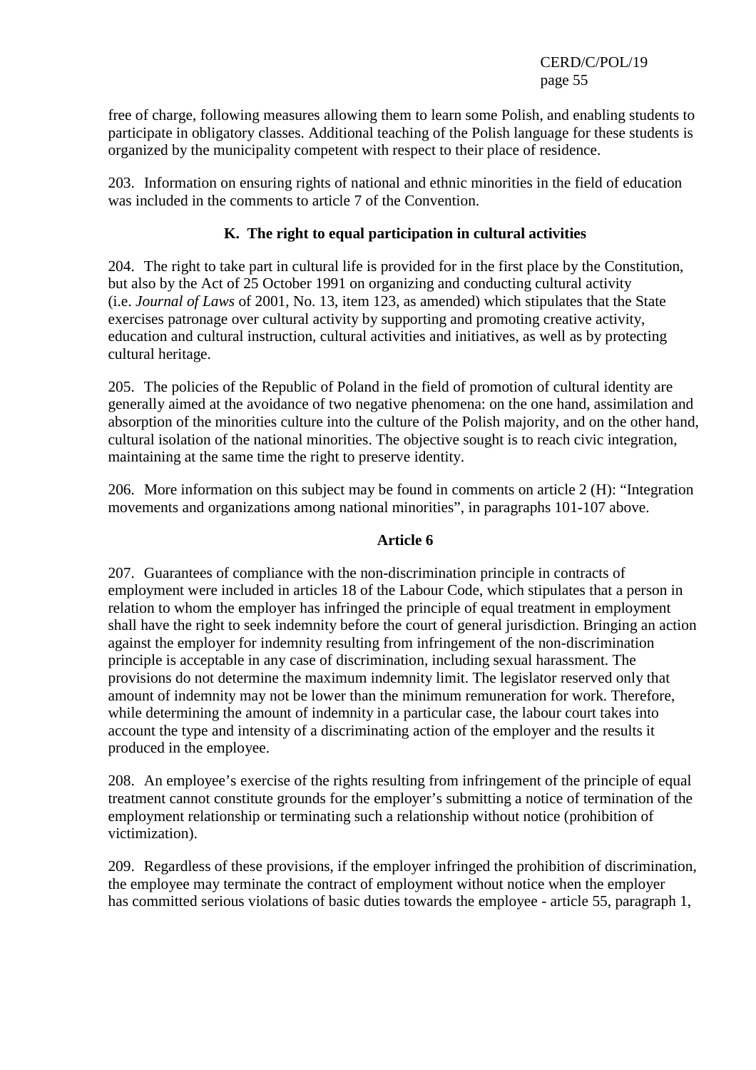free of charge, following measures allowing them to learn some Polish, and enabling students to participate in obligatory classes. Additional teaching of the Polish language for these students is organized by the municipality competent with respect to their place of residence.

203. Information on ensuring rights of national and ethnic minorities in the field of education was included in the comments to article 7 of the Convention.

### K. The right to equal participation in cultural activities

204. The right to take part in cultural life is provided for in the first place by the Constitution, but also by the Act of 25 October 1991 on organizing and conducting cultural activity (i.e. *Journal of Laws* of 2001, No. 13, item 123, as amended) which stipulates that the State exercises patronage over cultural activity by supporting and promoting creative activity, education and cultural instruction, cultural activities and initiatives, as well as by protecting cultural heritage.

205. The policies of the Republic of Poland in the field of promotion of cultural identity are generally aimed at the avoidance of two negative phenomena: on the one hand, assimilation and absorption of the minorities culture into the culture of the Polish majority, and on the other hand, cultural isolation of the national minorities. The objective sought is to reach civic integration, maintaining at the same time the right to preserve identity.

206. More information on this subject may be found in comments on article 2 (H): "Integration movements and organizations among national minorities", in paragraphs 101-107 above.

## Article 6

207. Guarantees of compliance with the non-discrimination principle in contracts of employment were included in articles 18 of the Labour Code, which stipulates that a person in relation to whom the employer has infringed the principle of equal treatment in employment shall have the right to seek indemnity before the court of general jurisdiction. Bringing an action against the employer for indemnity resulting from infringement of the non-discrimination principle is acceptable in any case of discrimination, including sexual harassment. The provisions do not determine the maximum indemnity limit. The legislator reserved only that amount of indemnity may not be lower than the minimum remuneration for work. Therefore, while determining the amount of indemnity in a particular case, the labour court takes into account the type and intensity of a discriminating action of the employer and the results it produced in the employee.

208. An employee's exercise of the rights resulting from infringement of the principle of equal treatment cannot constitute grounds for the employer's submitting a notice of termination of the employment relationship or terminating such a relationship without notice (prohibition of victimization).

209. Regardless of these provisions, if the employer infringed the prohibition of discrimination, the employee may terminate the contract of employment without notice when the employer has committed serious violations of basic duties towards the employee - article 55, paragraph 1,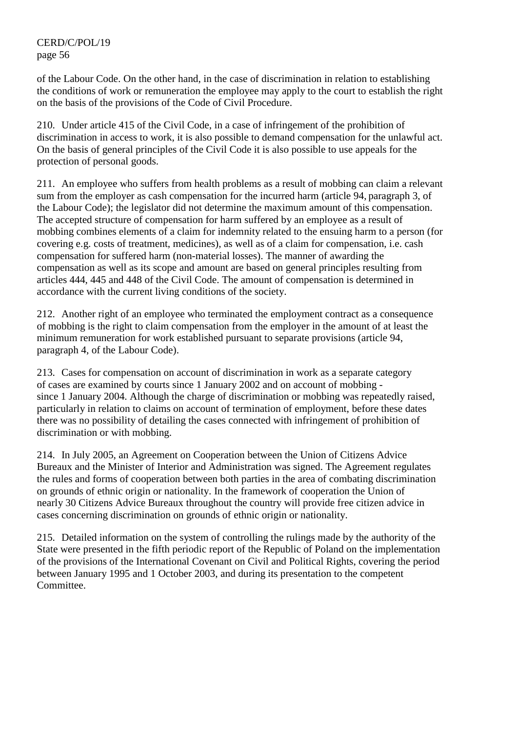of the Labour Code. On the other hand, in the case of discrimination in relation to establishing the conditions of work or remuneration the employee may apply to the court to establish the right on the basis of the provisions of the Code of Civil Procedure.

210. Under article 415 of the Civil Code, in a case of infringement of the prohibition of discrimination in access to work, it is also possible to demand compensation for the unlawful act. On the basis of general principles of the Civil Code it is also possible to use appeals for the protection of personal goods.

211. An employee who suffers from health problems as a result of mobbing can claim a relevant sum from the employer as cash compensation for the incurred harm (article 94, paragraph 3, of the Labour Code); the legislator did not determine the maximum amount of this compensation. The accepted structure of compensation for harm suffered by an employee as a result of mobbing combines elements of a claim for indemnity related to the ensuing harm to a person (for covering e.g. costs of treatment, medicines), as well as of a claim for compensation, i.e. cash compensation for suffered harm (non-material losses). The manner of awarding the compensation as well as its scope and amount are based on general principles resulting from articles 444, 445 and 448 of the Civil Code. The amount of compensation is determined in accordance with the current living conditions of the society.

212. Another right of an employee who terminated the employment contract as a consequence of mobbing is the right to claim compensation from the employer in the amount of at least the minimum remuneration for work established pursuant to separate provisions (article 94, paragraph 4, of the Labour Code).

213. Cases for compensation on account of discrimination in work as a separate category of cases are examined by courts since 1 January 2002 and on account of mobbing - since 1 January 2004. Although the charge of discrimination or mobbing was repeatedly raised, particularly in relation to claims on account of termination of employment, before these dates there was no possibility of detailing the cases connected with infringement of prohibition of discrimination or with mobbing.

214. In July 2005, an Agreement on Cooperation between the Union of Citizens Advice Bureaux and the Minister of Interior and Administration was signed. The Agreement regulates the rules and forms of cooperation between both parties in the area of combating discrimination on grounds of ethnic origin or nationality. In the framework of cooperation the Union of nearly 30 Citizens Advice Bureaux throughout the country will provide free citizen advice in cases concerning discrimination on grounds of ethnic origin or nationality.

215. Detailed information on the system of controlling the rulings made by the authority of the State were presented in the fifth periodic report of the Republic of Poland on the implementation of the provisions of the International Covenant on Civil and Political Rights, covering the period between January 1995 and 1 October 2003, and during its presentation to the competent Committee.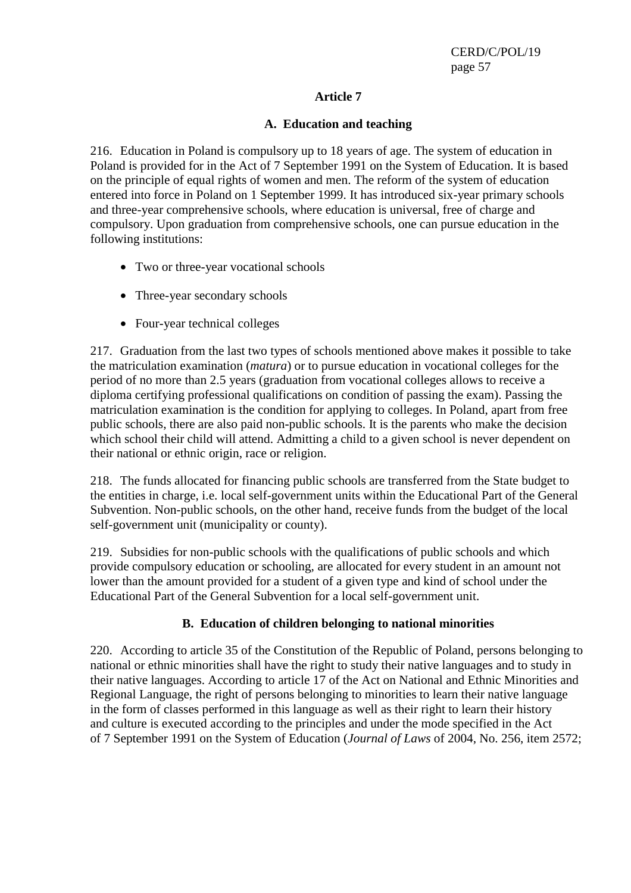## Article 7

### A. Education and teaching

216. Education in Poland is compulsory up to 18 years of age. The system of education in Poland is provided for in the Act of 7 September 1991 on the System of Education. It is based on the principle of equal rights of women and men. The reform of the system of education entered into force in Poland on 1 September 1999. It has introduced six-year primary schools and three-year comprehensive schools, where education is universal, free of charge and compulsory. Upon graduation from comprehensive schools, one can pursue education in the following institutions:

- Two or three-year vocational schools
- Three-year secondary schools
- Four-year technical colleges

217. Graduation from the last two types of schools mentioned above makes it possible to take the matriculation examination (*matura*) or to pursue education in vocational colleges for the period of no more than 2.5 years (graduation from vocational colleges allows to receive a diploma certifying professional qualifications on condition of passing the exam). Passing the matriculation examination is the condition for applying to colleges. In Poland, apart from free public schools, there are also paid non-public schools. It is the parents who make the decision which school their child will attend. Admitting a child to a given school is never dependent on their national or ethnic origin, race or religion.

218. The funds allocated for financing public schools are transferred from the State budget to the entities in charge, i.e. local self-government units within the Educational Part of the General Subvention. Non-public schools, on the other hand, receive funds from the budget of the local self-government unit (municipality or county).

219. Subsidies for non-public schools with the qualifications of public schools and which provide compulsory education or schooling, are allocated for every student in an amount not lower than the amount provided for a student of a given type and kind of school under the Educational Part of the General Subvention for a local self-government unit.

### B. Education of children belonging to national minorities

220. According to article 35 of the Constitution of the Republic of Poland, persons belonging to national or ethnic minorities shall have the right to study their native languages and to study in their native languages. According to article 17 of the Act on National and Ethnic Minorities and Regional Language, the right of persons belonging to minorities to learn their native language in the form of classes performed in this language as well as their right to learn their history and culture is executed according to the principles and under the mode specified in the Act of 7 September 1991 on the System of Education (*Journal of Laws* of 2004, No. 256, item 2572;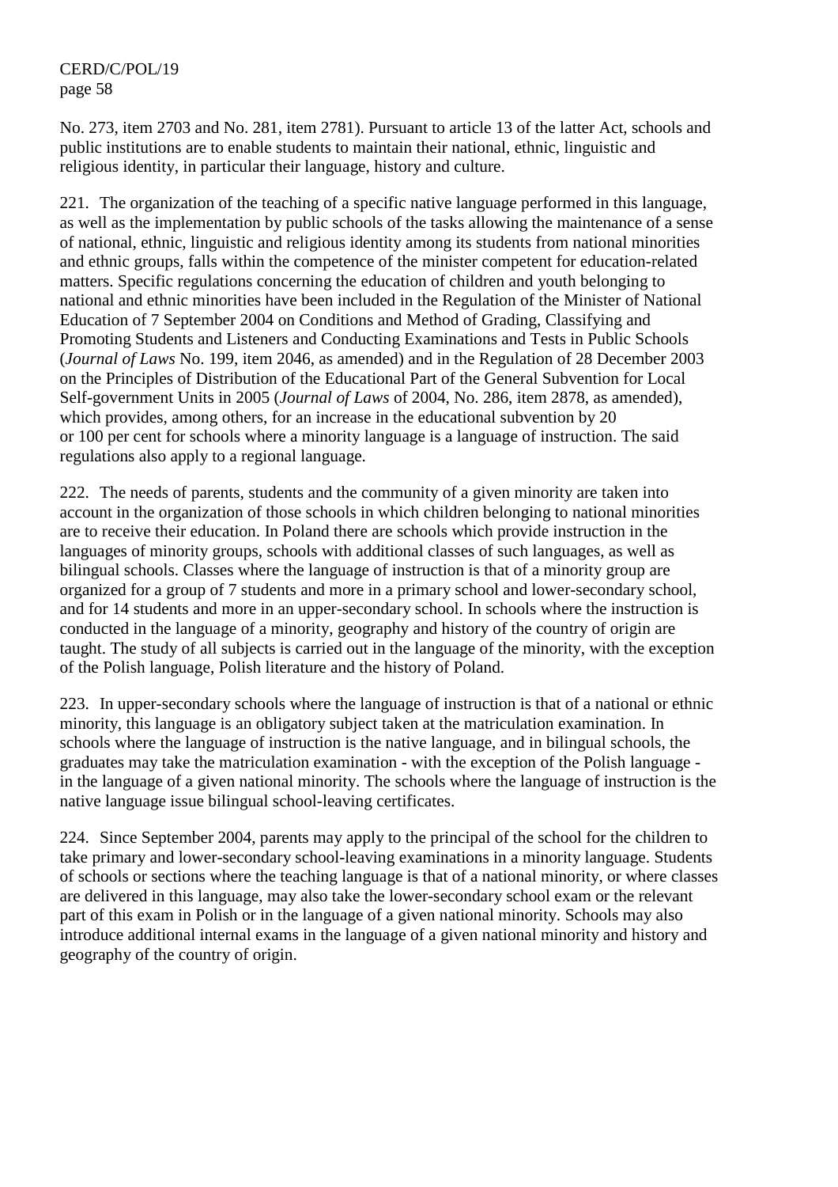No. 273, item 2703 and No. 281, item 2781). Pursuant to article 13 of the latter Act, schools and public institutions are to enable students to maintain their national, ethnic, linguistic and religious identity, in particular their language, history and culture.

221. The organization of the teaching of a specific native language performed in this language, as well as the implementation by public schools of the tasks allowing the maintenance of a sense of national, ethnic, linguistic and religious identity among its students from national minorities and ethnic groups, falls within the competence of the minister competent for education-related matters. Specific regulations concerning the education of children and youth belonging to national and ethnic minorities have been included in the Regulation of the Minister of National Education of 7 September 2004 on Conditions and Method of Grading, Classifying and Promoting Students and Listeners and Conducting Examinations and Tests in Public Schools (*Journal of Laws* No. 199, item 2046, as amended) and in the Regulation of 28 December 2003 on the Principles of Distribution of the Educational Part of the General Subvention for Local Self-government Units in 2005 (*Journal of Laws* of 2004, No. 286, item 2878, as amended), which provides, among others, for an increase in the educational subvention by 20 or 100 per cent for schools where a minority language is a language of instruction. The said regulations also apply to a regional language.

222. The needs of parents, students and the community of a given minority are taken into account in the organization of those schools in which children belonging to national minorities are to receive their education. In Poland there are schools which provide instruction in the languages of minority groups, schools with additional classes of such languages, as well as bilingual schools. Classes where the language of instruction is that of a minority group are organized for a group of 7 students and more in a primary school and lower-secondary school, and for 14 students and more in an upper-secondary school. In schools where the instruction is conducted in the language of a minority, geography and history of the country of origin are taught. The study of all subjects is carried out in the language of the minority, with the exception of the Polish language, Polish literature and the history of Poland.

223. In upper-secondary schools where the language of instruction is that of a national or ethnic minority, this language is an obligatory subject taken at the matriculation examination. In schools where the language of instruction is the native language, and in bilingual schools, the graduates may take the matriculation examination - with the exception of the Polish language - in the language of a given national minority. The schools where the language of instruction is the native language issue bilingual school-leaving certificates.

224. Since September 2004, parents may apply to the principal of the school for the children to take primary and lower-secondary school-leaving examinations in a minority language. Students of schools or sections where the teaching language is that of a national minority, or where classes are delivered in this language, may also take the lower-secondary school exam or the relevant part of this exam in Polish or in the language of a given national minority. Schools may also introduce additional internal exams in the language of a given national minority and history and geography of the country of origin.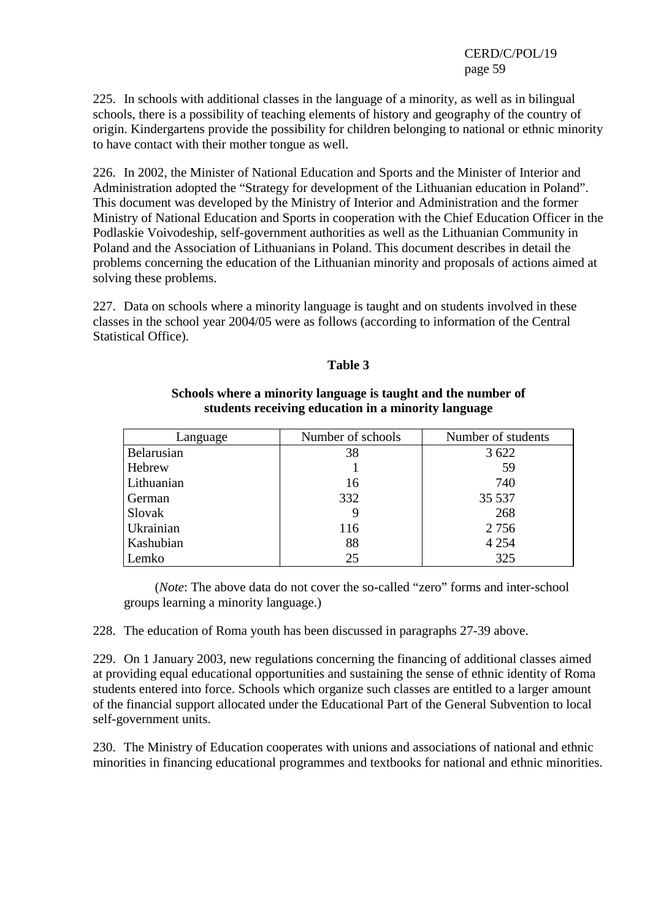225. In schools with additional classes in the language of a minority, as well as in bilingual schools, there is a possibility of teaching elements of history and geography of the country of origin. Kindergartens provide the possibility for children belonging to national or ethnic minority to have contact with their mother tongue as well.

226. In 2002, the Minister of National Education and Sports and the Minister of Interior and Administration adopted the "Strategy for development of the Lithuanian education in Poland". This document was developed by the Ministry of Interior and Administration and the former Ministry of National Education and Sports in cooperation with the Chief Education Officer in the Podlaskie Voivodeship, self-government authorities as well as the Lithuanian Community in Poland and the Association of Lithuanians in Poland. This document describes in detail the problems concerning the education of the Lithuanian minority and proposals of actions aimed at solving these problems.

227. Data on schools where a minority language is taught and on students involved in these classes in the school year 2004/05 were as follows (according to information of the Central Statistical Office).

**Table 3**

**Schools where a minority language is taught and the number of students receiving education in a minority language**

| Language | Number of schools | Number of students |
|---|---|---|
| Belarusian | 38 | 3 622 |
| Hebrew | 1 | 59 |
| Lithuanian | 16 | 740 |
| German | 332 | 35 537 |
| Slovak | 9 | 268 |
| Ukrainian | 116 | 2 756 |
| Kashubian | 88 | 4 254 |
| Lemko | 25 | 325 |

(*Note*: The above data do not cover the so-called "zero" forms and inter-school groups learning a minority language.)

228. The education of Roma youth has been discussed in paragraphs 27-39 above.

229. On 1 January 2003, new regulations concerning the financing of additional classes aimed at providing equal educational opportunities and sustaining the sense of ethnic identity of Roma students entered into force. Schools which organize such classes are entitled to a larger amount of the financial support allocated under the Educational Part of the General Subvention to local self-government units.

230. The Ministry of Education cooperates with unions and associations of national and ethnic minorities in financing educational programmes and textbooks for national and ethnic minorities.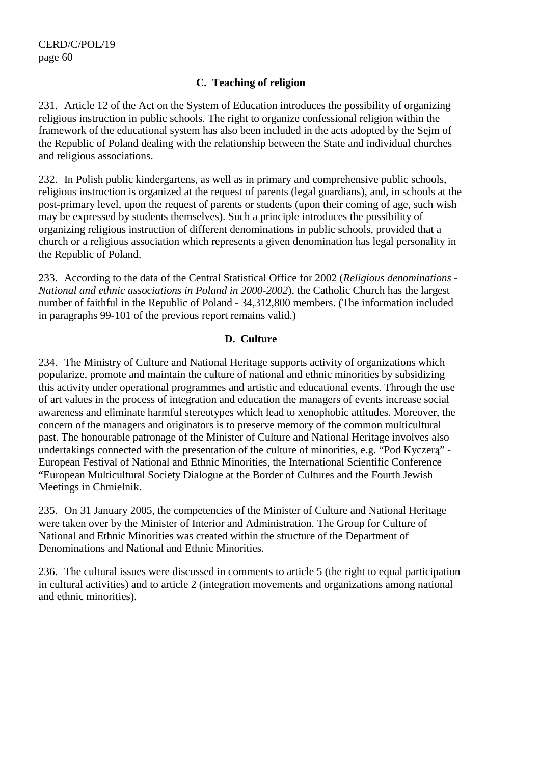## C. Teaching of religion

231. Article 12 of the Act on the System of Education introduces the possibility of organizing religious instruction in public schools. The right to organize confessional religion within the framework of the educational system has also been included in the acts adopted by the Sejm of the Republic of Poland dealing with the relationship between the State and individual churches and religious associations.

232. In Polish public kindergartens, as well as in primary and comprehensive public schools, religious instruction is organized at the request of parents (legal guardians), and, in schools at the post-primary level, upon the request of parents or students (upon their coming of age, such wish may be expressed by students themselves). Such a principle introduces the possibility of organizing religious instruction of different denominations in public schools, provided that a church or a religious association which represents a given denomination has legal personality in the Republic of Poland.

233. According to the data of the Central Statistical Office for 2002 (*Religious denominations - National and ethnic associations in Poland in 2000-2002*), the Catholic Church has the largest number of faithful in the Republic of Poland - 34,312,800 members. (The information included in paragraphs 99-101 of the previous report remains valid.)

## D. Culture

234. The Ministry of Culture and National Heritage supports activity of organizations which popularize, promote and maintain the culture of national and ethnic minorities by subsidizing this activity under operational programmes and artistic and educational events. Through the use of art values in the process of integration and education the managers of events increase social awareness and eliminate harmful stereotypes which lead to xenophobic attitudes. Moreover, the concern of the managers and originators is to preserve memory of the common multicultural past. The honourable patronage of the Minister of Culture and National Heritage involves also undertakings connected with the presentation of the culture of minorities, e.g. "Pod Kyczerą" - European Festival of National and Ethnic Minorities, the International Scientific Conference "European Multicultural Society Dialogue at the Border of Cultures and the Fourth Jewish Meetings in Chmielnik.

235. On 31 January 2005, the competencies of the Minister of Culture and National Heritage were taken over by the Minister of Interior and Administration. The Group for Culture of National and Ethnic Minorities was created within the structure of the Department of Denominations and National and Ethnic Minorities.

236. The cultural issues were discussed in comments to article 5 (the right to equal participation in cultural activities) and to article 2 (integration movements and organizations among national and ethnic minorities).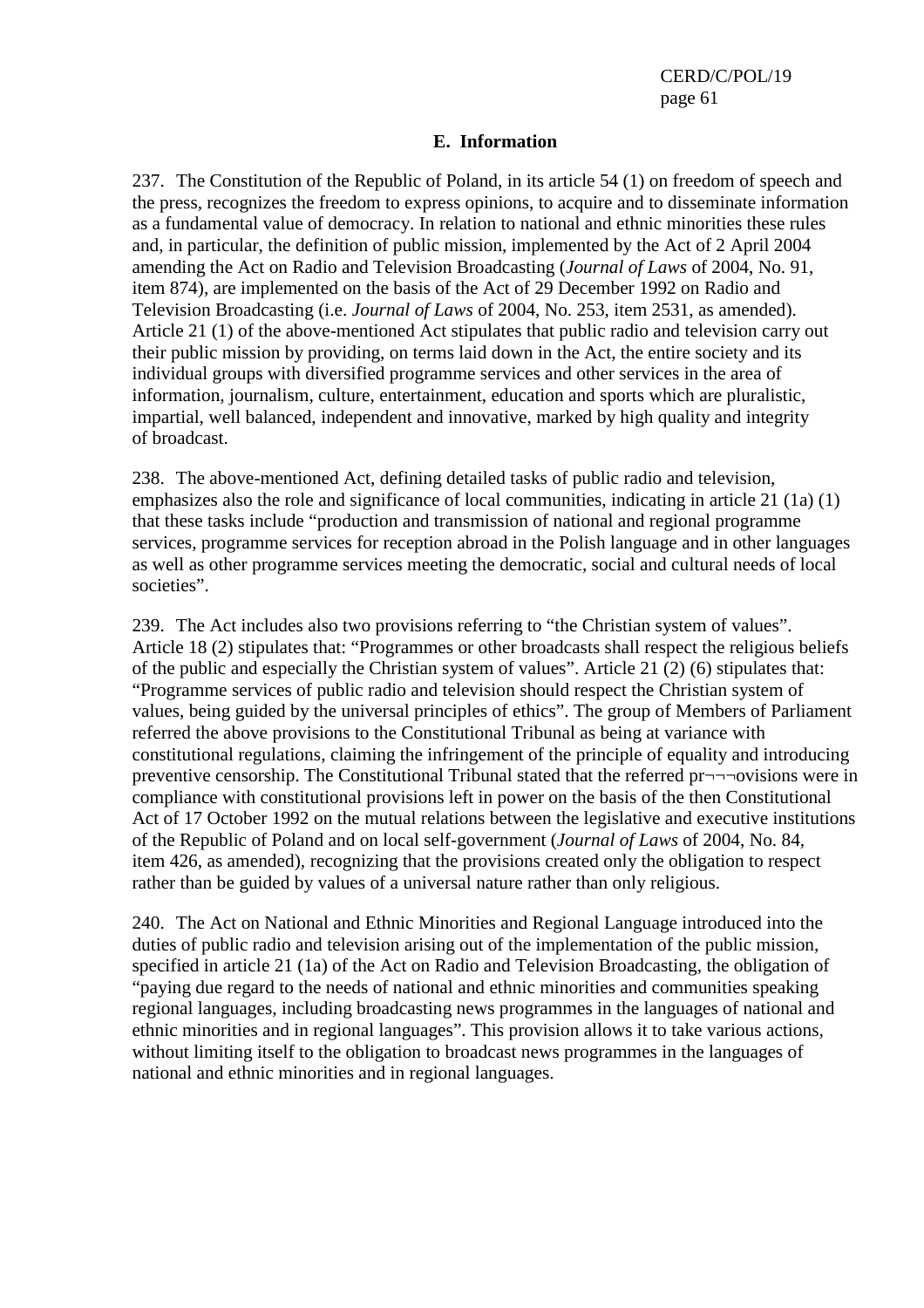## E. Information

237. The Constitution of the Republic of Poland, in its article 54 (1) on freedom of speech and the press, recognizes the freedom to express opinions, to acquire and to disseminate information as a fundamental value of democracy. In relation to national and ethnic minorities these rules and, in particular, the definition of public mission, implemented by the Act of 2 April 2004 amending the Act on Radio and Television Broadcasting (*Journal of Laws* of 2004, No. 91, item 874), are implemented on the basis of the Act of 29 December 1992 on Radio and Television Broadcasting (i.e. *Journal of Laws* of 2004, No. 253, item 2531, as amended). Article 21 (1) of the above-mentioned Act stipulates that public radio and television carry out their public mission by providing, on terms laid down in the Act, the entire society and its individual groups with diversified programme services and other services in the area of information, journalism, culture, entertainment, education and sports which are pluralistic, impartial, well balanced, independent and innovative, marked by high quality and integrity of broadcast.

238. The above-mentioned Act, defining detailed tasks of public radio and television, emphasizes also the role and significance of local communities, indicating in article 21 (1a) (1) that these tasks include "production and transmission of national and regional programme services, programme services for reception abroad in the Polish language and in other languages as well as other programme services meeting the democratic, social and cultural needs of local societies".

239. The Act includes also two provisions referring to "the Christian system of values". Article 18 (2) stipulates that: "Programmes or other broadcasts shall respect the religious beliefs of the public and especially the Christian system of values". Article 21 (2) (6) stipulates that: "Programme services of public radio and television should respect the Christian system of values, being guided by the universal principles of ethics". The group of Members of Parliament referred the above provisions to the Constitutional Tribunal as being at variance with constitutional regulations, claiming the infringement of the principle of equality and introducing preventive censorship. The Constitutional Tribunal stated that the referred pr¬¬¬ovisions were in compliance with constitutional provisions left in power on the basis of the then Constitutional Act of 17 October 1992 on the mutual relations between the legislative and executive institutions of the Republic of Poland and on local self-government (*Journal of Laws* of 2004, No. 84, item 426, as amended), recognizing that the provisions created only the obligation to respect rather than be guided by values of a universal nature rather than only religious.

240. The Act on National and Ethnic Minorities and Regional Language introduced into the duties of public radio and television arising out of the implementation of the public mission, specified in article 21 (1a) of the Act on Radio and Television Broadcasting, the obligation of "paying due regard to the needs of national and ethnic minorities and communities speaking regional languages, including broadcasting news programmes in the languages of national and ethnic minorities and in regional languages". This provision allows it to take various actions, without limiting itself to the obligation to broadcast news programmes in the languages of national and ethnic minorities and in regional languages.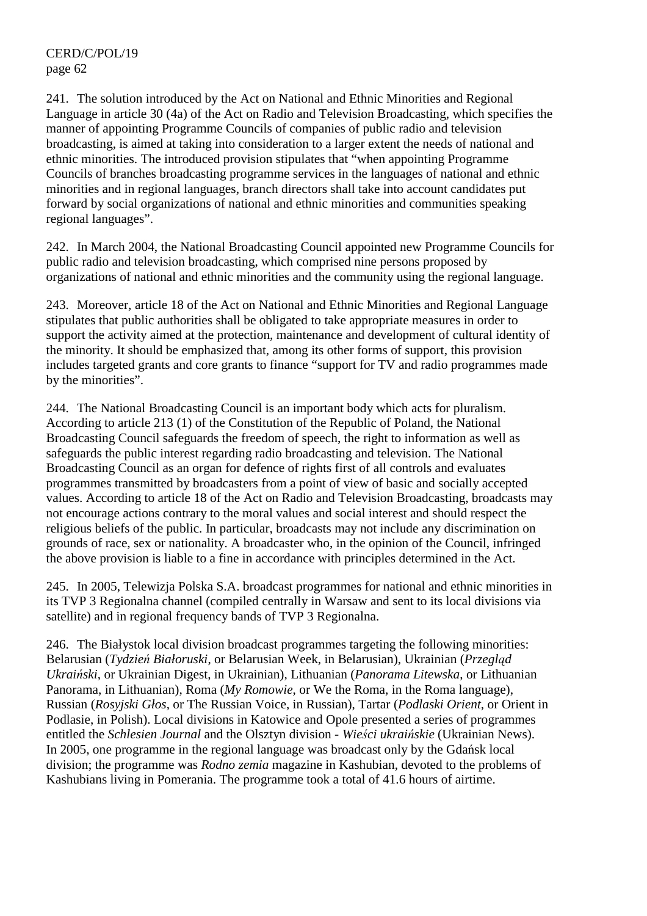241. The solution introduced by the Act on National and Ethnic Minorities and Regional Language in article 30 (4a) of the Act on Radio and Television Broadcasting, which specifies the manner of appointing Programme Councils of companies of public radio and television broadcasting, is aimed at taking into consideration to a larger extent the needs of national and ethnic minorities. The introduced provision stipulates that "when appointing Programme Councils of branches broadcasting programme services in the languages of national and ethnic minorities and in regional languages, branch directors shall take into account candidates put forward by social organizations of national and ethnic minorities and communities speaking regional languages".

242. In March 2004, the National Broadcasting Council appointed new Programme Councils for public radio and television broadcasting, which comprised nine persons proposed by organizations of national and ethnic minorities and the community using the regional language.

243. Moreover, article 18 of the Act on National and Ethnic Minorities and Regional Language stipulates that public authorities shall be obligated to take appropriate measures in order to support the activity aimed at the protection, maintenance and development of cultural identity of the minority. It should be emphasized that, among its other forms of support, this provision includes targeted grants and core grants to finance "support for TV and radio programmes made by the minorities".

244. The National Broadcasting Council is an important body which acts for pluralism. According to article 213 (1) of the Constitution of the Republic of Poland, the National Broadcasting Council safeguards the freedom of speech, the right to information as well as safeguards the public interest regarding radio broadcasting and television. The National Broadcasting Council as an organ for defence of rights first of all controls and evaluates programmes transmitted by broadcasters from a point of view of basic and socially accepted values. According to article 18 of the Act on Radio and Television Broadcasting, broadcasts may not encourage actions contrary to the moral values and social interest and should respect the religious beliefs of the public. In particular, broadcasts may not include any discrimination on grounds of race, sex or nationality. A broadcaster who, in the opinion of the Council, infringed the above provision is liable to a fine in accordance with principles determined in the Act.

245. In 2005, Telewizja Polska S.A. broadcast programmes for national and ethnic minorities in its TVP 3 Regionalna channel (compiled centrally in Warsaw and sent to its local divisions via satellite) and in regional frequency bands of TVP 3 Regionalna.

246. The Białystok local division broadcast programmes targeting the following minorities: Belarusian (*Tydzień Białoruski*, or Belarusian Week, in Belarusian), Ukrainian (*Przegląd Ukraiński*, or Ukrainian Digest, in Ukrainian), Lithuanian (*Panorama Litewska*, or Lithuanian Panorama, in Lithuanian), Roma (*My Romowie*, or We the Roma, in the Roma language), Russian (*Rosyjski Głos*, or The Russian Voice, in Russian), Tartar (*Podlaski Orient*, or Orient in Podlasie, in Polish). Local divisions in Katowice and Opole presented a series of programmes entitled the *Schlesien Journal* and the Olsztyn division - *Wieści ukraińskie* (Ukrainian News). In 2005, one programme in the regional language was broadcast only by the Gdańsk local division; the programme was *Rodno zemia* magazine in Kashubian, devoted to the problems of Kashubians living in Pomerania. The programme took a total of 41.6 hours of airtime.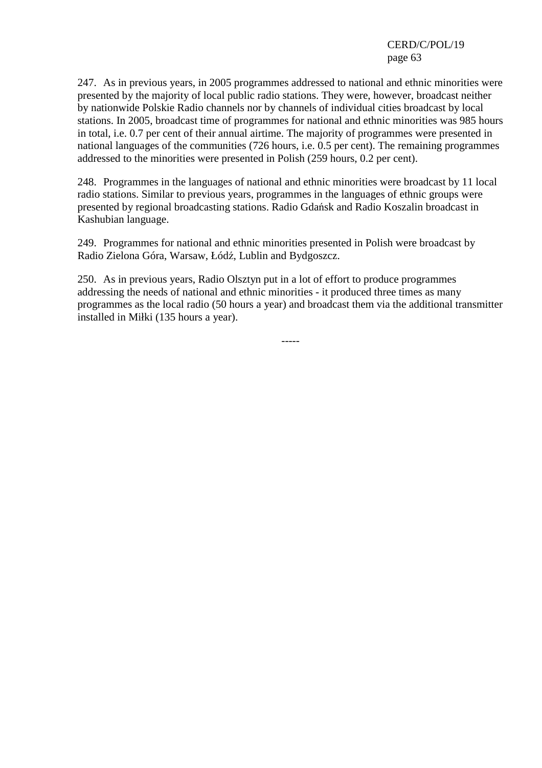247. As in previous years, in 2005 programmes addressed to national and ethnic minorities were presented by the majority of local public radio stations. They were, however, broadcast neither by nationwide Polskie Radio channels nor by channels of individual cities broadcast by local stations. In 2005, broadcast time of programmes for national and ethnic minorities was 985 hours in total, i.e. 0.7 per cent of their annual airtime. The majority of programmes were presented in national languages of the communities (726 hours, i.e. 0.5 per cent). The remaining programmes addressed to the minorities were presented in Polish (259 hours, 0.2 per cent).

248. Programmes in the languages of national and ethnic minorities were broadcast by 11 local radio stations. Similar to previous years, programmes in the languages of ethnic groups were presented by regional broadcasting stations. Radio Gdańsk and Radio Koszalin broadcast in Kashubian language.

249. Programmes for national and ethnic minorities presented in Polish were broadcast by Radio Zielona Góra, Warsaw, Łódź, Lublin and Bydgoszcz.

250. As in previous years, Radio Olsztyn put in a lot of effort to produce programmes addressing the needs of national and ethnic minorities - it produced three times as many programmes as the local radio (50 hours a year) and broadcast them via the additional transmitter installed in Miłki (135 hours a year).

-----